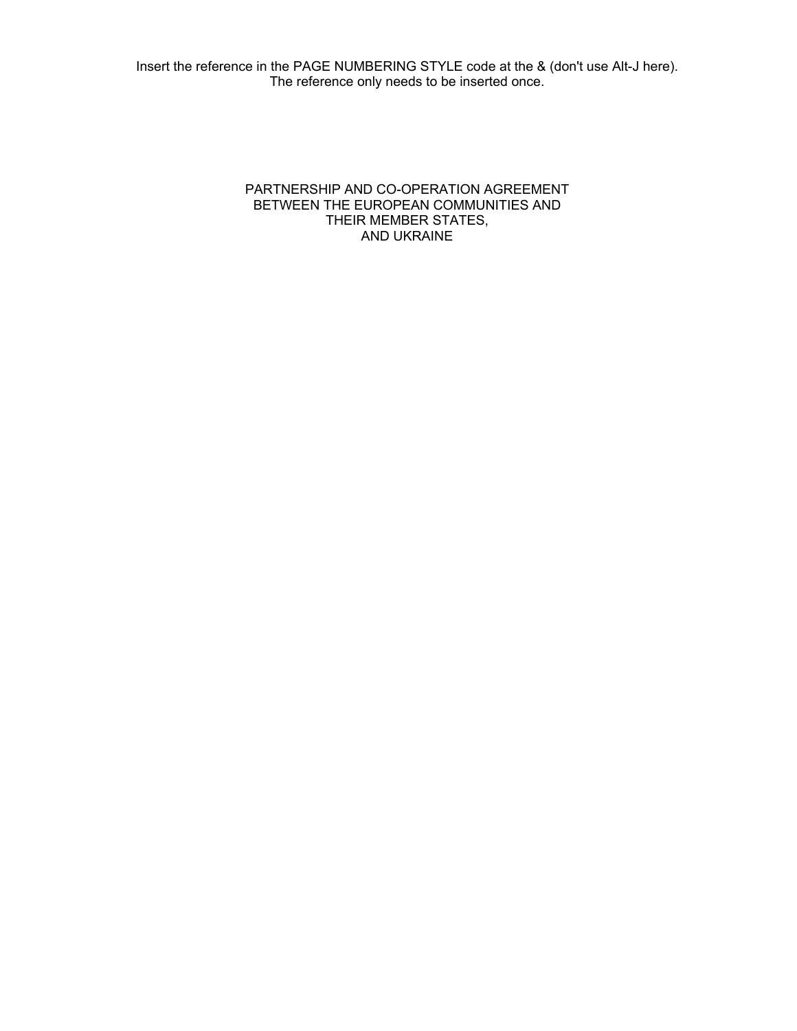Insert the reference in the PAGE NUMBERING STYLE code at the & (don't use Alt-J here).
The reference only needs to be inserted once.

# PARTNERSHIP AND CO-OPERATION AGREEMENT BETWEEN THE EUROPEAN COMMUNITIES AND THEIR MEMBER STATES, AND UKRAINE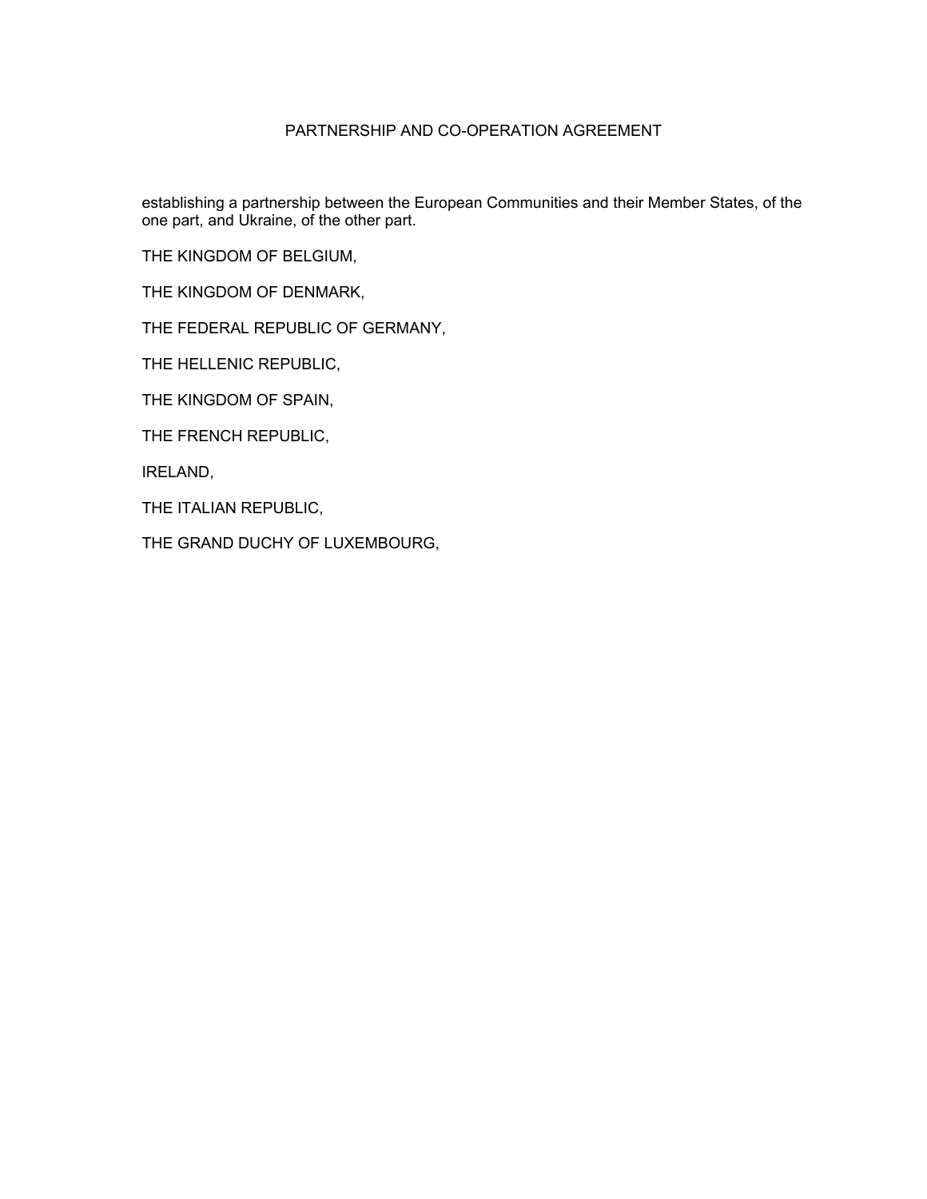# PARTNERSHIP AND CO-OPERATION AGREEMENT

establishing a partnership between the European Communities and their Member States, of the one part, and Ukraine, of the other part.

THE KINGDOM OF BELGIUM,

THE KINGDOM OF DENMARK,

THE FEDERAL REPUBLIC OF GERMANY,

THE HELLENIC REPUBLIC,

THE KINGDOM OF SPAIN,

THE FRENCH REPUBLIC,

IRELAND,

THE ITALIAN REPUBLIC,

THE GRAND DUCHY OF LUXEMBOURG,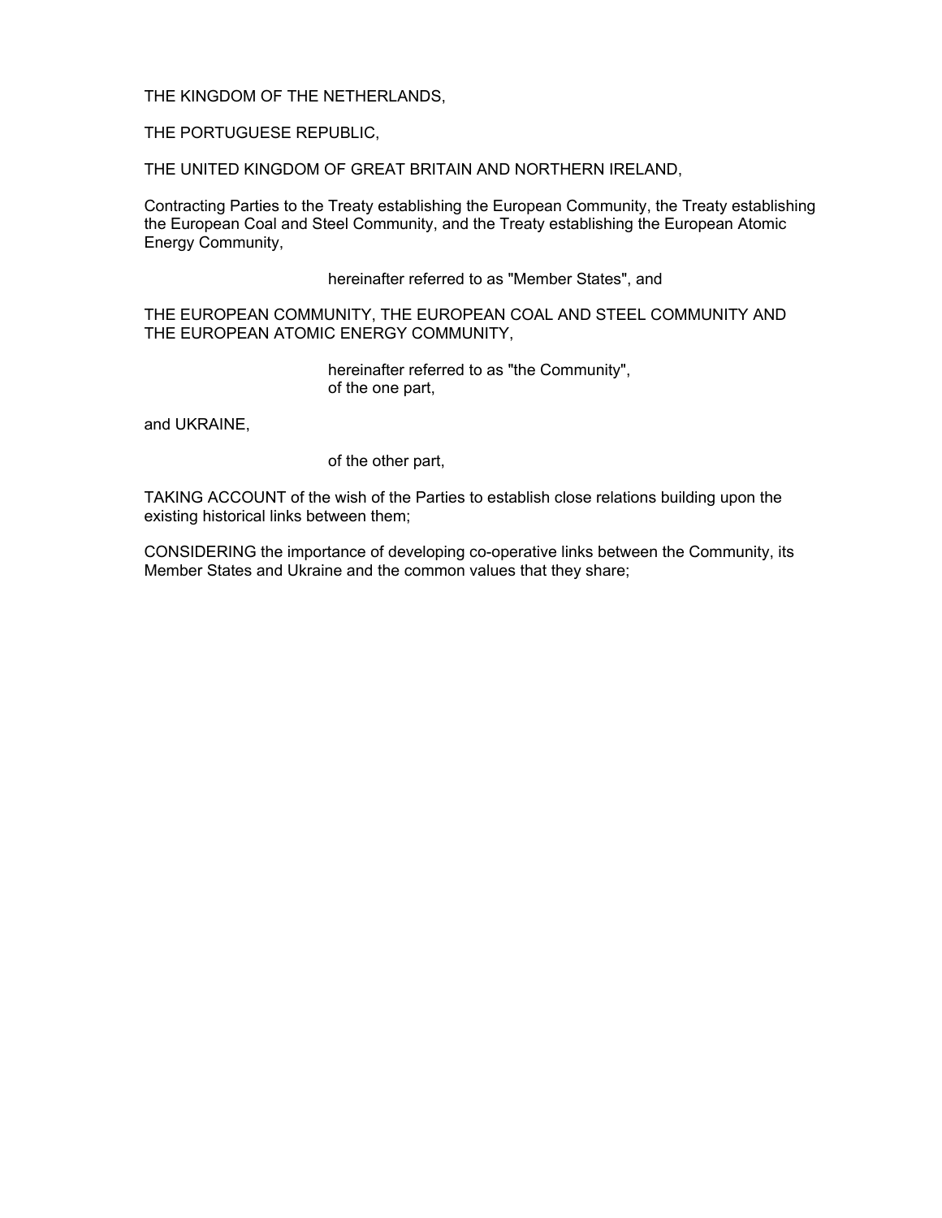THE KINGDOM OF THE NETHERLANDS,

THE PORTUGUESE REPUBLIC,

THE UNITED KINGDOM OF GREAT BRITAIN AND NORTHERN IRELAND,

Contracting Parties to the Treaty establishing the European Community, the Treaty establishing the European Coal and Steel Community, and the Treaty establishing the European Atomic Energy Community,

hereinafter referred to as "Member States", and

THE EUROPEAN COMMUNITY, THE EUROPEAN COAL AND STEEL COMMUNITY AND THE EUROPEAN ATOMIC ENERGY COMMUNITY,

hereinafter referred to as "the Community",
of the one part,

and UKRAINE,

of the other part,

TAKING ACCOUNT of the wish of the Parties to establish close relations building upon the existing historical links between them;

CONSIDERING the importance of developing co-operative links between the Community, its Member States and Ukraine and the common values that they share;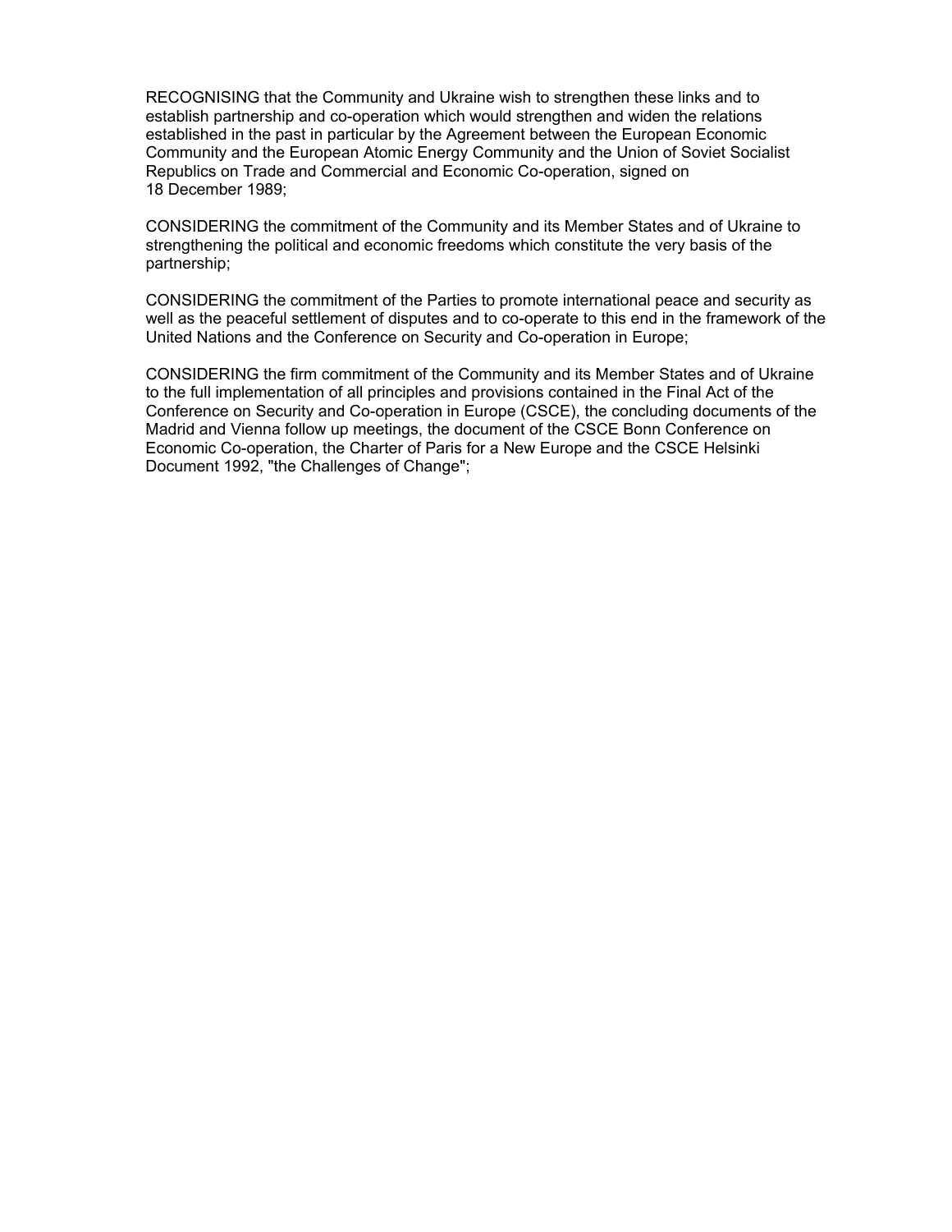RECOGNISING that the Community and Ukraine wish to strengthen these links and to establish partnership and co-operation which would strengthen and widen the relations established in the past in particular by the Agreement between the European Economic Community and the European Atomic Energy Community and the Union of Soviet Socialist Republics on Trade and Commercial and Economic Co-operation, signed on 18 December 1989;

CONSIDERING the commitment of the Community and its Member States and of Ukraine to strengthening the political and economic freedoms which constitute the very basis of the partnership;

CONSIDERING the commitment of the Parties to promote international peace and security as well as the peaceful settlement of disputes and to co-operate to this end in the framework of the United Nations and the Conference on Security and Co-operation in Europe;

CONSIDERING the firm commitment of the Community and its Member States and of Ukraine to the full implementation of all principles and provisions contained in the Final Act of the Conference on Security and Co-operation in Europe (CSCE), the concluding documents of the Madrid and Vienna follow up meetings, the document of the CSCE Bonn Conference on Economic Co-operation, the Charter of Paris for a New Europe and the CSCE Helsinki Document 1992, "the Challenges of Change";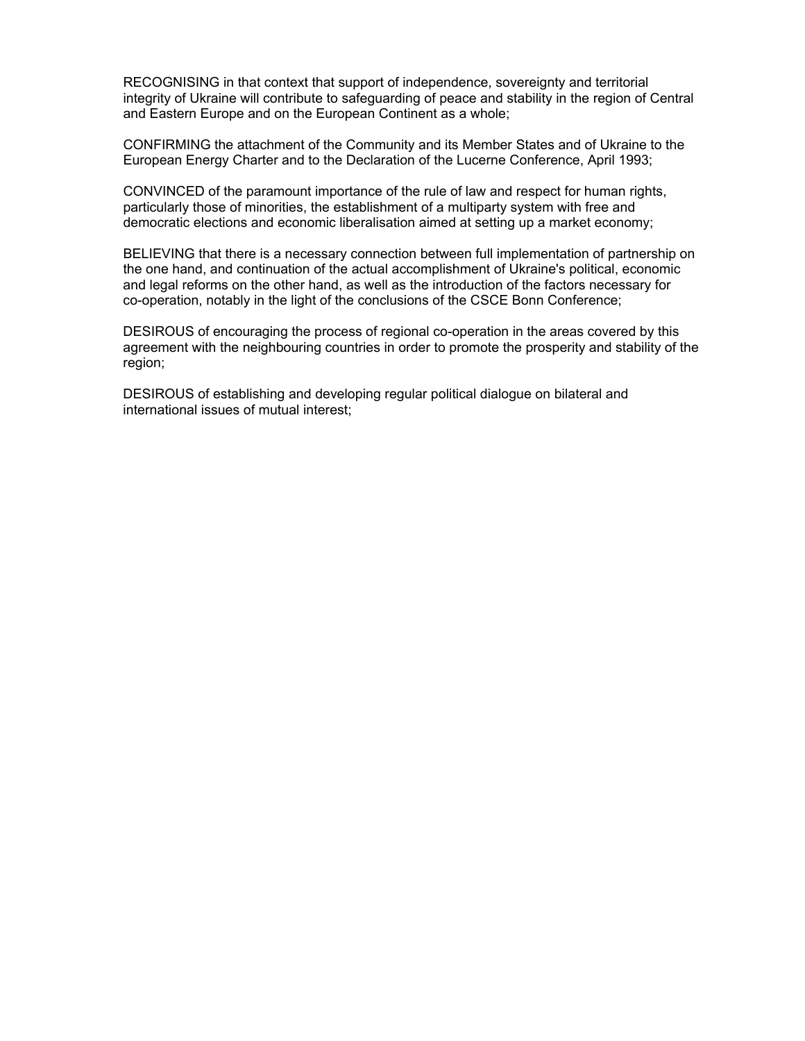RECOGNISING in that context that support of independence, sovereignty and territorial integrity of Ukraine will contribute to safeguarding of peace and stability in the region of Central and Eastern Europe and on the European Continent as a whole;

CONFIRMING the attachment of the Community and its Member States and of Ukraine to the European Energy Charter and to the Declaration of the Lucerne Conference, April 1993;

CONVINCED of the paramount importance of the rule of law and respect for human rights, particularly those of minorities, the establishment of a multiparty system with free and democratic elections and economic liberalisation aimed at setting up a market economy;

BELIEVING that there is a necessary connection between full implementation of partnership on the one hand, and continuation of the actual accomplishment of Ukraine's political, economic and legal reforms on the other hand, as well as the introduction of the factors necessary for co-operation, notably in the light of the conclusions of the CSCE Bonn Conference;

DESIROUS of encouraging the process of regional co-operation in the areas covered by this agreement with the neighbouring countries in order to promote the prosperity and stability of the region;

DESIROUS of establishing and developing regular political dialogue on bilateral and international issues of mutual interest;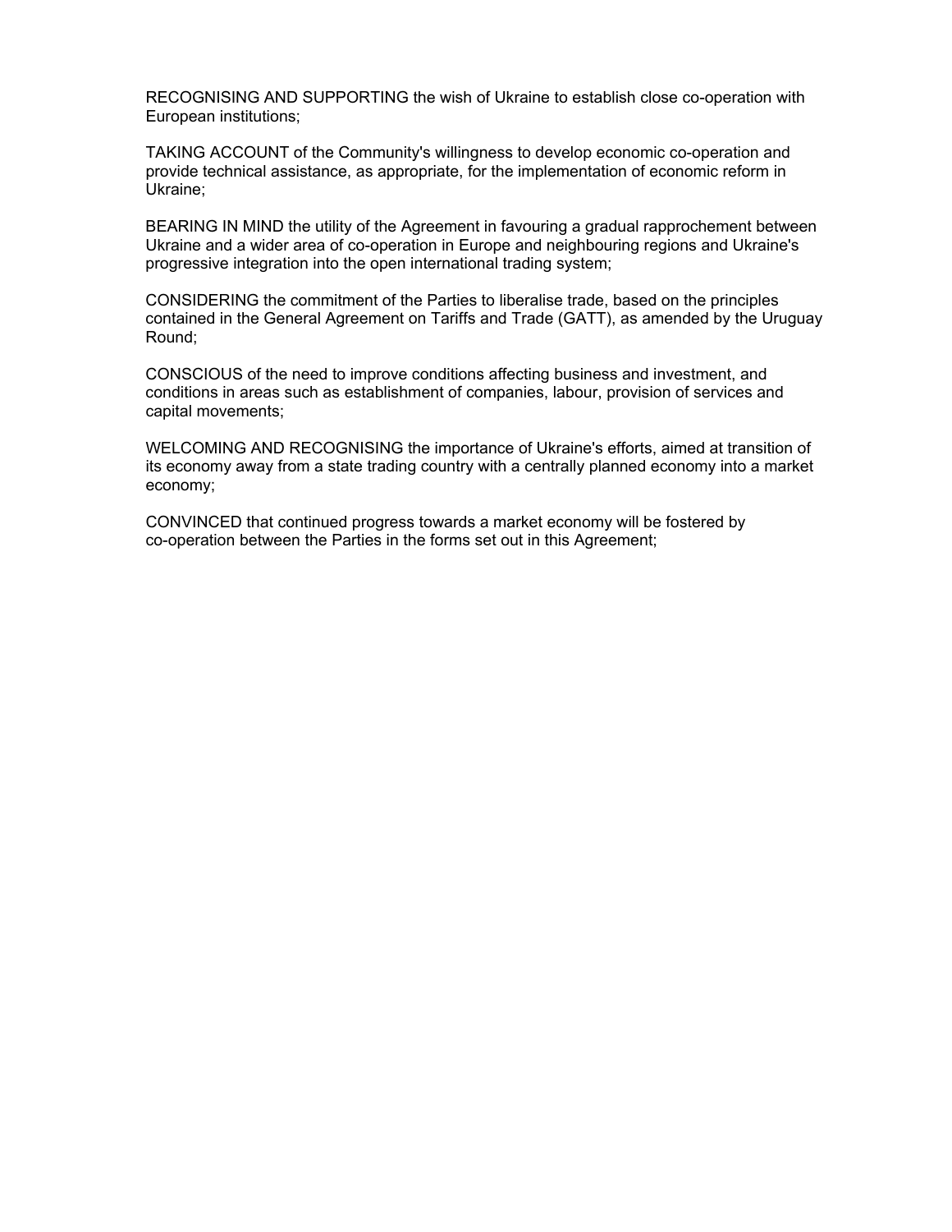RECOGNISING AND SUPPORTING the wish of Ukraine to establish close co-operation with European institutions;

TAKING ACCOUNT of the Community's willingness to develop economic co-operation and provide technical assistance, as appropriate, for the implementation of economic reform in Ukraine;

BEARING IN MIND the utility of the Agreement in favouring a gradual rapprochement between Ukraine and a wider area of co-operation in Europe and neighbouring regions and Ukraine's progressive integration into the open international trading system;

CONSIDERING the commitment of the Parties to liberalise trade, based on the principles contained in the General Agreement on Tariffs and Trade (GATT), as amended by the Uruguay Round;

CONSCIOUS of the need to improve conditions affecting business and investment, and conditions in areas such as establishment of companies, labour, provision of services and capital movements;

WELCOMING AND RECOGNISING the importance of Ukraine's efforts, aimed at transition of its economy away from a state trading country with a centrally planned economy into a market economy;

CONVINCED that continued progress towards a market economy will be fostered by co-operation between the Parties in the forms set out in this Agreement;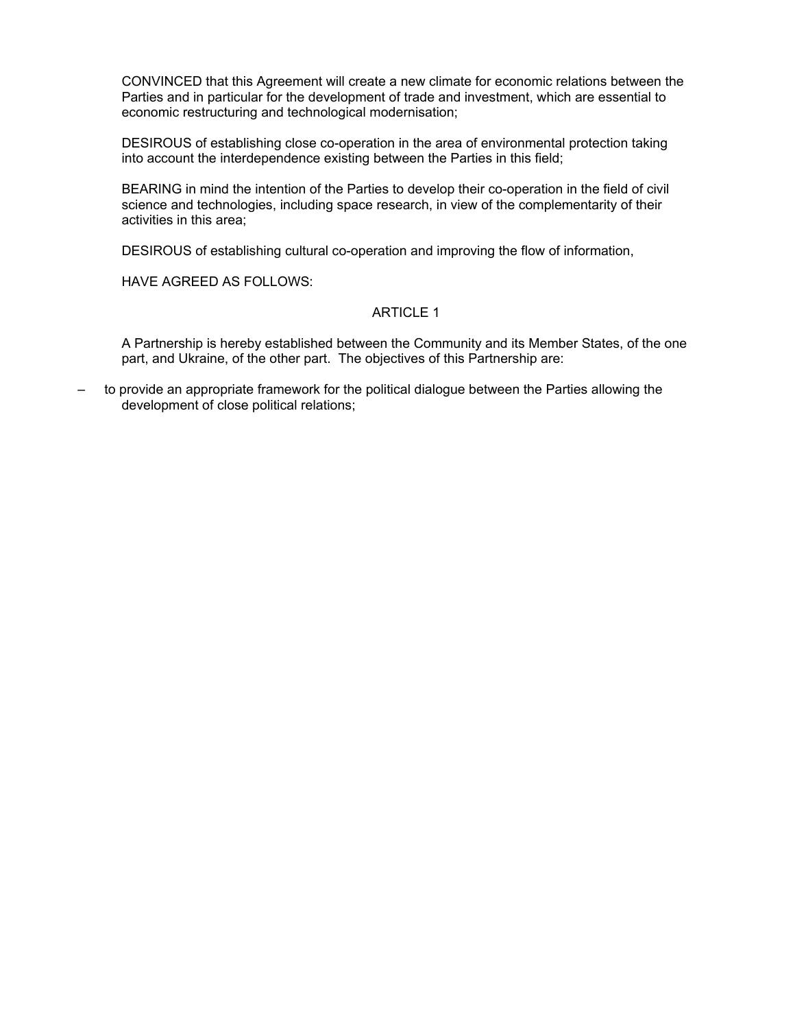CONVINCED that this Agreement will create a new climate for economic relations between the Parties and in particular for the development of trade and investment, which are essential to economic restructuring and technological modernisation;

DESIROUS of establishing close co-operation in the area of environmental protection taking into account the interdependence existing between the Parties in this field;

BEARING in mind the intention of the Parties to develop their co-operation in the field of civil science and technologies, including space research, in view of the complementarity of their activities in this area;

DESIROUS of establishing cultural co-operation and improving the flow of information,

HAVE AGREED AS FOLLOWS:

## ARTICLE 1

A Partnership is hereby established between the Community and its Member States, of the one part, and Ukraine, of the other part. The objectives of this Partnership are:

- to provide an appropriate framework for the political dialogue between the Parties allowing the development of close political relations;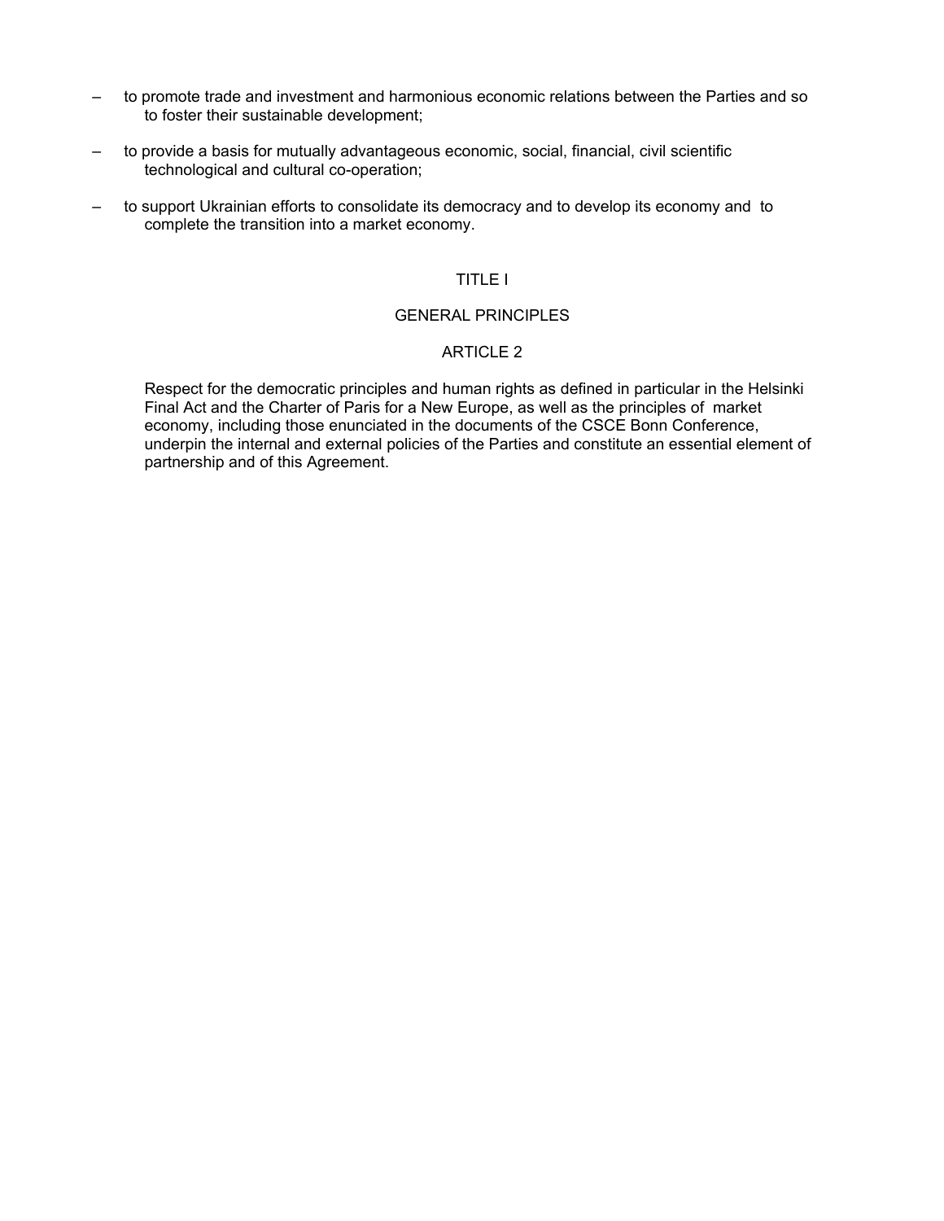- to promote trade and investment and harmonious economic relations between the Parties and so to foster their sustainable development;

- to provide a basis for mutually advantageous economic, social, financial, civil scientific technological and cultural co-operation;

- to support Ukrainian efforts to consolidate its democracy and to develop its economy and to complete the transition into a market economy.

## TITLE I

## GENERAL PRINCIPLES

### ARTICLE 2

Respect for the democratic principles and human rights as defined in particular in the Helsinki Final Act and the Charter of Paris for a New Europe, as well as the principles of market economy, including those enunciated in the documents of the CSCE Bonn Conference, underpin the internal and external policies of the Parties and constitute an essential element of partnership and of this Agreement.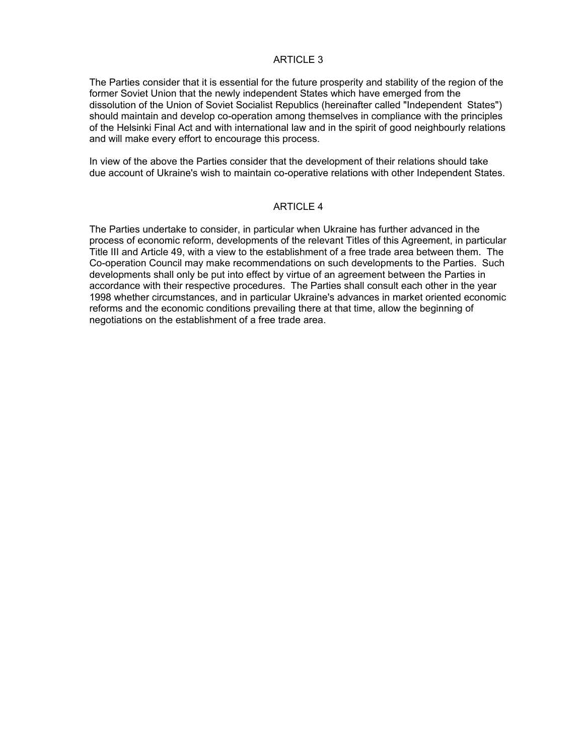## ARTICLE 3

The Parties consider that it is essential for the future prosperity and stability of the region of the former Soviet Union that the newly independent States which have emerged from the dissolution of the Union of Soviet Socialist Republics (hereinafter called "Independent States") should maintain and develop co-operation among themselves in compliance with the principles of the Helsinki Final Act and with international law and in the spirit of good neighbourly relations and will make every effort to encourage this process.

In view of the above the Parties consider that the development of their relations should take due account of Ukraine's wish to maintain co-operative relations with other Independent States.

## ARTICLE 4

The Parties undertake to consider, in particular when Ukraine has further advanced in the process of economic reform, developments of the relevant Titles of this Agreement, in particular Title III and Article 49, with a view to the establishment of a free trade area between them. The Co-operation Council may make recommendations on such developments to the Parties. Such developments shall only be put into effect by virtue of an agreement between the Parties in accordance with their respective procedures. The Parties shall consult each other in the year 1998 whether circumstances, and in particular Ukraine's advances in market oriented economic reforms and the economic conditions prevailing there at that time, allow the beginning of negotiations on the establishment of a free trade area.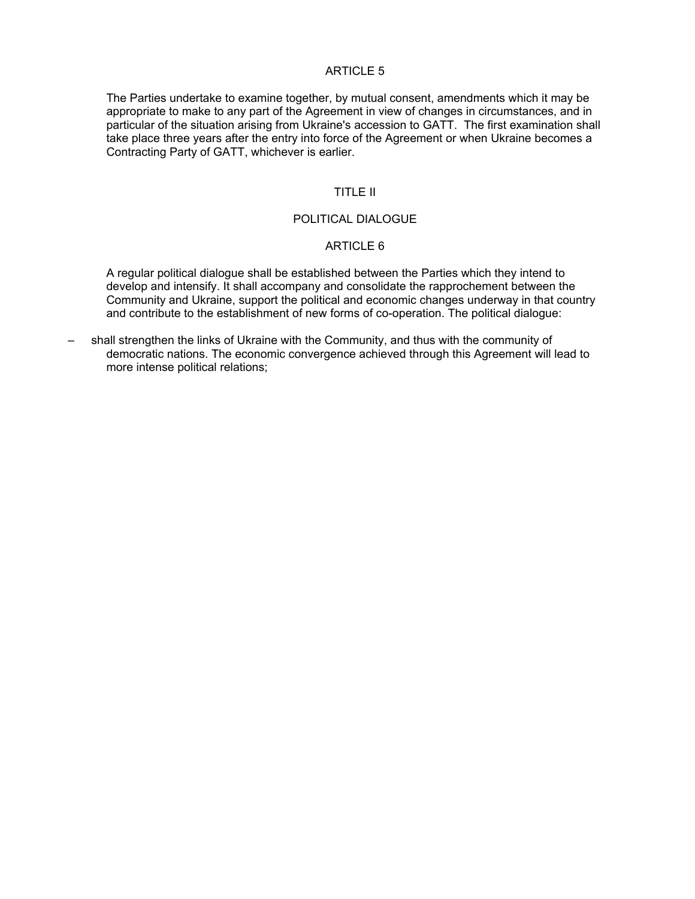## ARTICLE 5

The Parties undertake to examine together, by mutual consent, amendments which it may be appropriate to make to any part of the Agreement in view of changes in circumstances, and in particular of the situation arising from Ukraine's accession to GATT. The first examination shall take place three years after the entry into force of the Agreement or when Ukraine becomes a Contracting Party of GATT, whichever is earlier.

# TITLE II

# POLITICAL DIALOGUE

## ARTICLE 6

A regular political dialogue shall be established between the Parties which they intend to develop and intensify. It shall accompany and consolidate the rapprochement between the Community and Ukraine, support the political and economic changes underway in that country and contribute to the establishment of new forms of co-operation. The political dialogue:

– shall strengthen the links of Ukraine with the Community, and thus with the community of democratic nations. The economic convergence achieved through this Agreement will lead to more intense political relations;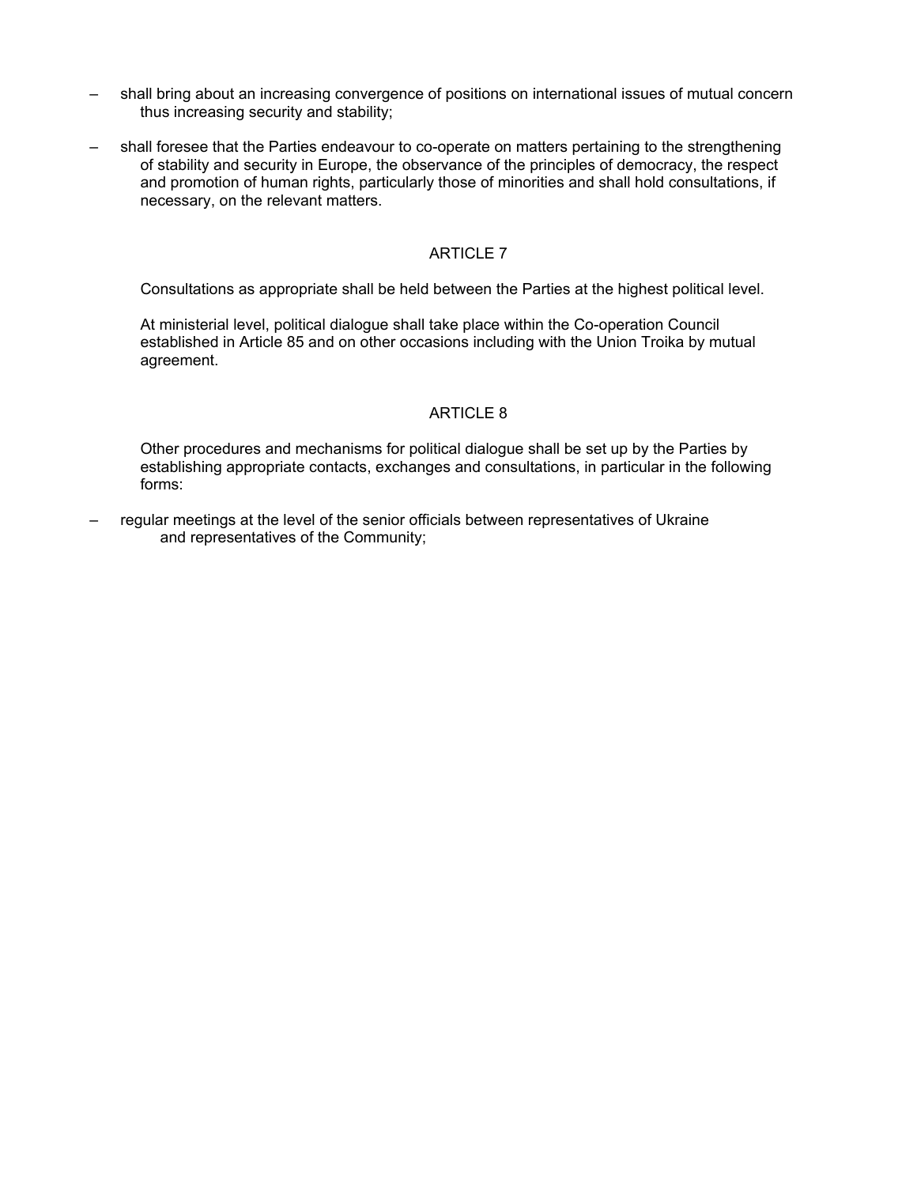- shall bring about an increasing convergence of positions on international issues of mutual concern thus increasing security and stability;

- shall foresee that the Parties endeavour to co-operate on matters pertaining to the strengthening of stability and security in Europe, the observance of the principles of democracy, the respect and promotion of human rights, particularly those of minorities and shall hold consultations, if necessary, on the relevant matters.

## ARTICLE 7

Consultations as appropriate shall be held between the Parties at the highest political level.

At ministerial level, political dialogue shall take place within the Co-operation Council established in Article 85 and on other occasions including with the Union Troika by mutual agreement.

## ARTICLE 8

Other procedures and mechanisms for political dialogue shall be set up by the Parties by establishing appropriate contacts, exchanges and consultations, in particular in the following forms:

- regular meetings at the level of the senior officials between representatives of Ukraine and representatives of the Community;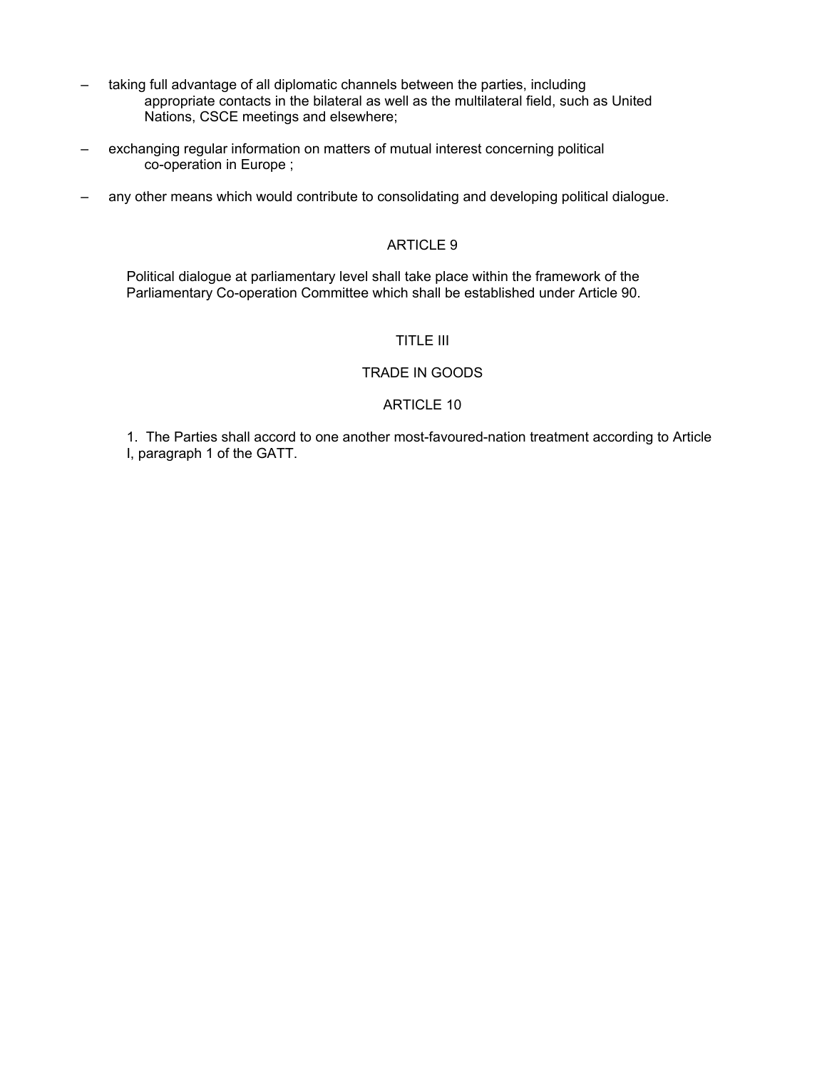- taking full advantage of all diplomatic channels between the parties, including appropriate contacts in the bilateral as well as the multilateral field, such as United Nations, CSCE meetings and elsewhere;

- exchanging regular information on matters of mutual interest concerning political co-operation in Europe ;

- any other means which would contribute to consolidating and developing political dialogue.

ARTICLE 9

Political dialogue at parliamentary level shall take place within the framework of the Parliamentary Co-operation Committee which shall be established under Article 90.

TITLE III

TRADE IN GOODS

ARTICLE 10

1. The Parties shall accord to one another most-favoured-nation treatment according to Article I, paragraph 1 of the GATT.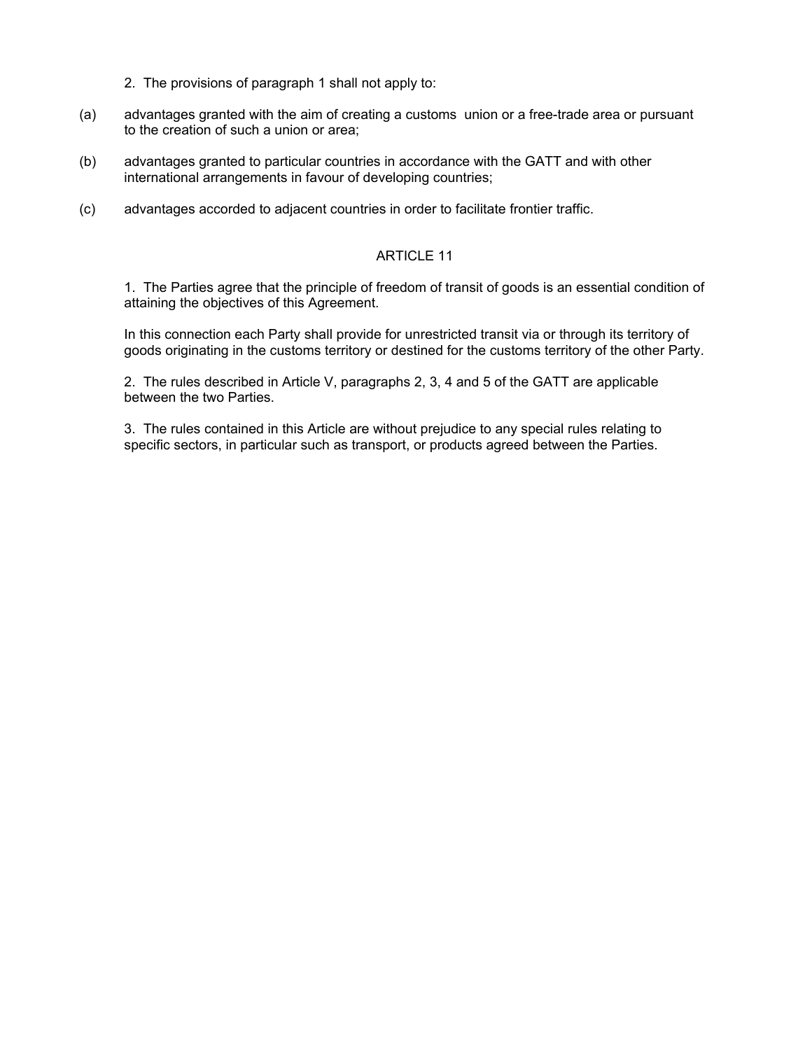2. The provisions of paragraph 1 shall not apply to:

(a) advantages granted with the aim of creating a customs union or a free-trade area or pursuant to the creation of such a union or area;

(b) advantages granted to particular countries in accordance with the GATT and with other international arrangements in favour of developing countries;

(c) advantages accorded to adjacent countries in order to facilitate frontier traffic.

## ARTICLE 11

1. The Parties agree that the principle of freedom of transit of goods is an essential condition of attaining the objectives of this Agreement.

In this connection each Party shall provide for unrestricted transit via or through its territory of goods originating in the customs territory or destined for the customs territory of the other Party.

2. The rules described in Article V, paragraphs 2, 3, 4 and 5 of the GATT are applicable between the two Parties.

3. The rules contained in this Article are without prejudice to any special rules relating to specific sectors, in particular such as transport, or products agreed between the Parties.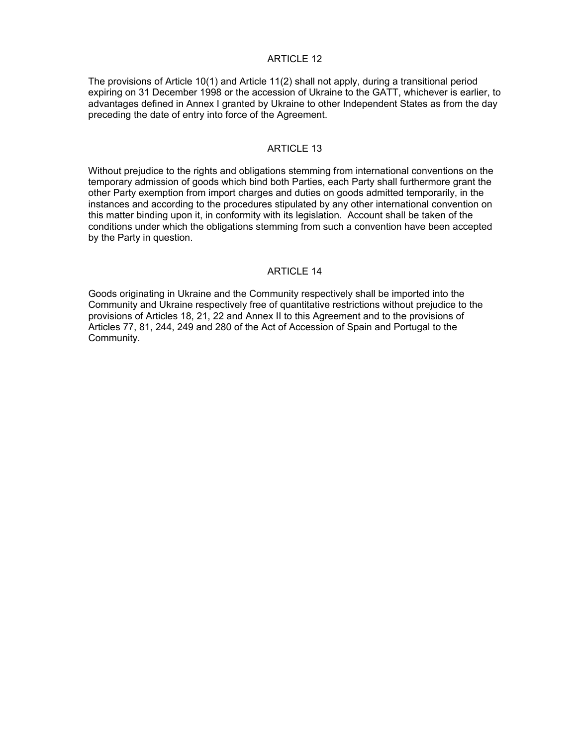## ARTICLE 12

The provisions of Article 10(1) and Article 11(2) shall not apply, during a transitional period expiring on 31 December 1998 or the accession of Ukraine to the GATT, whichever is earlier, to advantages defined in Annex I granted by Ukraine to other Independent States as from the day preceding the date of entry into force of the Agreement.

## ARTICLE 13

Without prejudice to the rights and obligations stemming from international conventions on the temporary admission of goods which bind both Parties, each Party shall furthermore grant the other Party exemption from import charges and duties on goods admitted temporarily, in the instances and according to the procedures stipulated by any other international convention on this matter binding upon it, in conformity with its legislation. Account shall be taken of the conditions under which the obligations stemming from such a convention have been accepted by the Party in question.

## ARTICLE 14

Goods originating in Ukraine and the Community respectively shall be imported into the Community and Ukraine respectively free of quantitative restrictions without prejudice to the provisions of Articles 18, 21, 22 and Annex II to this Agreement and to the provisions of Articles 77, 81, 244, 249 and 280 of the Act of Accession of Spain and Portugal to the Community.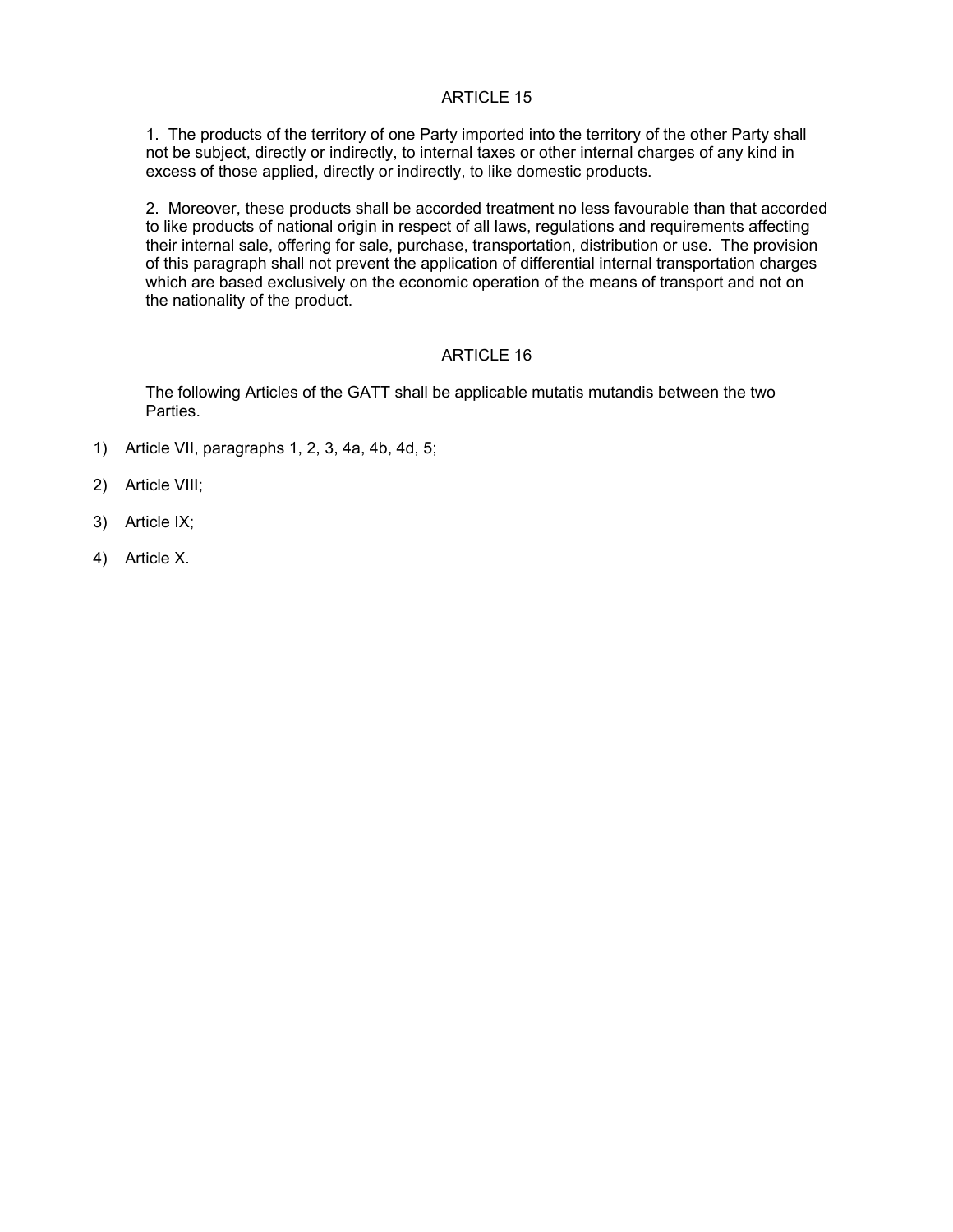## ARTICLE 15

1. The products of the territory of one Party imported into the territory of the other Party shall not be subject, directly or indirectly, to internal taxes or other internal charges of any kind in excess of those applied, directly or indirectly, to like domestic products.

2. Moreover, these products shall be accorded treatment no less favourable than that accorded to like products of national origin in respect of all laws, regulations and requirements affecting their internal sale, offering for sale, purchase, transportation, distribution or use. The provision of this paragraph shall not prevent the application of differential internal transportation charges which are based exclusively on the economic operation of the means of transport and not on the nationality of the product.

## ARTICLE 16

The following Articles of the GATT shall be applicable mutatis mutandis between the two Parties.

1) Article VII, paragraphs 1, 2, 3, 4a, 4b, 4d, 5;

2) Article VIII;

3) Article IX;

4) Article X.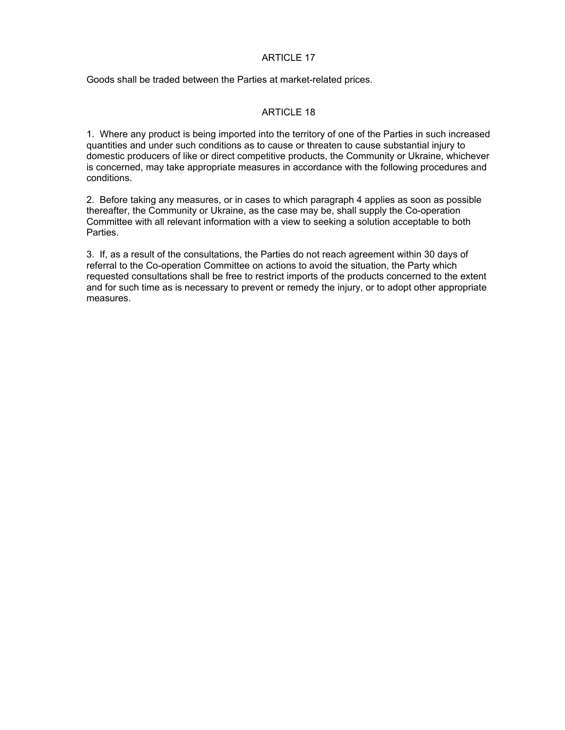## ARTICLE 17

Goods shall be traded between the Parties at market-related prices.

## ARTICLE 18

1. Where any product is being imported into the territory of one of the Parties in such increased quantities and under such conditions as to cause or threaten to cause substantial injury to domestic producers of like or direct competitive products, the Community or Ukraine, whichever is concerned, may take appropriate measures in accordance with the following procedures and conditions.

2. Before taking any measures, or in cases to which paragraph 4 applies as soon as possible thereafter, the Community or Ukraine, as the case may be, shall supply the Co-operation Committee with all relevant information with a view to seeking a solution acceptable to both Parties.

3. If, as a result of the consultations, the Parties do not reach agreement within 30 days of referral to the Co-operation Committee on actions to avoid the situation, the Party which requested consultations shall be free to restrict imports of the products concerned to the extent and for such time as is necessary to prevent or remedy the injury, or to adopt other appropriate measures.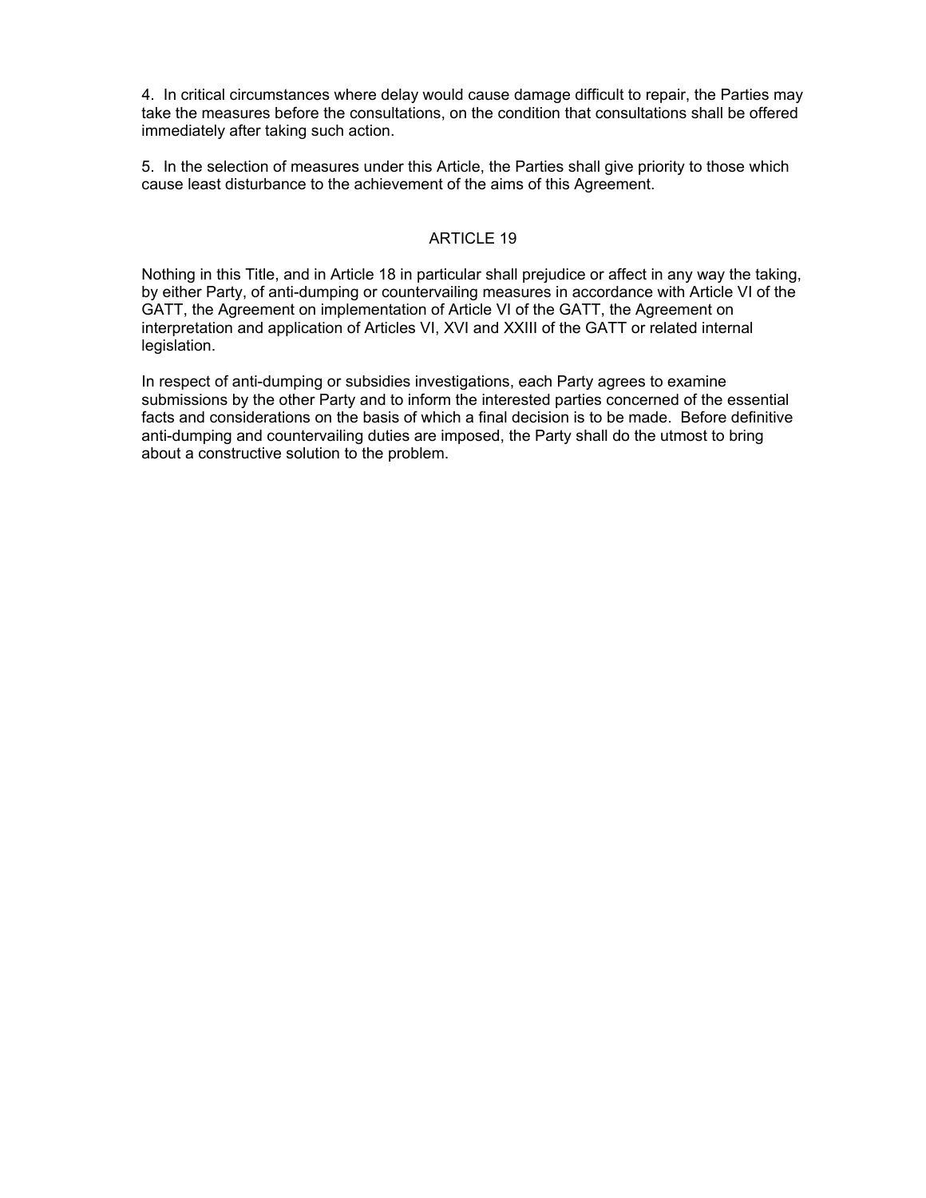4. In critical circumstances where delay would cause damage difficult to repair, the Parties may take the measures before the consultations, on the condition that consultations shall be offered immediately after taking such action.

5. In the selection of measures under this Article, the Parties shall give priority to those which cause least disturbance to the achievement of the aims of this Agreement.

## ARTICLE 19

Nothing in this Title, and in Article 18 in particular shall prejudice or affect in any way the taking, by either Party, of anti-dumping or countervailing measures in accordance with Article VI of the GATT, the Agreement on implementation of Article VI of the GATT, the Agreement on interpretation and application of Articles VI, XVI and XXIII of the GATT or related internal legislation.

In respect of anti-dumping or subsidies investigations, each Party agrees to examine submissions by the other Party and to inform the interested parties concerned of the essential facts and considerations on the basis of which a final decision is to be made. Before definitive anti-dumping and countervailing duties are imposed, the Party shall do the utmost to bring about a constructive solution to the problem.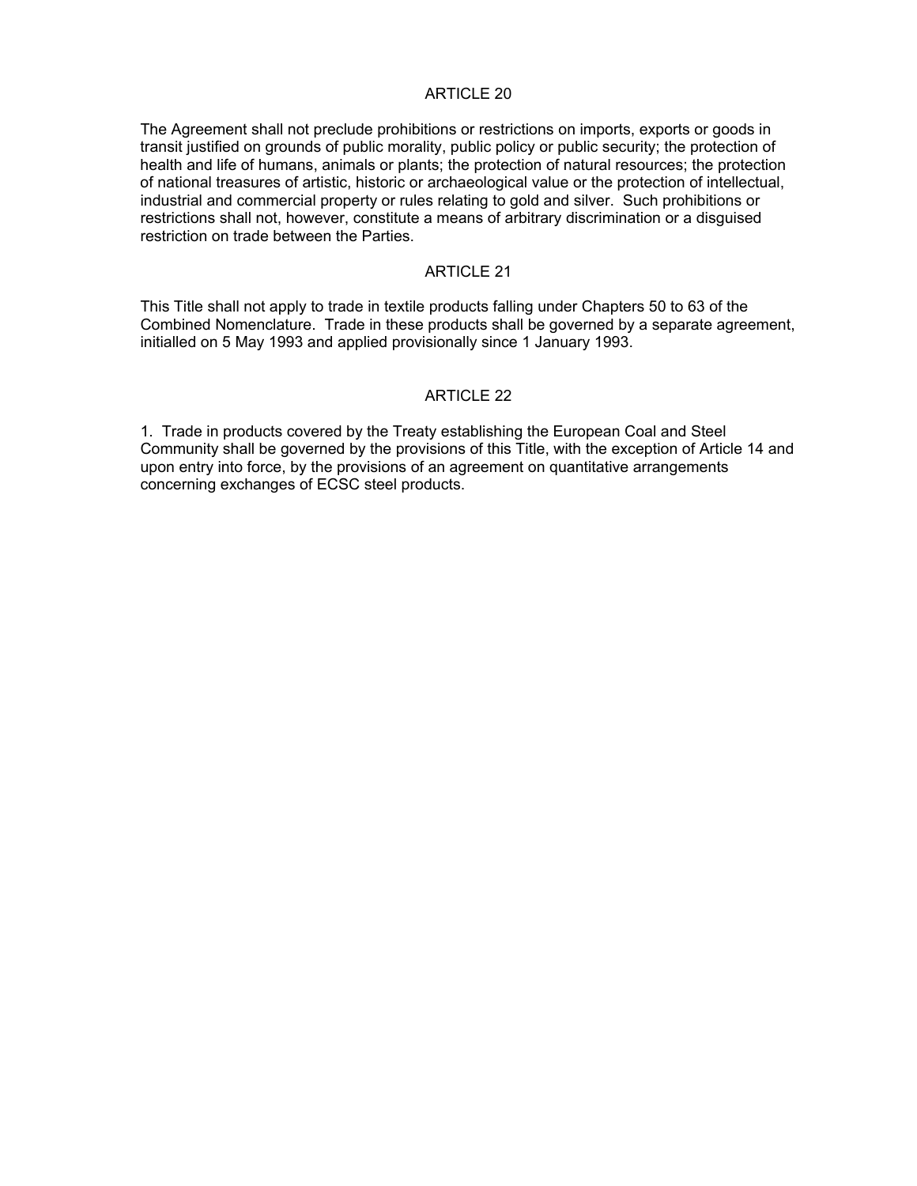## ARTICLE 20

The Agreement shall not preclude prohibitions or restrictions on imports, exports or goods in transit justified on grounds of public morality, public policy or public security; the protection of health and life of humans, animals or plants; the protection of natural resources; the protection of national treasures of artistic, historic or archaeological value or the protection of intellectual, industrial and commercial property or rules relating to gold and silver. Such prohibitions or restrictions shall not, however, constitute a means of arbitrary discrimination or a disguised restriction on trade between the Parties.

## ARTICLE 21

This Title shall not apply to trade in textile products falling under Chapters 50 to 63 of the Combined Nomenclature. Trade in these products shall be governed by a separate agreement, initialled on 5 May 1993 and applied provisionally since 1 January 1993.

## ARTICLE 22

1. Trade in products covered by the Treaty establishing the European Coal and Steel Community shall be governed by the provisions of this Title, with the exception of Article 14 and upon entry into force, by the provisions of an agreement on quantitative arrangements concerning exchanges of ECSC steel products.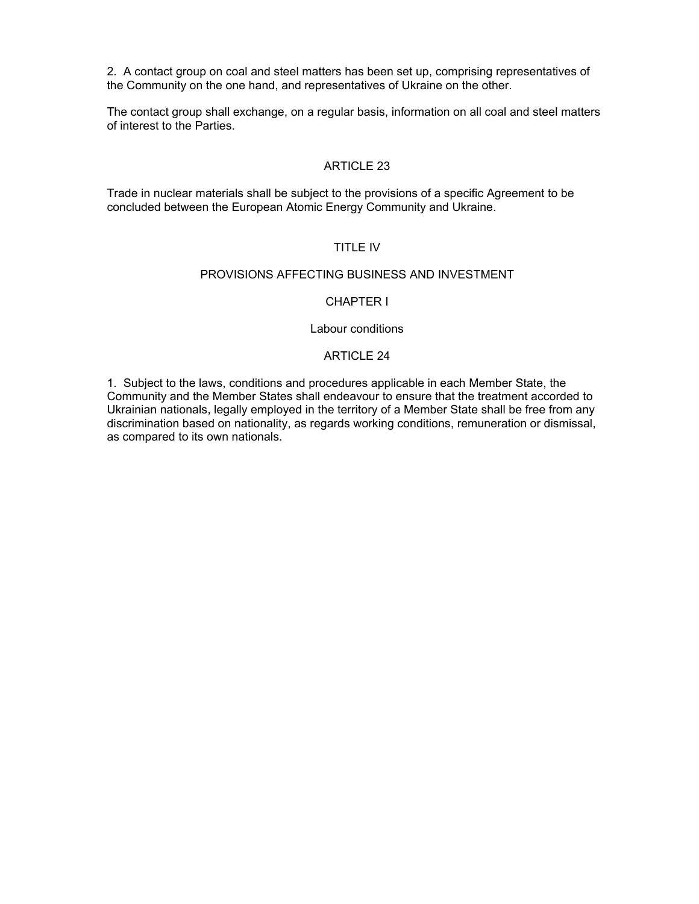2. A contact group on coal and steel matters has been set up, comprising representatives of the Community on the one hand, and representatives of Ukraine on the other.

The contact group shall exchange, on a regular basis, information on all coal and steel matters of interest to the Parties.

### ARTICLE 23

Trade in nuclear materials shall be subject to the provisions of a specific Agreement to be concluded between the European Atomic Energy Community and Ukraine.

## TITLE IV

## PROVISIONS AFFECTING BUSINESS AND INVESTMENT

### CHAPTER I

### Labour conditions

### ARTICLE 24

1. Subject to the laws, conditions and procedures applicable in each Member State, the Community and the Member States shall endeavour to ensure that the treatment accorded to Ukrainian nationals, legally employed in the territory of a Member State shall be free from any discrimination based on nationality, as regards working conditions, remuneration or dismissal, as compared to its own nationals.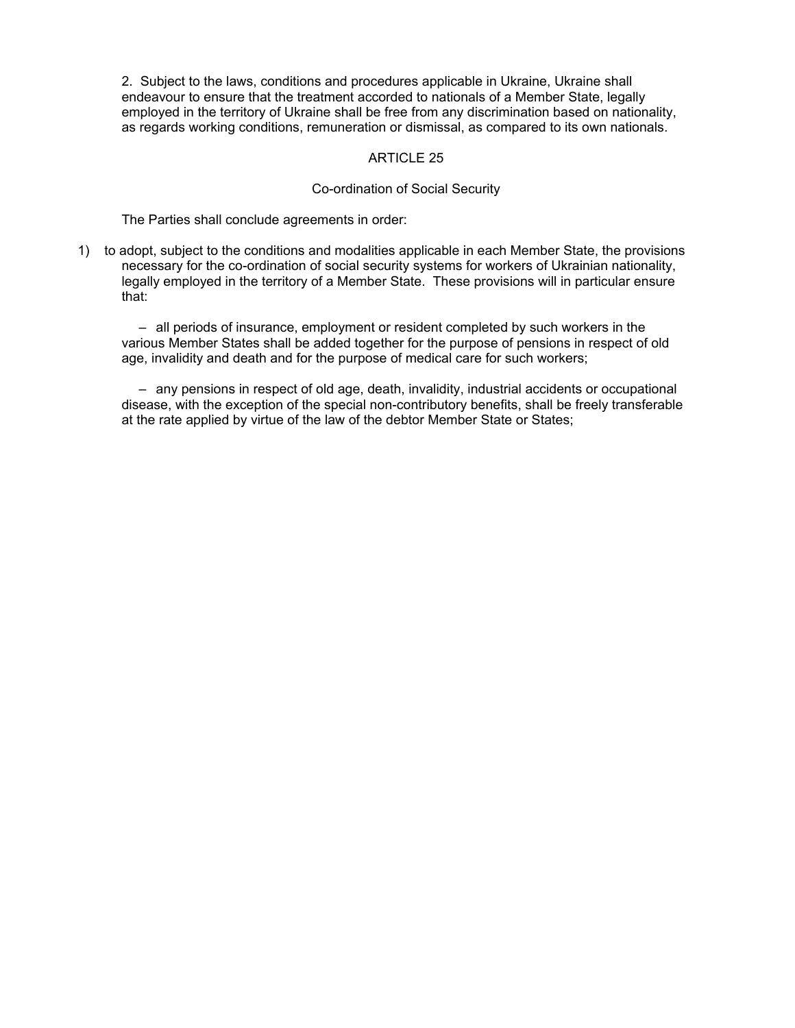2. Subject to the laws, conditions and procedures applicable in Ukraine, Ukraine shall endeavour to ensure that the treatment accorded to nationals of a Member State, legally employed in the territory of Ukraine shall be free from any discrimination based on nationality, as regards working conditions, remuneration or dismissal, as compared to its own nationals.

## ARTICLE 25

### Co-ordination of Social Security

The Parties shall conclude agreements in order:

1) to adopt, subject to the conditions and modalities applicable in each Member State, the provisions necessary for the co-ordination of social security systems for workers of Ukrainian nationality, legally employed in the territory of a Member State. These provisions will in particular ensure that:

   – all periods of insurance, employment or resident completed by such workers in the various Member States shall be added together for the purpose of pensions in respect of old age, invalidity and death and for the purpose of medical care for such workers;

   – any pensions in respect of old age, death, invalidity, industrial accidents or occupational disease, with the exception of the special non-contributory benefits, shall be freely transferable at the rate applied by virtue of the law of the debtor Member State or States;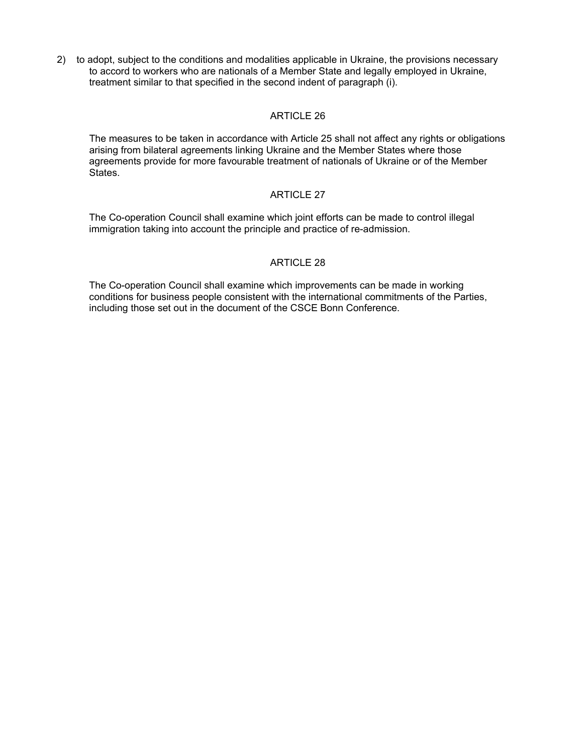2) to adopt, subject to the conditions and modalities applicable in Ukraine, the provisions necessary to accord to workers who are nationals of a Member State and legally employed in Ukraine, treatment similar to that specified in the second indent of paragraph (i).

### ARTICLE 26

The measures to be taken in accordance with Article 25 shall not affect any rights or obligations arising from bilateral agreements linking Ukraine and the Member States where those agreements provide for more favourable treatment of nationals of Ukraine or of the Member States.

### ARTICLE 27

The Co-operation Council shall examine which joint efforts can be made to control illegal immigration taking into account the principle and practice of re-admission.

### ARTICLE 28

The Co-operation Council shall examine which improvements can be made in working conditions for business people consistent with the international commitments of the Parties, including those set out in the document of the CSCE Bonn Conference.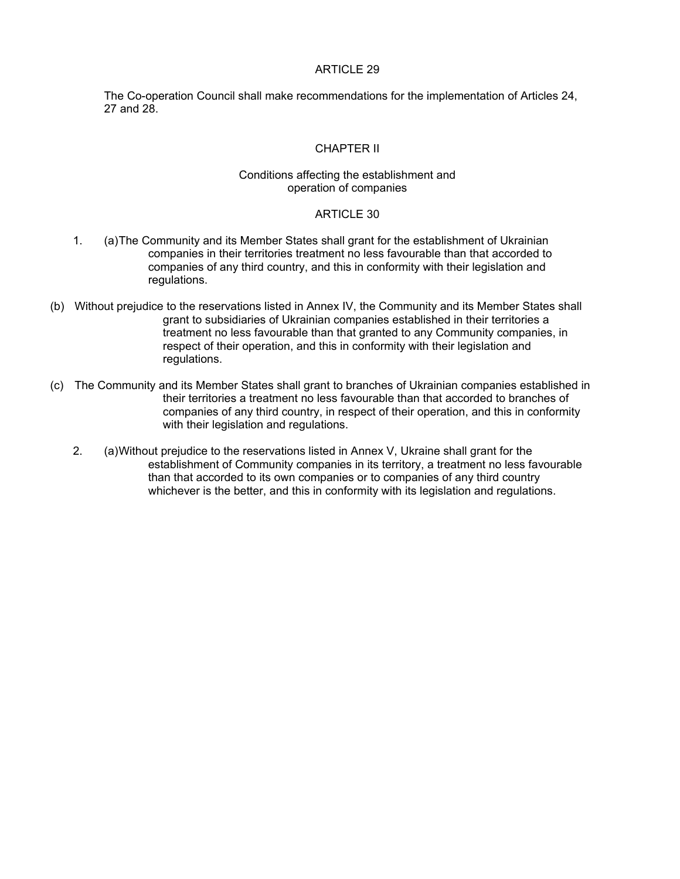ARTICLE 29

The Co-operation Council shall make recommendations for the implementation of Articles 24, 27 and 28.

CHAPTER II

Conditions affecting the establishment and operation of companies

ARTICLE 30

1. (a) The Community and its Member States shall grant for the establishment of Ukrainian companies in their territories treatment no less favourable than that accorded to companies of any third country, and this in conformity with their legislation and regulations.

(b) Without prejudice to the reservations listed in Annex IV, the Community and its Member States shall grant to subsidiaries of Ukrainian companies established in their territories a treatment no less favourable than that granted to any Community companies, in respect of their operation, and this in conformity with their legislation and regulations.

(c) The Community and its Member States shall grant to branches of Ukrainian companies established in their territories a treatment no less favourable than that accorded to branches of companies of any third country, in respect of their operation, and this in conformity with their legislation and regulations.

2. (a) Without prejudice to the reservations listed in Annex V, Ukraine shall grant for the establishment of Community companies in its territory, a treatment no less favourable than that accorded to its own companies or to companies of any third country whichever is the better, and this in conformity with its legislation and regulations.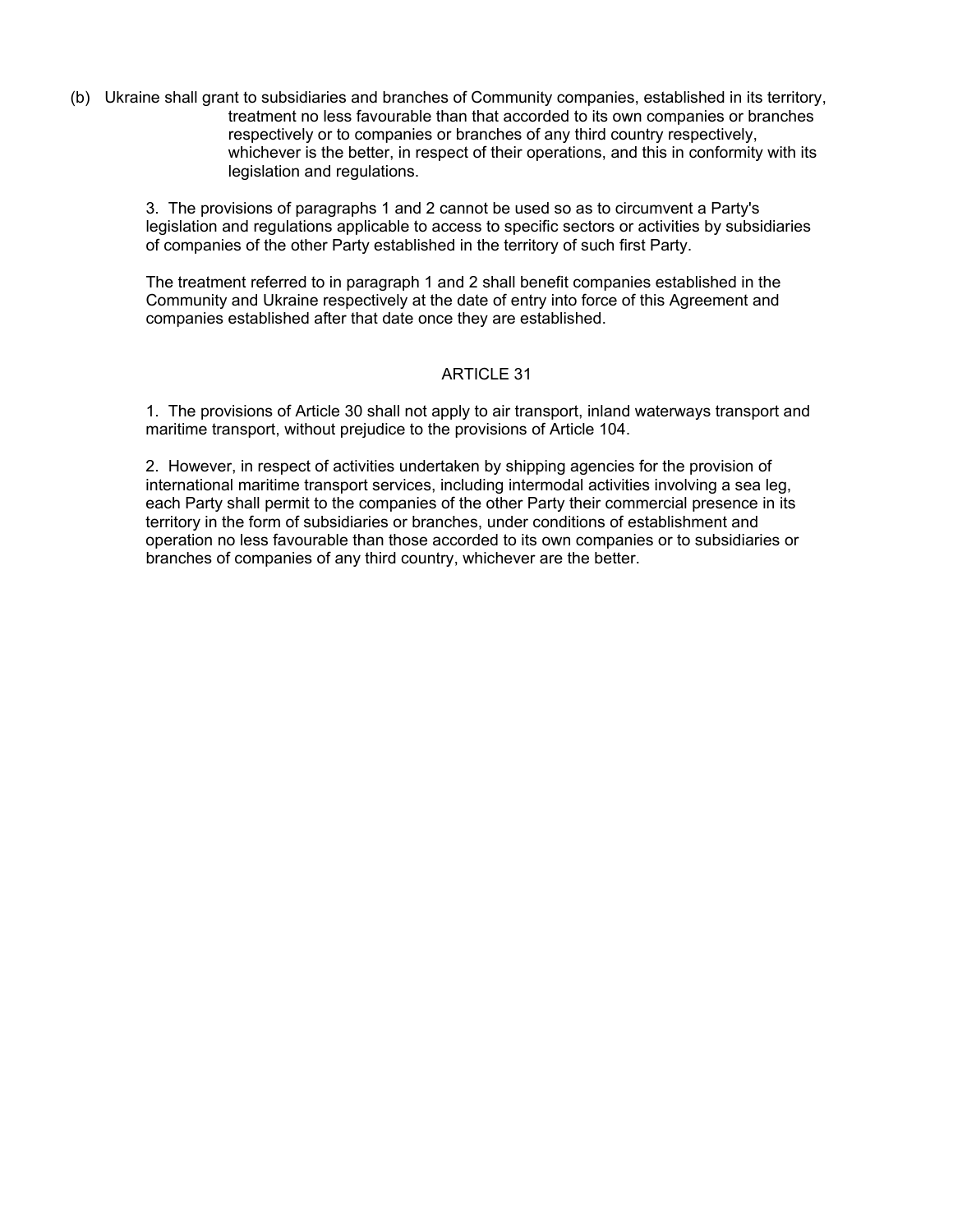(b) Ukraine shall grant to subsidiaries and branches of Community companies, established in its territory, treatment no less favourable than that accorded to its own companies or branches respectively or to companies or branches of any third country respectively, whichever is the better, in respect of their operations, and this in conformity with its legislation and regulations.

3. The provisions of paragraphs 1 and 2 cannot be used so as to circumvent a Party's legislation and regulations applicable to access to specific sectors or activities by subsidiaries of companies of the other Party established in the territory of such first Party.

The treatment referred to in paragraph 1 and 2 shall benefit companies established in the Community and Ukraine respectively at the date of entry into force of this Agreement and companies established after that date once they are established.

## ARTICLE 31

1. The provisions of Article 30 shall not apply to air transport, inland waterways transport and maritime transport, without prejudice to the provisions of Article 104.

2. However, in respect of activities undertaken by shipping agencies for the provision of international maritime transport services, including intermodal activities involving a sea leg, each Party shall permit to the companies of the other Party their commercial presence in its territory in the form of subsidiaries or branches, under conditions of establishment and operation no less favourable than those accorded to its own companies or to subsidiaries or branches of companies of any third country, whichever are the better.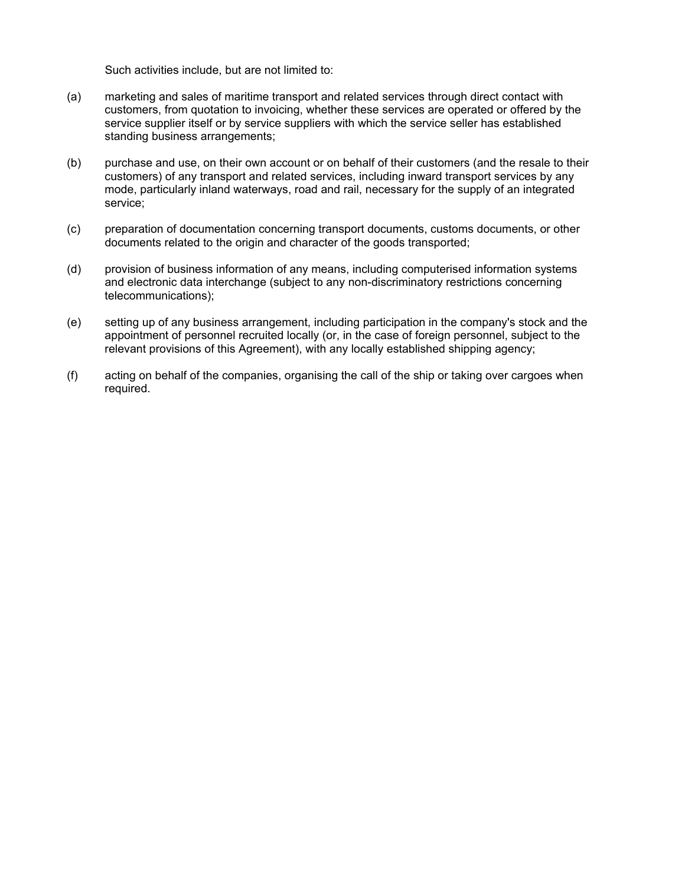Such activities include, but are not limited to:

(a) marketing and sales of maritime transport and related services through direct contact with customers, from quotation to invoicing, whether these services are operated or offered by the service supplier itself or by service suppliers with which the service seller has established standing business arrangements;

(b) purchase and use, on their own account or on behalf of their customers (and the resale to their customers) of any transport and related services, including inward transport services by any mode, particularly inland waterways, road and rail, necessary for the supply of an integrated service;

(c) preparation of documentation concerning transport documents, customs documents, or other documents related to the origin and character of the goods transported;

(d) provision of business information of any means, including computerised information systems and electronic data interchange (subject to any non-discriminatory restrictions concerning telecommunications);

(e) setting up of any business arrangement, including participation in the company's stock and the appointment of personnel recruited locally (or, in the case of foreign personnel, subject to the relevant provisions of this Agreement), with any locally established shipping agency;

(f) acting on behalf of the companies, organising the call of the ship or taking over cargoes when required.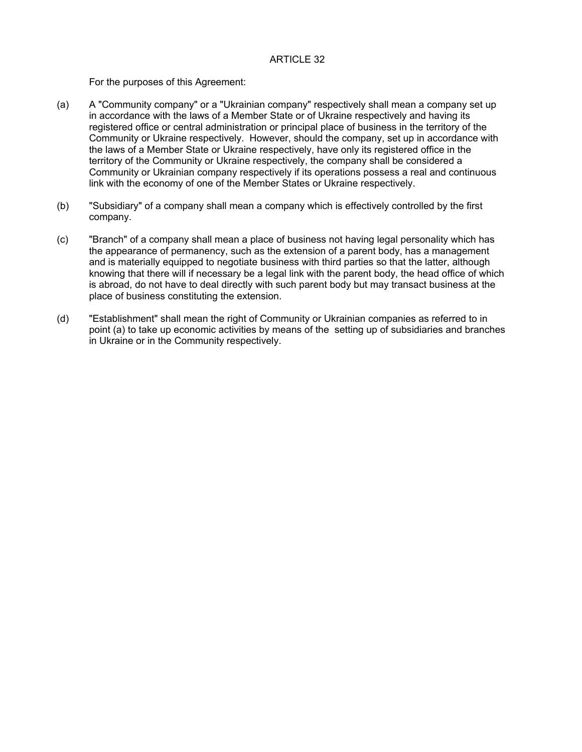## ARTICLE 32

For the purposes of this Agreement:

(a) A "Community company" or a "Ukrainian company" respectively shall mean a company set up in accordance with the laws of a Member State or of Ukraine respectively and having its registered office or central administration or principal place of business in the territory of the Community or Ukraine respectively. However, should the company, set up in accordance with the laws of a Member State or Ukraine respectively, have only its registered office in the territory of the Community or Ukraine respectively, the company shall be considered a Community or Ukrainian company respectively if its operations possess a real and continuous link with the economy of one of the Member States or Ukraine respectively.

(b) "Subsidiary" of a company shall mean a company which is effectively controlled by the first company.

(c) "Branch" of a company shall mean a place of business not having legal personality which has the appearance of permanency, such as the extension of a parent body, has a management and is materially equipped to negotiate business with third parties so that the latter, although knowing that there will if necessary be a legal link with the parent body, the head office of which is abroad, do not have to deal directly with such parent body but may transact business at the place of business constituting the extension.

(d) "Establishment" shall mean the right of Community or Ukrainian companies as referred to in point (a) to take up economic activities by means of the setting up of subsidiaries and branches in Ukraine or in the Community respectively.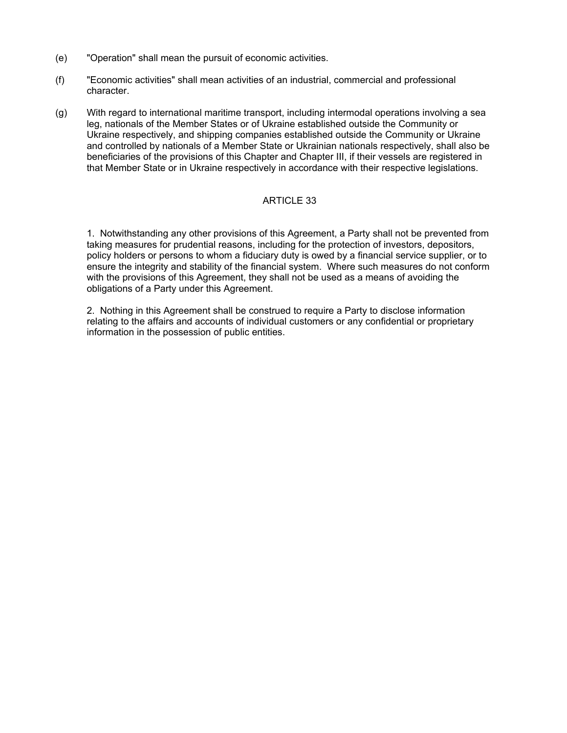(e) "Operation" shall mean the pursuit of economic activities.

(f) "Economic activities" shall mean activities of an industrial, commercial and professional character.

(g) With regard to international maritime transport, including intermodal operations involving a sea leg, nationals of the Member States or of Ukraine established outside the Community or Ukraine respectively, and shipping companies established outside the Community or Ukraine and controlled by nationals of a Member State or Ukrainian nationals respectively, shall also be beneficiaries of the provisions of this Chapter and Chapter III, if their vessels are registered in that Member State or in Ukraine respectively in accordance with their respective legislations.

## ARTICLE 33

1. Notwithstanding any other provisions of this Agreement, a Party shall not be prevented from taking measures for prudential reasons, including for the protection of investors, depositors, policy holders or persons to whom a fiduciary duty is owed by a financial service supplier, or to ensure the integrity and stability of the financial system. Where such measures do not conform with the provisions of this Agreement, they shall not be used as a means of avoiding the obligations of a Party under this Agreement.

2. Nothing in this Agreement shall be construed to require a Party to disclose information relating to the affairs and accounts of individual customers or any confidential or proprietary information in the possession of public entities.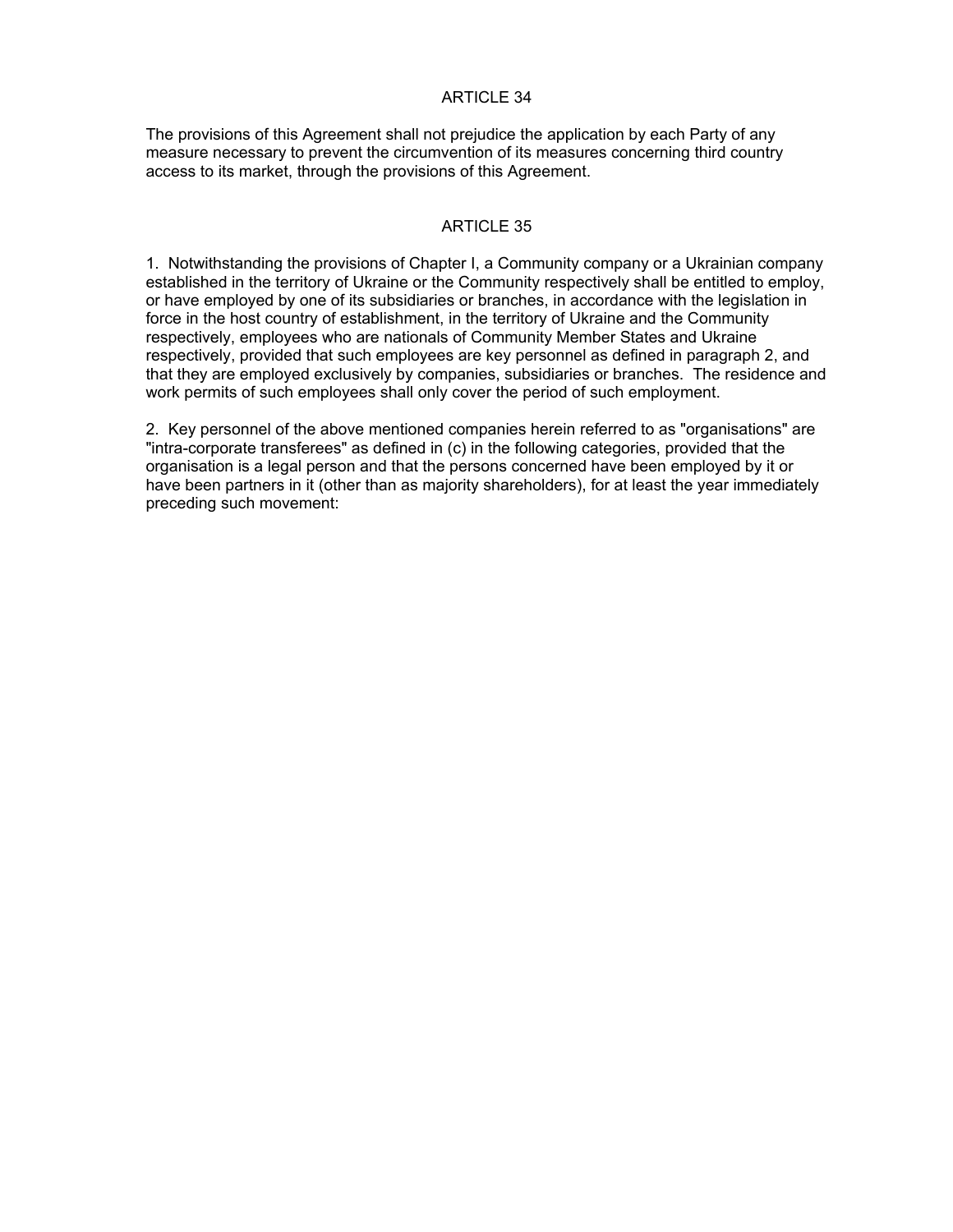## ARTICLE 34

The provisions of this Agreement shall not prejudice the application by each Party of any measure necessary to prevent the circumvention of its measures concerning third country access to its market, through the provisions of this Agreement.

## ARTICLE 35

1. Notwithstanding the provisions of Chapter I, a Community company or a Ukrainian company established in the territory of Ukraine or the Community respectively shall be entitled to employ, or have employed by one of its subsidiaries or branches, in accordance with the legislation in force in the host country of establishment, in the territory of Ukraine and the Community respectively, employees who are nationals of Community Member States and Ukraine respectively, provided that such employees are key personnel as defined in paragraph 2, and that they are employed exclusively by companies, subsidiaries or branches. The residence and work permits of such employees shall only cover the period of such employment.

2. Key personnel of the above mentioned companies herein referred to as "organisations" are "intra-corporate transferees" as defined in (c) in the following categories, provided that the organisation is a legal person and that the persons concerned have been employed by it or have been partners in it (other than as majority shareholders), for at least the year immediately preceding such movement: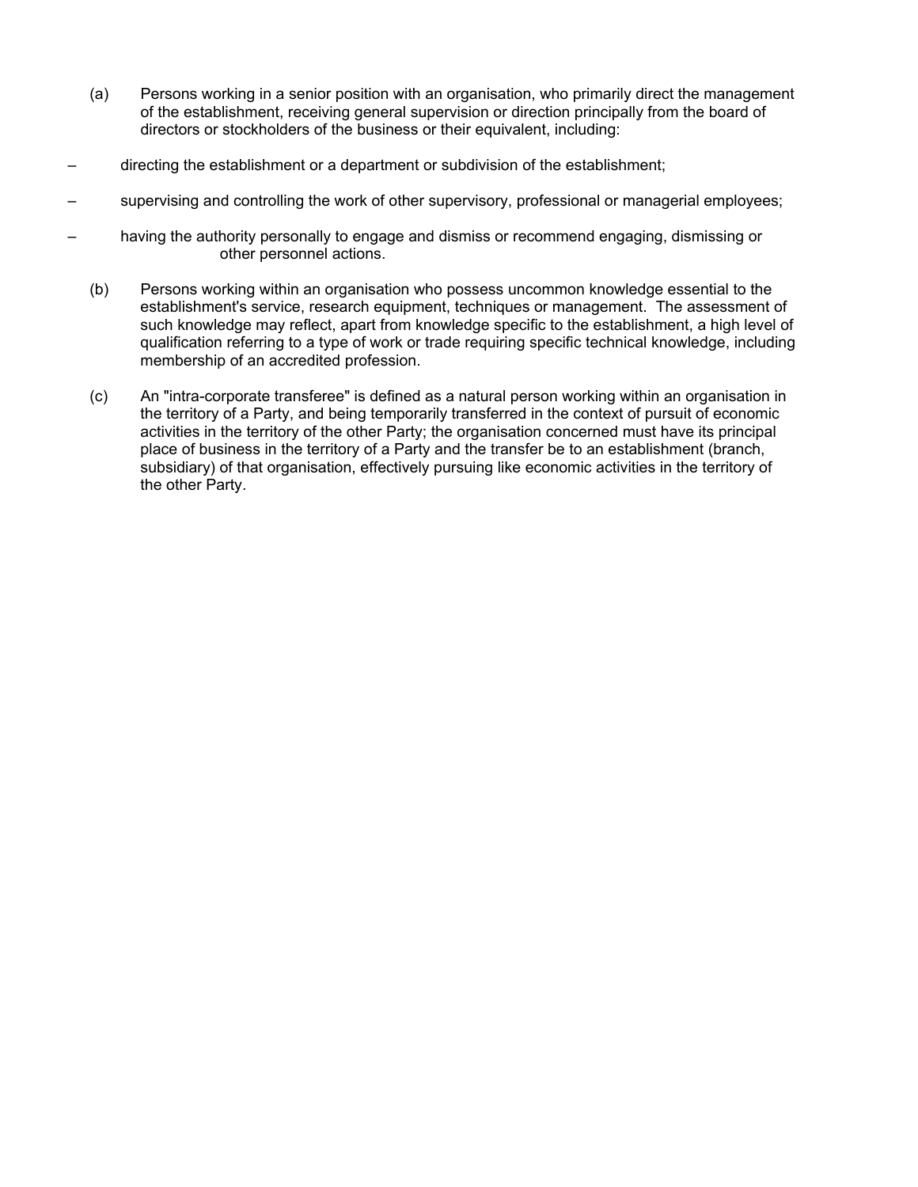(a) Persons working in a senior position with an organisation, who primarily direct the management of the establishment, receiving general supervision or direction principally from the board of directors or stockholders of the business or their equivalent, including:

– directing the establishment or a department or subdivision of the establishment;

– supervising and controlling the work of other supervisory, professional or managerial employees;

– having the authority personally to engage and dismiss or recommend engaging, dismissing or other personnel actions.

(b) Persons working within an organisation who possess uncommon knowledge essential to the establishment's service, research equipment, techniques or management. The assessment of such knowledge may reflect, apart from knowledge specific to the establishment, a high level of qualification referring to a type of work or trade requiring specific technical knowledge, including membership of an accredited profession.

(c) An "intra-corporate transferee" is defined as a natural person working within an organisation in the territory of a Party, and being temporarily transferred in the context of pursuit of economic activities in the territory of the other Party; the organisation concerned must have its principal place of business in the territory of a Party and the transfer be to an establishment (branch, subsidiary) of that organisation, effectively pursuing like economic activities in the territory of the other Party.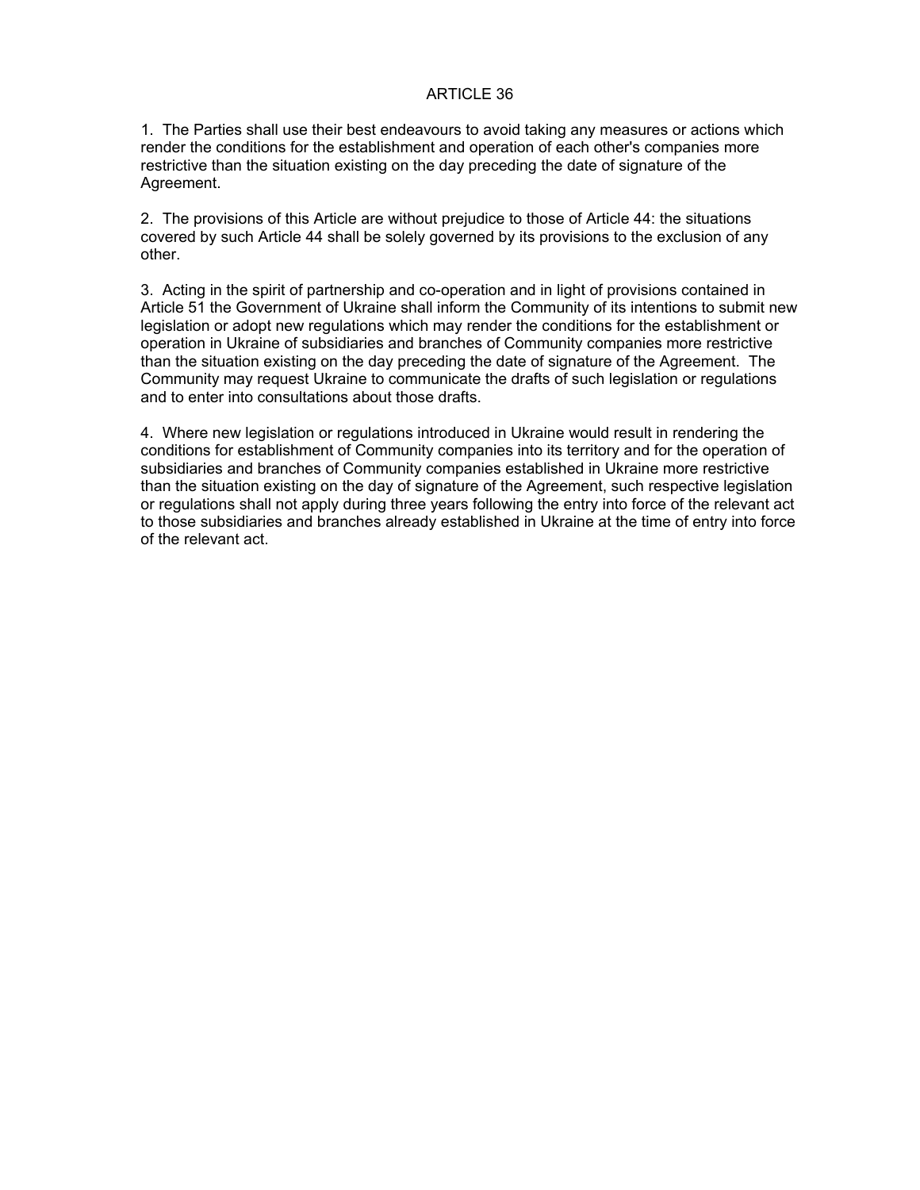## ARTICLE 36

1. The Parties shall use their best endeavours to avoid taking any measures or actions which render the conditions for the establishment and operation of each other's companies more restrictive than the situation existing on the day preceding the date of signature of the Agreement.

2. The provisions of this Article are without prejudice to those of Article 44: the situations covered by such Article 44 shall be solely governed by its provisions to the exclusion of any other.

3. Acting in the spirit of partnership and co-operation and in light of provisions contained in Article 51 the Government of Ukraine shall inform the Community of its intentions to submit new legislation or adopt new regulations which may render the conditions for the establishment or operation in Ukraine of subsidiaries and branches of Community companies more restrictive than the situation existing on the day preceding the date of signature of the Agreement. The Community may request Ukraine to communicate the drafts of such legislation or regulations and to enter into consultations about those drafts.

4. Where new legislation or regulations introduced in Ukraine would result in rendering the conditions for establishment of Community companies into its territory and for the operation of subsidiaries and branches of Community companies established in Ukraine more restrictive than the situation existing on the day of signature of the Agreement, such respective legislation or regulations shall not apply during three years following the entry into force of the relevant act to those subsidiaries and branches already established in Ukraine at the time of entry into force of the relevant act.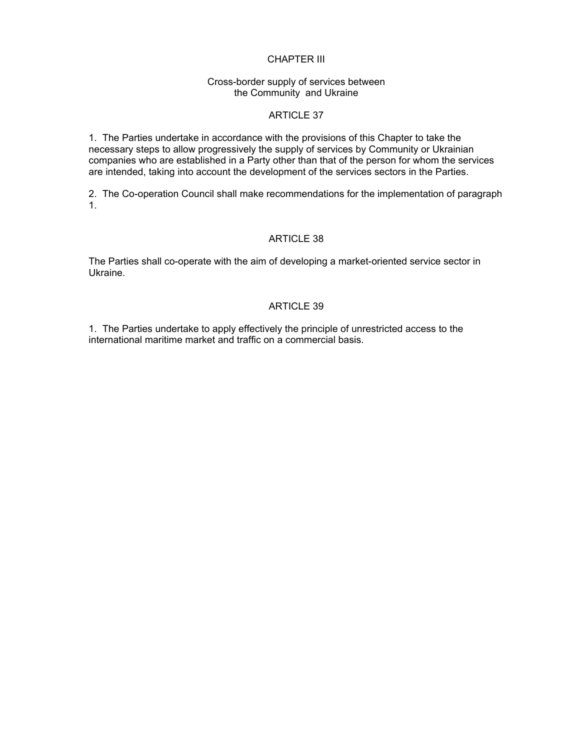## CHAPTER III

### Cross-border supply of services between the Community and Ukraine

#### ARTICLE 37

1. The Parties undertake in accordance with the provisions of this Chapter to take the necessary steps to allow progressively the supply of services by Community or Ukrainian companies who are established in a Party other than that of the person for whom the services are intended, taking into account the development of the services sectors in the Parties.

2. The Co-operation Council shall make recommendations for the implementation of paragraph 1.

#### ARTICLE 38

The Parties shall co-operate with the aim of developing a market-oriented service sector in Ukraine.

#### ARTICLE 39

1. The Parties undertake to apply effectively the principle of unrestricted access to the international maritime market and traffic on a commercial basis.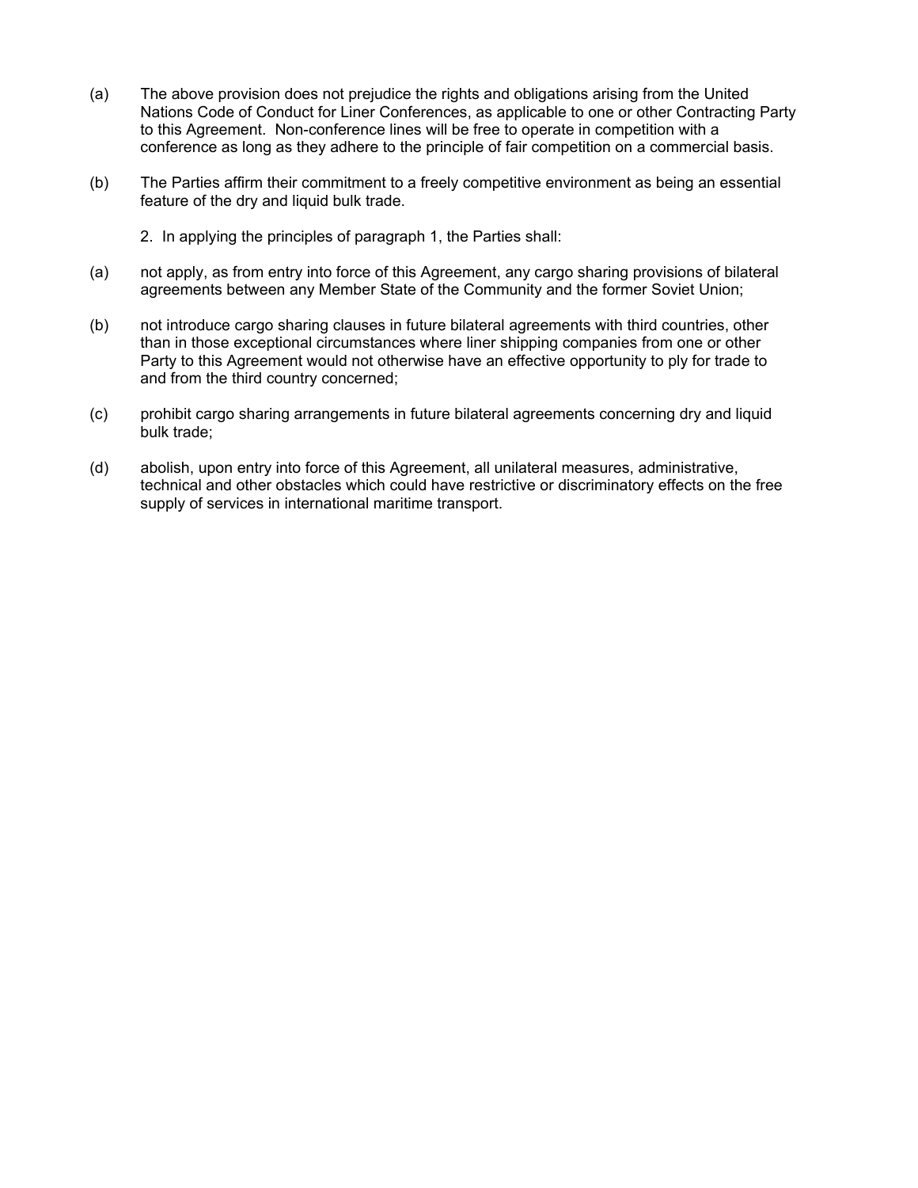(a) The above provision does not prejudice the rights and obligations arising from the United Nations Code of Conduct for Liner Conferences, as applicable to one or other Contracting Party to this Agreement. Non-conference lines will be free to operate in competition with a conference as long as they adhere to the principle of fair competition on a commercial basis.

(b) The Parties affirm their commitment to a freely competitive environment as being an essential feature of the dry and liquid bulk trade.

2. In applying the principles of paragraph 1, the Parties shall:

(a) not apply, as from entry into force of this Agreement, any cargo sharing provisions of bilateral agreements between any Member State of the Community and the former Soviet Union;

(b) not introduce cargo sharing clauses in future bilateral agreements with third countries, other than in those exceptional circumstances where liner shipping companies from one or other Party to this Agreement would not otherwise have an effective opportunity to ply for trade to and from the third country concerned;

(c) prohibit cargo sharing arrangements in future bilateral agreements concerning dry and liquid bulk trade;

(d) abolish, upon entry into force of this Agreement, all unilateral measures, administrative, technical and other obstacles which could have restrictive or discriminatory effects on the free supply of services in international maritime transport.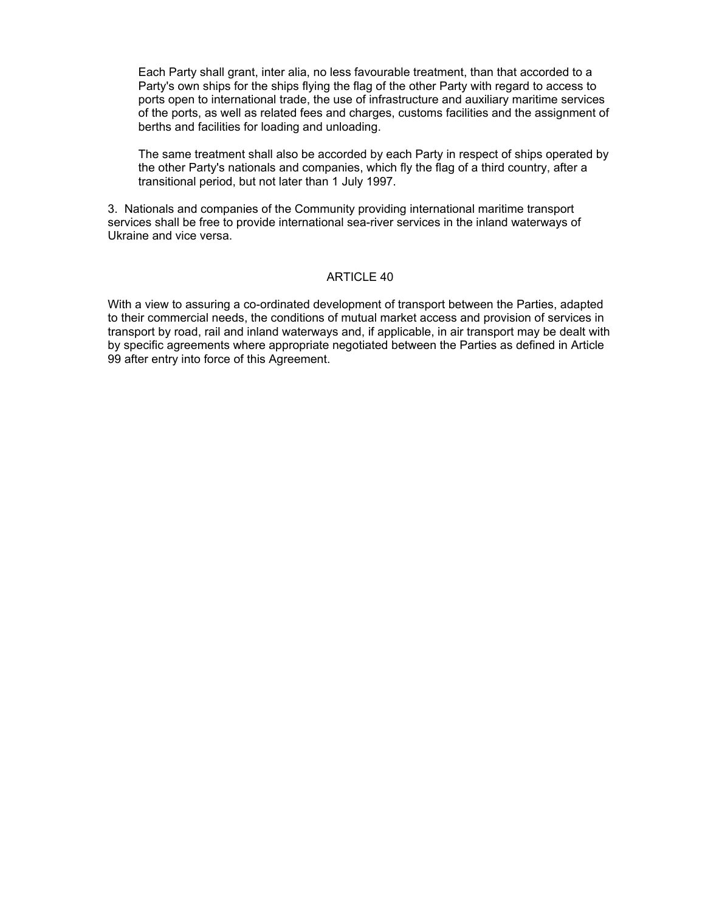Each Party shall grant, inter alia, no less favourable treatment, than that accorded to a Party's own ships for the ships flying the flag of the other Party with regard to access to ports open to international trade, the use of infrastructure and auxiliary maritime services of the ports, as well as related fees and charges, customs facilities and the assignment of berths and facilities for loading and unloading.

The same treatment shall also be accorded by each Party in respect of ships operated by the other Party's nationals and companies, which fly the flag of a third country, after a transitional period, but not later than 1 July 1997.

3. Nationals and companies of the Community providing international maritime transport services shall be free to provide international sea-river services in the inland waterways of Ukraine and vice versa.

## ARTICLE 40

With a view to assuring a co-ordinated development of transport between the Parties, adapted to their commercial needs, the conditions of mutual market access and provision of services in transport by road, rail and inland waterways and, if applicable, in air transport may be dealt with by specific agreements where appropriate negotiated between the Parties as defined in Article 99 after entry into force of this Agreement.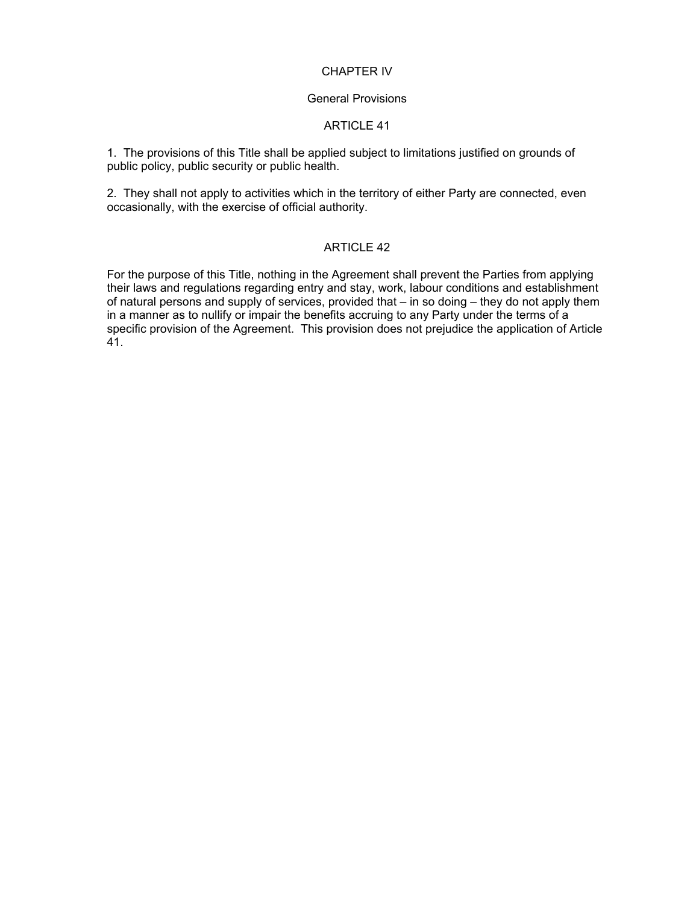## CHAPTER IV

### General Provisions

### ARTICLE 41

1. The provisions of this Title shall be applied subject to limitations justified on grounds of public policy, public security or public health.

2. They shall not apply to activities which in the territory of either Party are connected, even occasionally, with the exercise of official authority.

### ARTICLE 42

For the purpose of this Title, nothing in the Agreement shall prevent the Parties from applying their laws and regulations regarding entry and stay, work, labour conditions and establishment of natural persons and supply of services, provided that – in so doing – they do not apply them in a manner as to nullify or impair the benefits accruing to any Party under the terms of a specific provision of the Agreement. This provision does not prejudice the application of Article 41.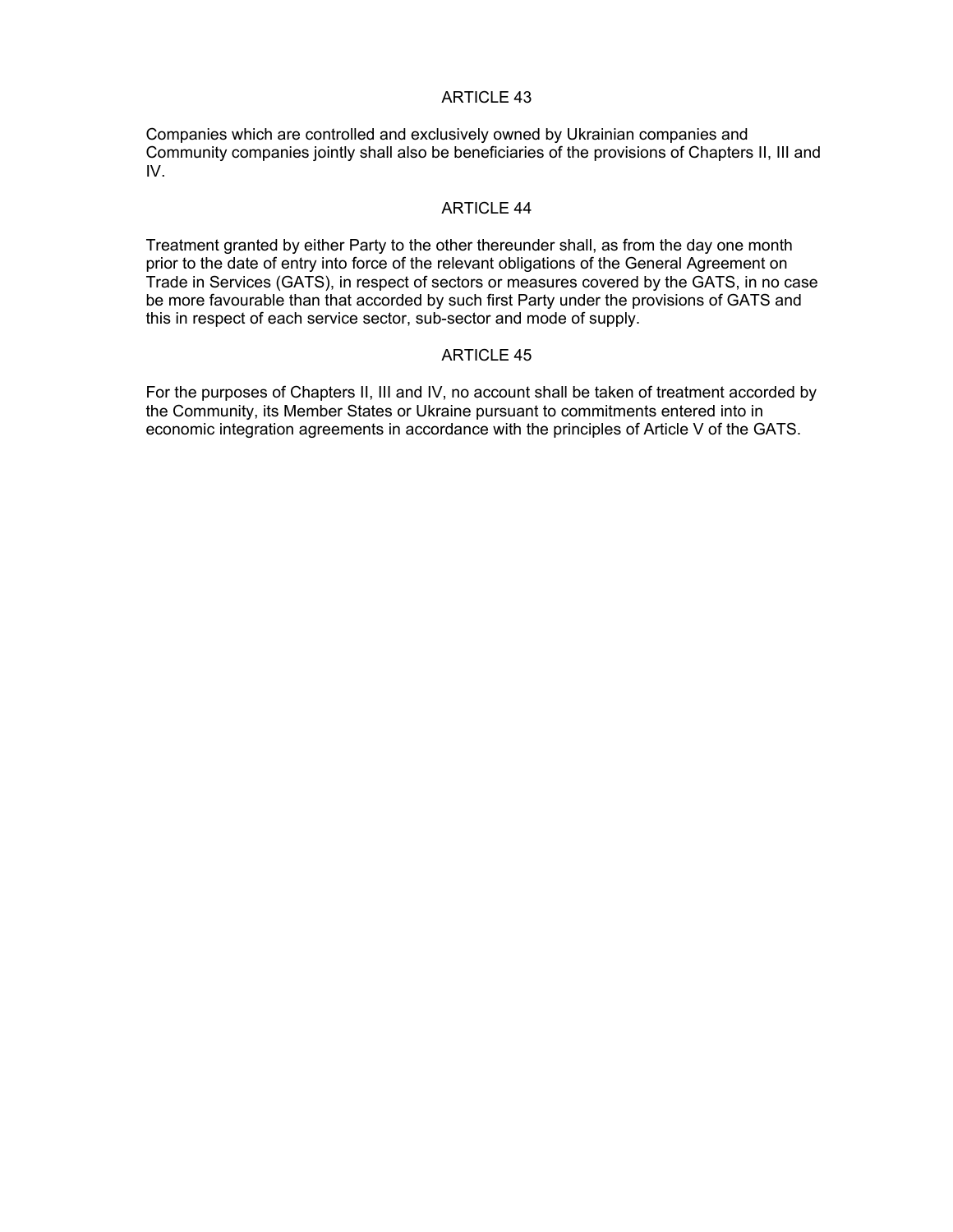## ARTICLE 43

Companies which are controlled and exclusively owned by Ukrainian companies and Community companies jointly shall also be beneficiaries of the provisions of Chapters II, III and IV.

## ARTICLE 44

Treatment granted by either Party to the other thereunder shall, as from the day one month prior to the date of entry into force of the relevant obligations of the General Agreement on Trade in Services (GATS), in respect of sectors or measures covered by the GATS, in no case be more favourable than that accorded by such first Party under the provisions of GATS and this in respect of each service sector, sub-sector and mode of supply.

## ARTICLE 45

For the purposes of Chapters II, III and IV, no account shall be taken of treatment accorded by the Community, its Member States or Ukraine pursuant to commitments entered into in economic integration agreements in accordance with the principles of Article V of the GATS.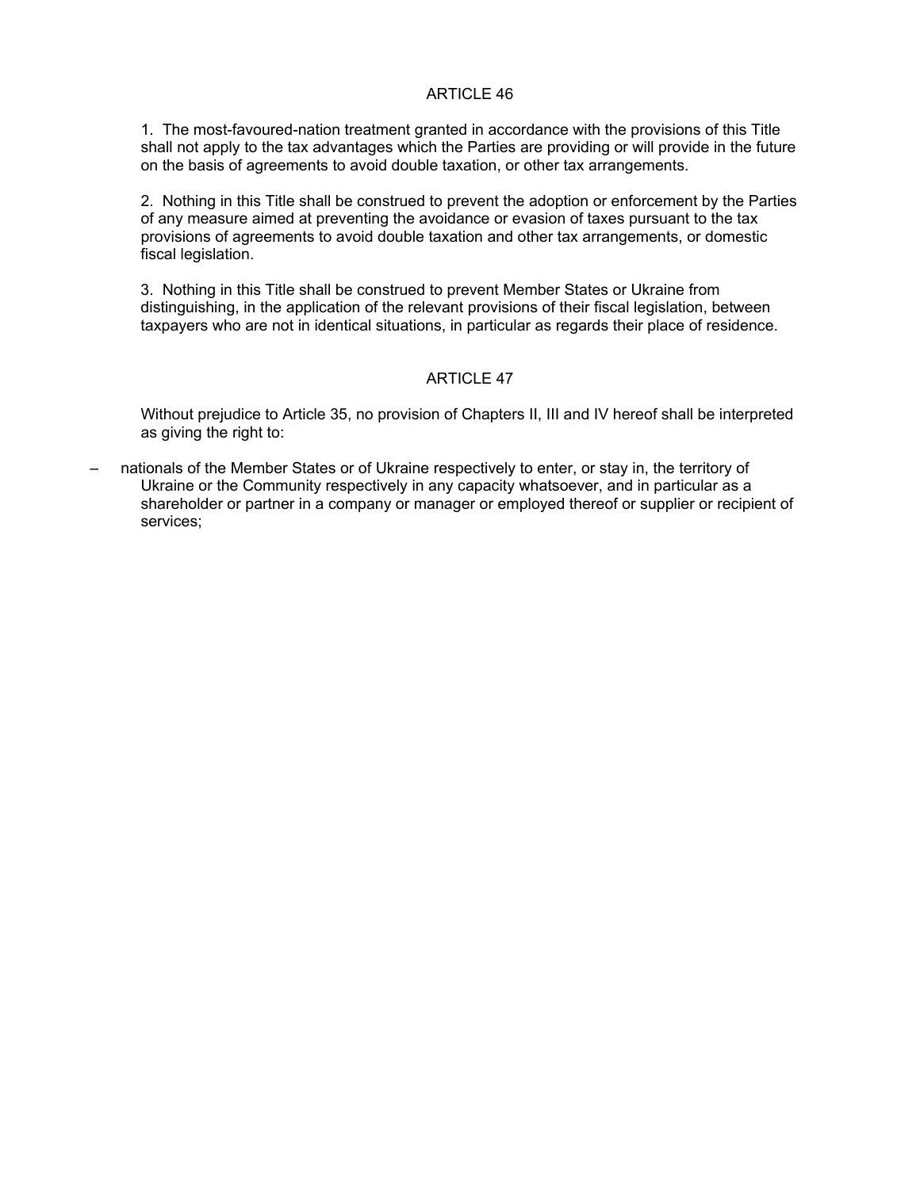## ARTICLE 46

1. The most-favoured-nation treatment granted in accordance with the provisions of this Title shall not apply to the tax advantages which the Parties are providing or will provide in the future on the basis of agreements to avoid double taxation, or other tax arrangements.

2. Nothing in this Title shall be construed to prevent the adoption or enforcement by the Parties of any measure aimed at preventing the avoidance or evasion of taxes pursuant to the tax provisions of agreements to avoid double taxation and other tax arrangements, or domestic fiscal legislation.

3. Nothing in this Title shall be construed to prevent Member States or Ukraine from distinguishing, in the application of the relevant provisions of their fiscal legislation, between taxpayers who are not in identical situations, in particular as regards their place of residence.

## ARTICLE 47

Without prejudice to Article 35, no provision of Chapters II, III and IV hereof shall be interpreted as giving the right to:

– nationals of the Member States or of Ukraine respectively to enter, or stay in, the territory of Ukraine or the Community respectively in any capacity whatsoever, and in particular as a shareholder or partner in a company or manager or employed thereof or supplier or recipient of services;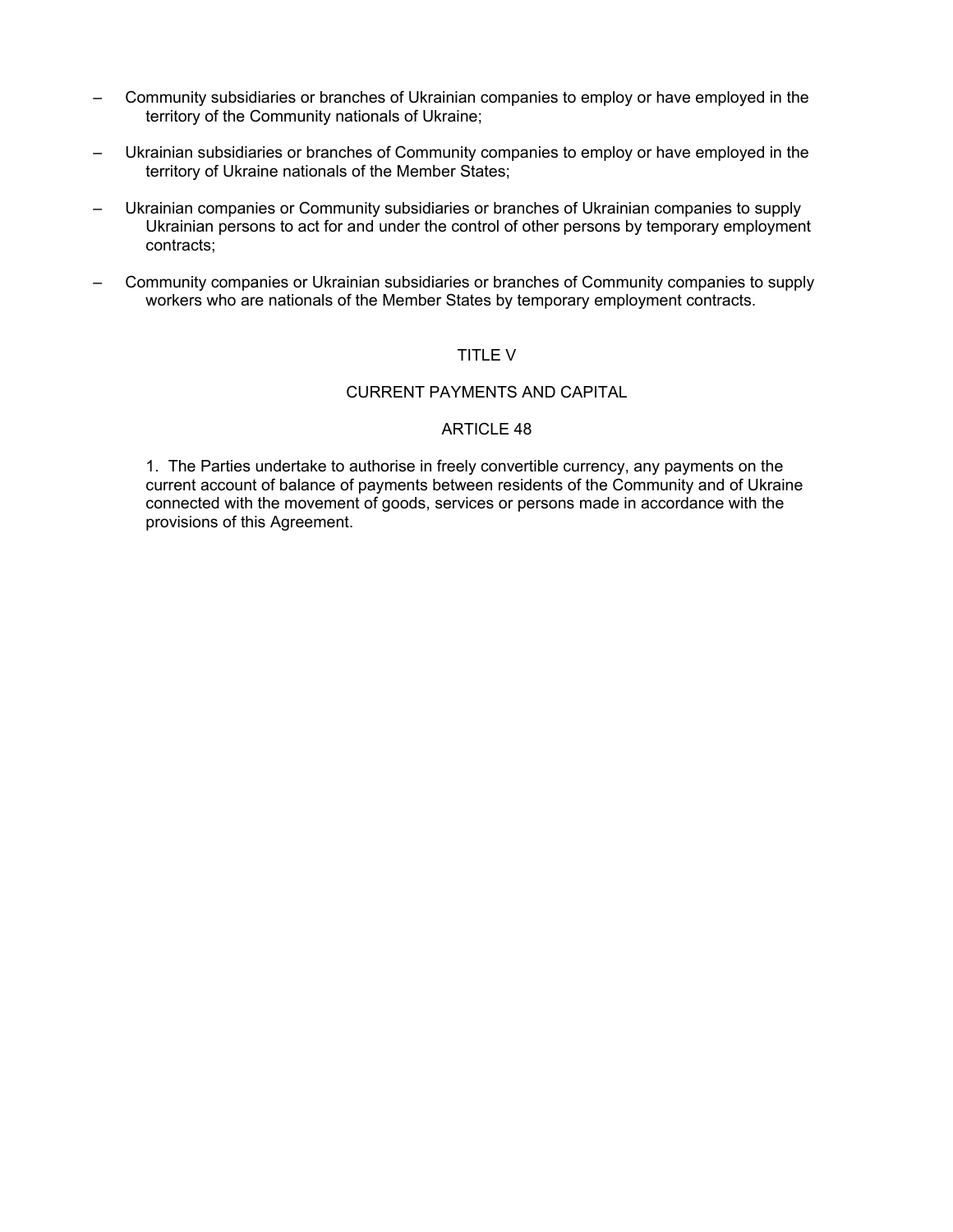- Community subsidiaries or branches of Ukrainian companies to employ or have employed in the territory of the Community nationals of Ukraine;
- Ukrainian subsidiaries or branches of Community companies to employ or have employed in the territory of Ukraine nationals of the Member States;
- Ukrainian companies or Community subsidiaries or branches of Ukrainian companies to supply Ukrainian persons to act for and under the control of other persons by temporary employment contracts;
- Community companies or Ukrainian subsidiaries or branches of Community companies to supply workers who are nationals of the Member States by temporary employment contracts.

## TITLE V

## CURRENT PAYMENTS AND CAPITAL

### ARTICLE 48

1. The Parties undertake to authorise in freely convertible currency, any payments on the current account of balance of payments between residents of the Community and of Ukraine connected with the movement of goods, services or persons made in accordance with the provisions of this Agreement.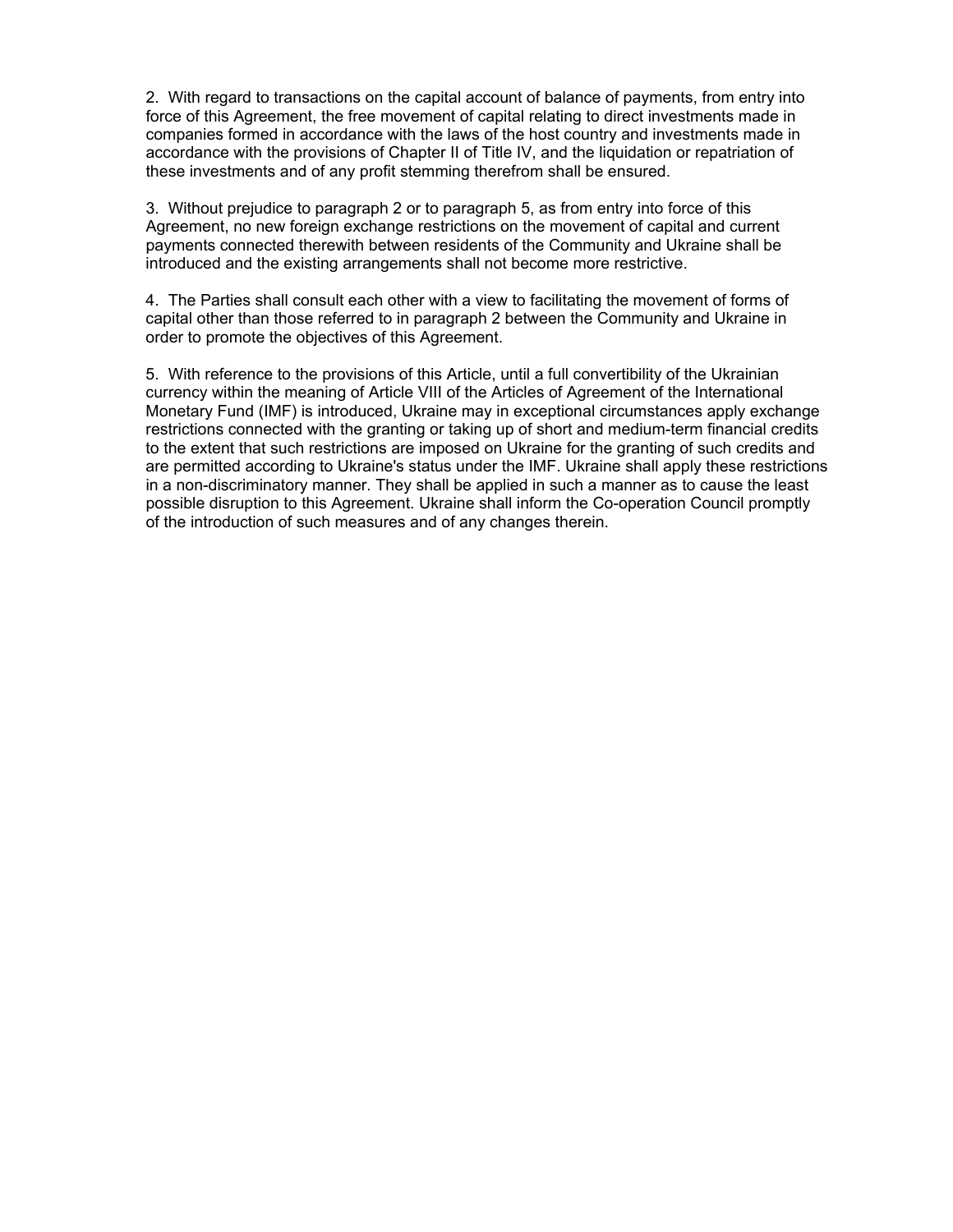2. With regard to transactions on the capital account of balance of payments, from entry into force of this Agreement, the free movement of capital relating to direct investments made in companies formed in accordance with the laws of the host country and investments made in accordance with the provisions of Chapter II of Title IV, and the liquidation or repatriation of these investments and of any profit stemming therefrom shall be ensured.

3. Without prejudice to paragraph 2 or to paragraph 5, as from entry into force of this Agreement, no new foreign exchange restrictions on the movement of capital and current payments connected therewith between residents of the Community and Ukraine shall be introduced and the existing arrangements shall not become more restrictive.

4. The Parties shall consult each other with a view to facilitating the movement of forms of capital other than those referred to in paragraph 2 between the Community and Ukraine in order to promote the objectives of this Agreement.

5. With reference to the provisions of this Article, until a full convertibility of the Ukrainian currency within the meaning of Article VIII of the Articles of Agreement of the International Monetary Fund (IMF) is introduced, Ukraine may in exceptional circumstances apply exchange restrictions connected with the granting or taking up of short and medium-term financial credits to the extent that such restrictions are imposed on Ukraine for the granting of such credits and are permitted according to Ukraine's status under the IMF. Ukraine shall apply these restrictions in a non-discriminatory manner. They shall be applied in such a manner as to cause the least possible disruption to this Agreement. Ukraine shall inform the Co-operation Council promptly of the introduction of such measures and of any changes therein.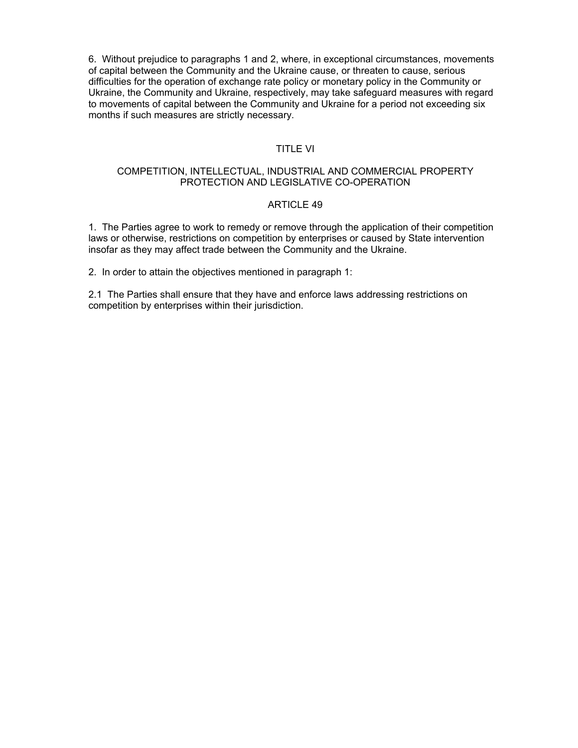6. Without prejudice to paragraphs 1 and 2, where, in exceptional circumstances, movements of capital between the Community and the Ukraine cause, or threaten to cause, serious difficulties for the operation of exchange rate policy or monetary policy in the Community or Ukraine, the Community and Ukraine, respectively, may take safeguard measures with regard to movements of capital between the Community and Ukraine for a period not exceeding six months if such measures are strictly necessary.

## TITLE VI

## COMPETITION, INTELLECTUAL, INDUSTRIAL AND COMMERCIAL PROPERTY PROTECTION AND LEGISLATIVE CO-OPERATION

### ARTICLE 49

1. The Parties agree to work to remedy or remove through the application of their competition laws or otherwise, restrictions on competition by enterprises or caused by State intervention insofar as they may affect trade between the Community and the Ukraine.

2. In order to attain the objectives mentioned in paragraph 1:

2.1 The Parties shall ensure that they have and enforce laws addressing restrictions on competition by enterprises within their jurisdiction.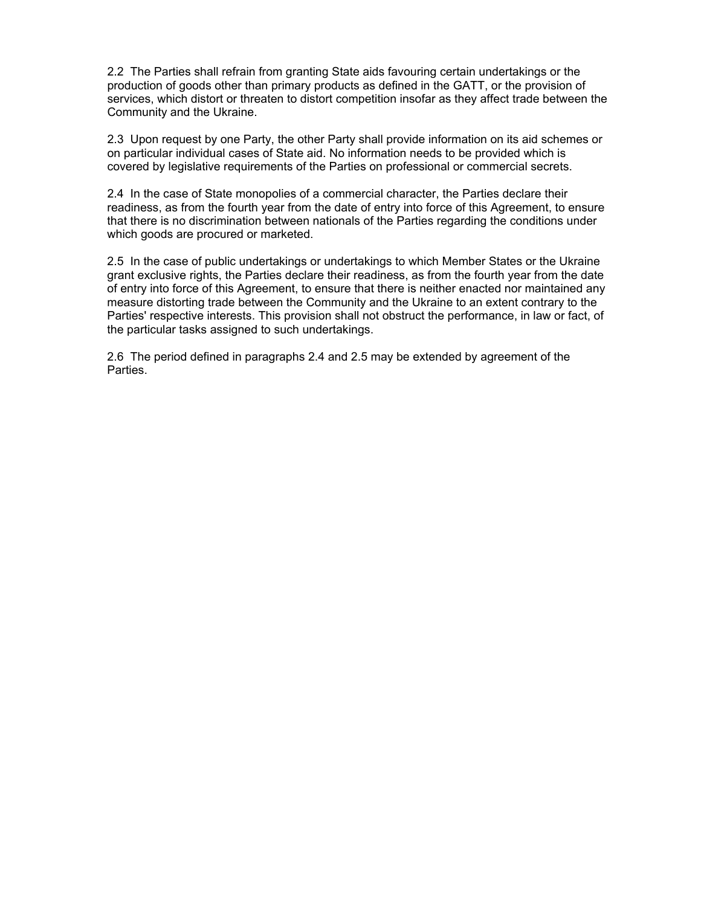2.2 The Parties shall refrain from granting State aids favouring certain undertakings or the production of goods other than primary products as defined in the GATT, or the provision of services, which distort or threaten to distort competition insofar as they affect trade between the Community and the Ukraine.

2.3 Upon request by one Party, the other Party shall provide information on its aid schemes or on particular individual cases of State aid. No information needs to be provided which is covered by legislative requirements of the Parties on professional or commercial secrets.

2.4 In the case of State monopolies of a commercial character, the Parties declare their readiness, as from the fourth year from the date of entry into force of this Agreement, to ensure that there is no discrimination between nationals of the Parties regarding the conditions under which goods are procured or marketed.

2.5 In the case of public undertakings or undertakings to which Member States or the Ukraine grant exclusive rights, the Parties declare their readiness, as from the fourth year from the date of entry into force of this Agreement, to ensure that there is neither enacted nor maintained any measure distorting trade between the Community and the Ukraine to an extent contrary to the Parties' respective interests. This provision shall not obstruct the performance, in law or fact, of the particular tasks assigned to such undertakings.

2.6 The period defined in paragraphs 2.4 and 2.5 may be extended by agreement of the Parties.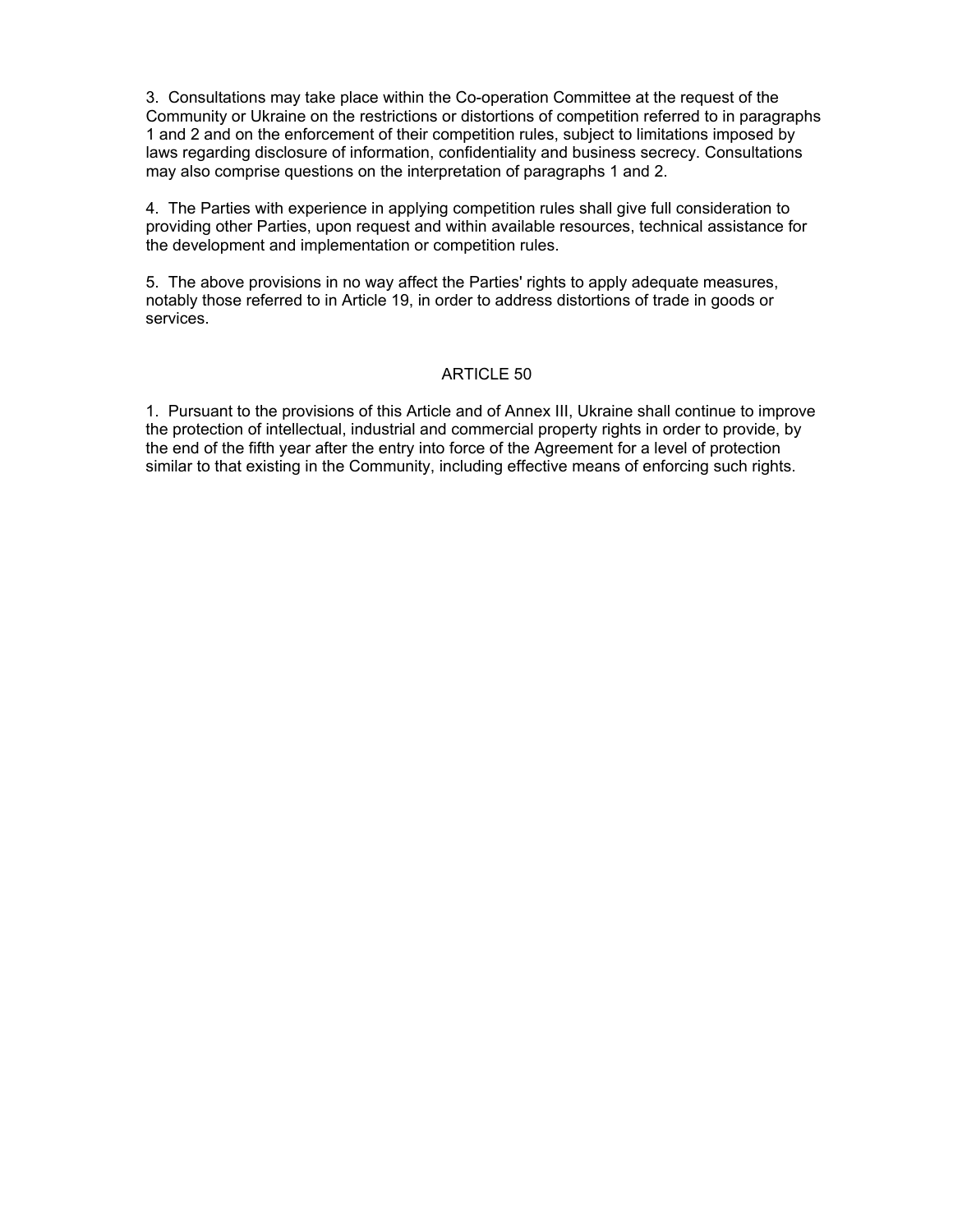3. Consultations may take place within the Co-operation Committee at the request of the Community or Ukraine on the restrictions or distortions of competition referred to in paragraphs 1 and 2 and on the enforcement of their competition rules, subject to limitations imposed by laws regarding disclosure of information, confidentiality and business secrecy. Consultations may also comprise questions on the interpretation of paragraphs 1 and 2.

4. The Parties with experience in applying competition rules shall give full consideration to providing other Parties, upon request and within available resources, technical assistance for the development and implementation or competition rules.

5. The above provisions in no way affect the Parties' rights to apply adequate measures, notably those referred to in Article 19, in order to address distortions of trade in goods or services.

## ARTICLE 50

1. Pursuant to the provisions of this Article and of Annex III, Ukraine shall continue to improve the protection of intellectual, industrial and commercial property rights in order to provide, by the end of the fifth year after the entry into force of the Agreement for a level of protection similar to that existing in the Community, including effective means of enforcing such rights.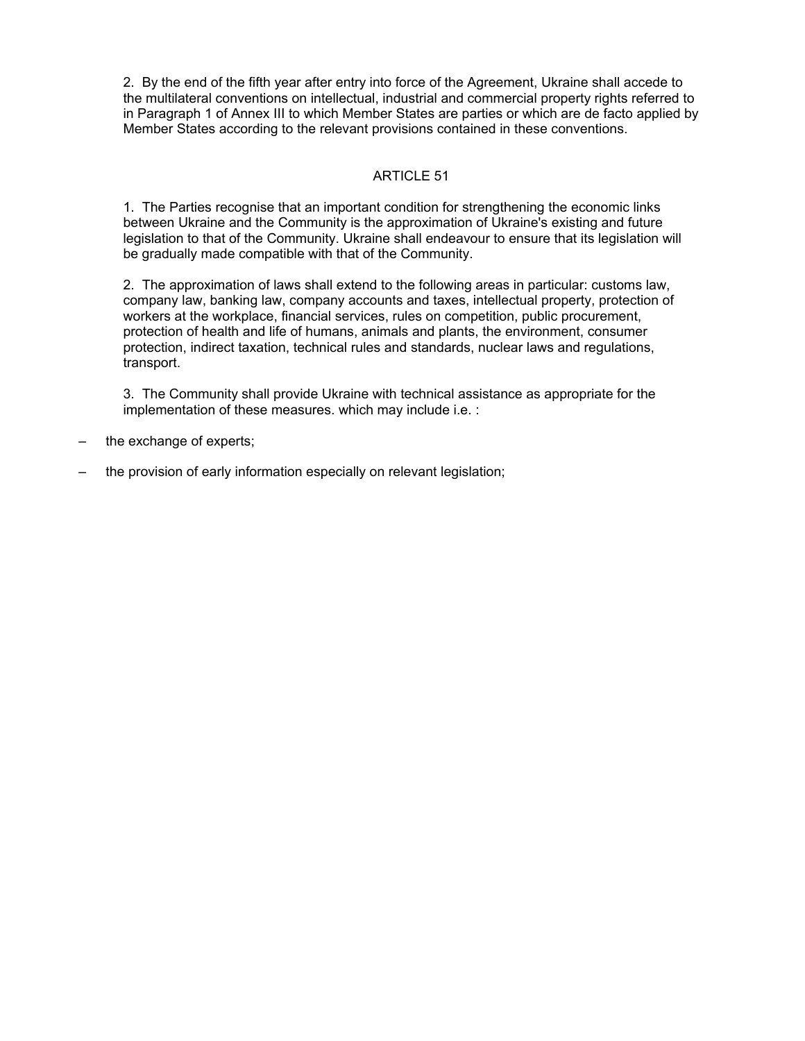2. By the end of the fifth year after entry into force of the Agreement, Ukraine shall accede to the multilateral conventions on intellectual, industrial and commercial property rights referred to in Paragraph 1 of Annex III to which Member States are parties or which are de facto applied by Member States according to the relevant provisions contained in these conventions.

## ARTICLE 51

1. The Parties recognise that an important condition for strengthening the economic links between Ukraine and the Community is the approximation of Ukraine's existing and future legislation to that of the Community. Ukraine shall endeavour to ensure that its legislation will be gradually made compatible with that of the Community.

2. The approximation of laws shall extend to the following areas in particular: customs law, company law, banking law, company accounts and taxes, intellectual property, protection of workers at the workplace, financial services, rules on competition, public procurement, protection of health and life of humans, animals and plants, the environment, consumer protection, indirect taxation, technical rules and standards, nuclear laws and regulations, transport.

3. The Community shall provide Ukraine with technical assistance as appropriate for the implementation of these measures. which may include i.e. :

– the exchange of experts;

– the provision of early information especially on relevant legislation;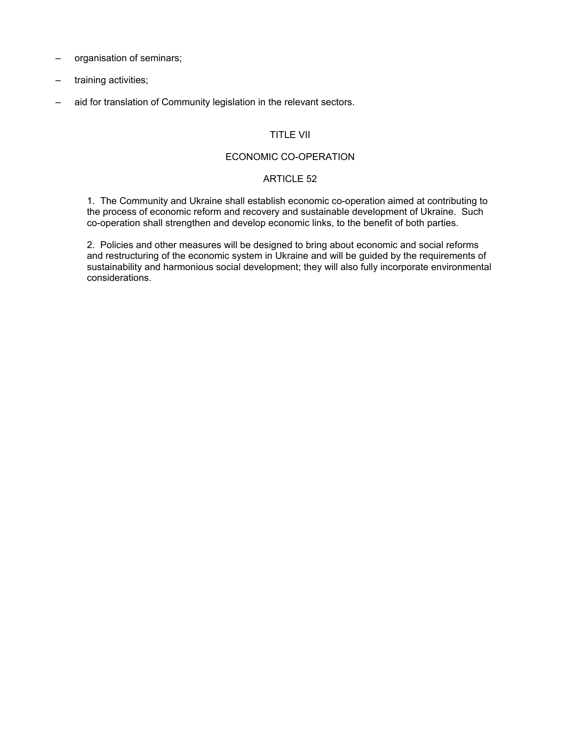- organisation of seminars;
- training activities;
- aid for translation of Community legislation in the relevant sectors.

## TITLE VII

## ECONOMIC CO-OPERATION

### ARTICLE 52

1. The Community and Ukraine shall establish economic co-operation aimed at contributing to the process of economic reform and recovery and sustainable development of Ukraine. Such co-operation shall strengthen and develop economic links, to the benefit of both parties.

2. Policies and other measures will be designed to bring about economic and social reforms and restructuring of the economic system in Ukraine and will be guided by the requirements of sustainability and harmonious social development; they will also fully incorporate environmental considerations.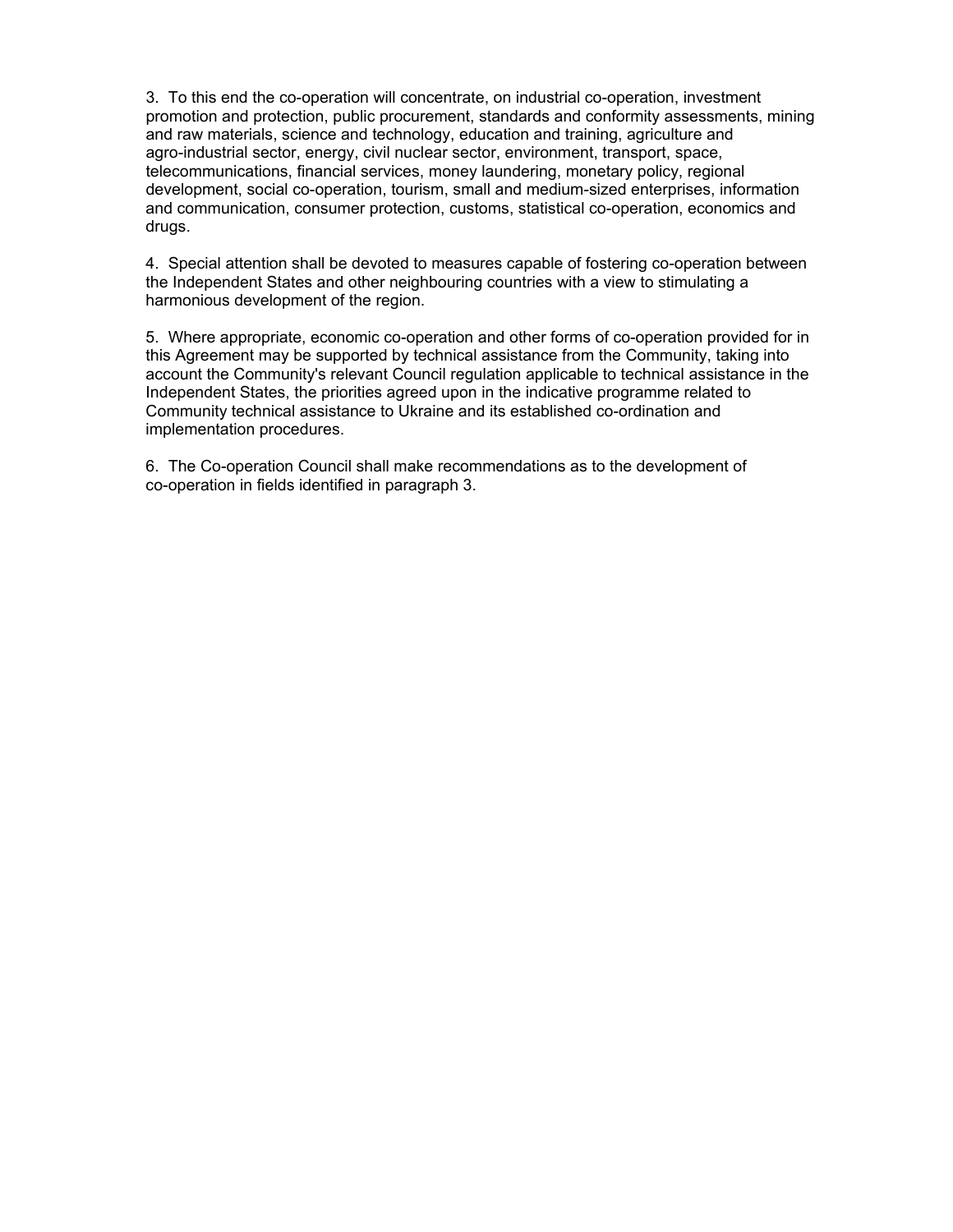3. To this end the co-operation will concentrate, on industrial co-operation, investment promotion and protection, public procurement, standards and conformity assessments, mining and raw materials, science and technology, education and training, agriculture and agro-industrial sector, energy, civil nuclear sector, environment, transport, space, telecommunications, financial services, money laundering, monetary policy, regional development, social co-operation, tourism, small and medium-sized enterprises, information and communication, consumer protection, customs, statistical co-operation, economics and drugs.

4. Special attention shall be devoted to measures capable of fostering co-operation between the Independent States and other neighbouring countries with a view to stimulating a harmonious development of the region.

5. Where appropriate, economic co-operation and other forms of co-operation provided for in this Agreement may be supported by technical assistance from the Community, taking into account the Community's relevant Council regulation applicable to technical assistance in the Independent States, the priorities agreed upon in the indicative programme related to Community technical assistance to Ukraine and its established co-ordination and implementation procedures.

6. The Co-operation Council shall make recommendations as to the development of co-operation in fields identified in paragraph 3.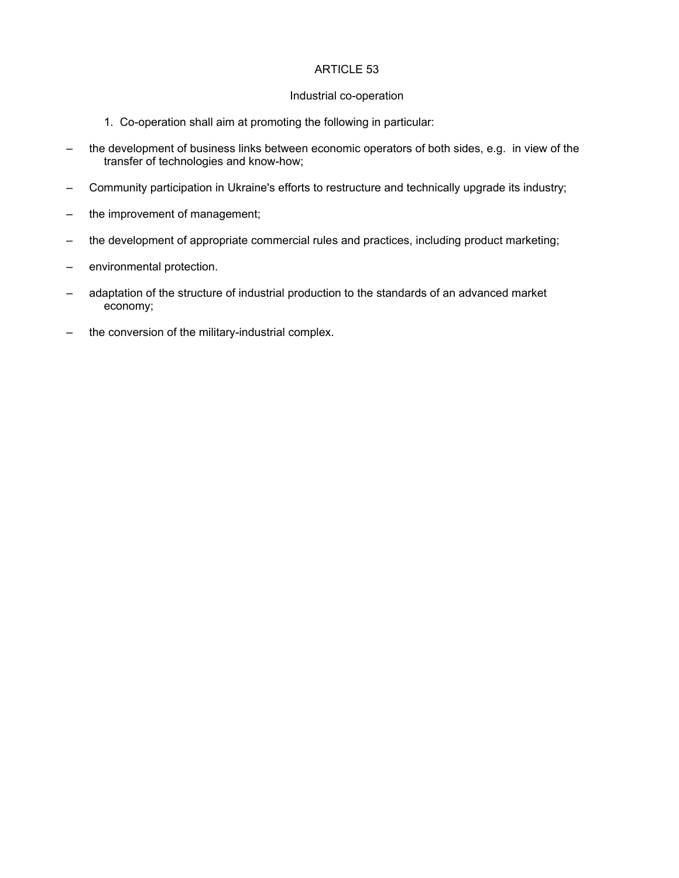ARTICLE 53

Industrial co-operation

1. Co-operation shall aim at promoting the following in particular:

– the development of business links between economic operators of both sides, e.g. in view of the transfer of technologies and know-how;

– Community participation in Ukraine's efforts to restructure and technically upgrade its industry;

– the improvement of management;

– the development of appropriate commercial rules and practices, including product marketing;

– environmental protection.

– adaptation of the structure of industrial production to the standards of an advanced market economy;

– the conversion of the military-industrial complex.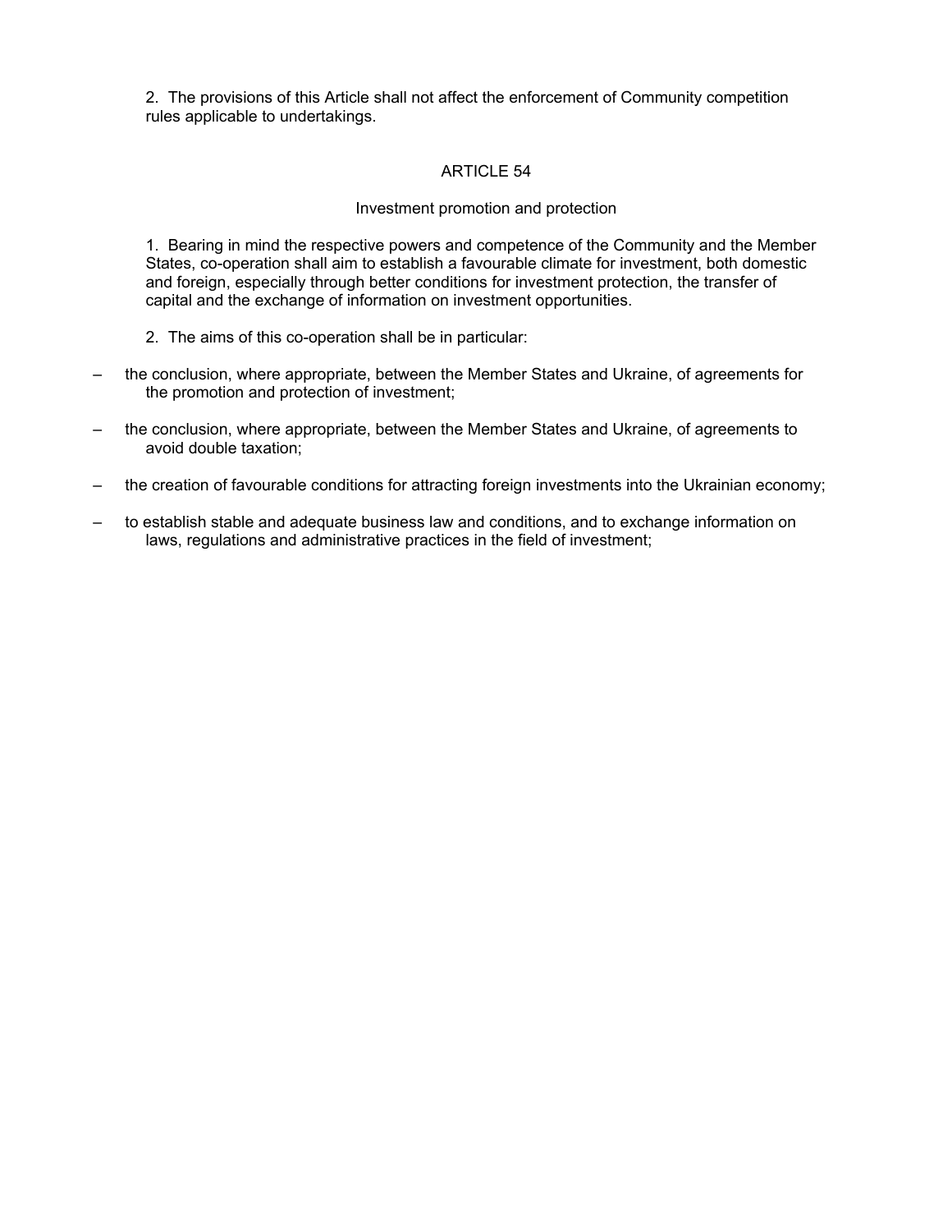2. The provisions of this Article shall not affect the enforcement of Community competition rules applicable to undertakings.

## ARTICLE 54

### Investment promotion and protection

1. Bearing in mind the respective powers and competence of the Community and the Member States, co-operation shall aim to establish a favourable climate for investment, both domestic and foreign, especially through better conditions for investment protection, the transfer of capital and the exchange of information on investment opportunities.

2. The aims of this co-operation shall be in particular:

- the conclusion, where appropriate, between the Member States and Ukraine, of agreements for the promotion and protection of investment;
- the conclusion, where appropriate, between the Member States and Ukraine, of agreements to avoid double taxation;
- the creation of favourable conditions for attracting foreign investments into the Ukrainian economy;
- to establish stable and adequate business law and conditions, and to exchange information on laws, regulations and administrative practices in the field of investment;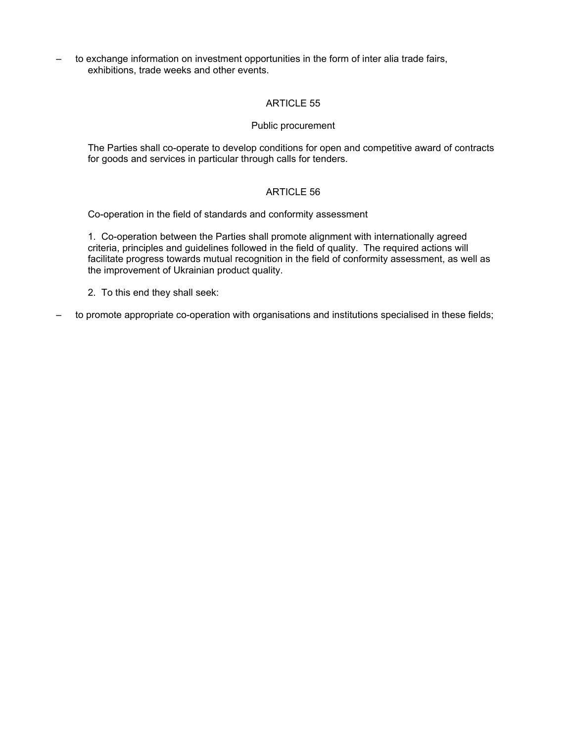– to exchange information on investment opportunities in the form of inter alia trade fairs, exhibitions, trade weeks and other events.

ARTICLE 55

Public procurement

The Parties shall co-operate to develop conditions for open and competitive award of contracts for goods and services in particular through calls for tenders.

ARTICLE 56

Co-operation in the field of standards and conformity assessment

1. Co-operation between the Parties shall promote alignment with internationally agreed criteria, principles and guidelines followed in the field of quality. The required actions will facilitate progress towards mutual recognition in the field of conformity assessment, as well as the improvement of Ukrainian product quality.

2. To this end they shall seek:

– to promote appropriate co-operation with organisations and institutions specialised in these fields;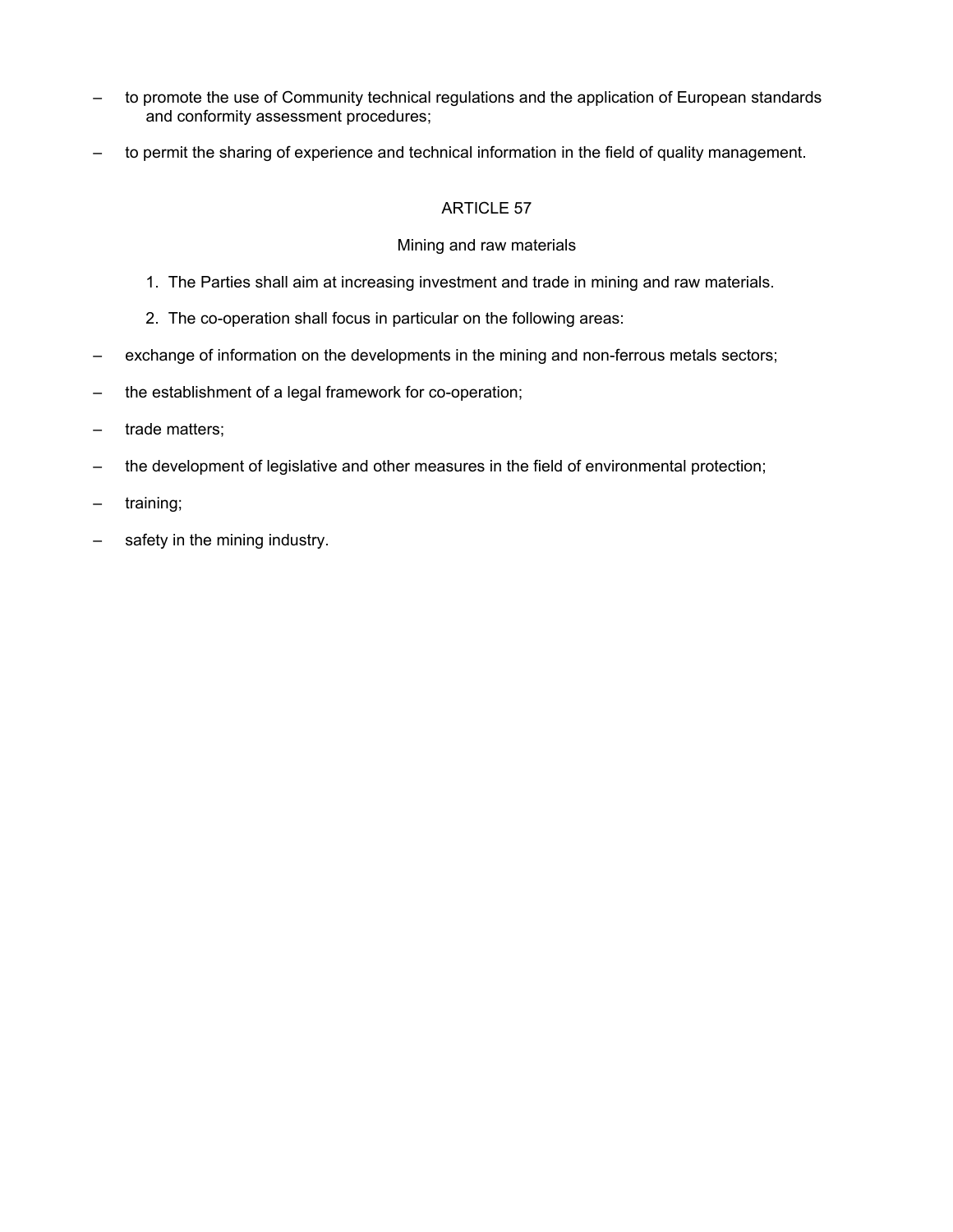– to promote the use of Community technical regulations and the application of European standards and conformity assessment procedures;

– to permit the sharing of experience and technical information in the field of quality management.

## ARTICLE 57

### Mining and raw materials

1. The Parties shall aim at increasing investment and trade in mining and raw materials.

2. The co-operation shall focus in particular on the following areas:

– exchange of information on the developments in the mining and non-ferrous metals sectors;

– the establishment of a legal framework for co-operation;

– trade matters;

– the development of legislative and other measures in the field of environmental protection;

– training;

– safety in the mining industry.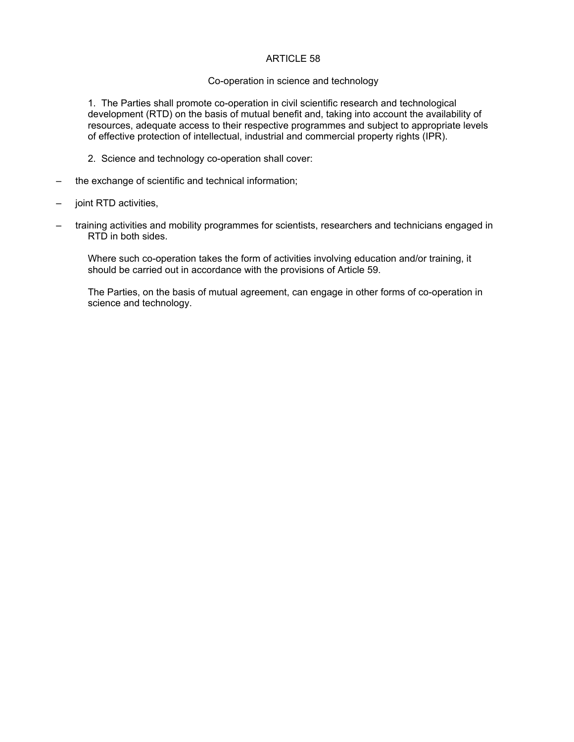## ARTICLE 58

### Co-operation in science and technology

1. The Parties shall promote co-operation in civil scientific research and technological development (RTD) on the basis of mutual benefit and, taking into account the availability of resources, adequate access to their respective programmes and subject to appropriate levels of effective protection of intellectual, industrial and commercial property rights (IPR).

2. Science and technology co-operation shall cover:

– the exchange of scientific and technical information;

– joint RTD activities,

– training activities and mobility programmes for scientists, researchers and technicians engaged in RTD in both sides.

Where such co-operation takes the form of activities involving education and/or training, it should be carried out in accordance with the provisions of Article 59.

The Parties, on the basis of mutual agreement, can engage in other forms of co-operation in science and technology.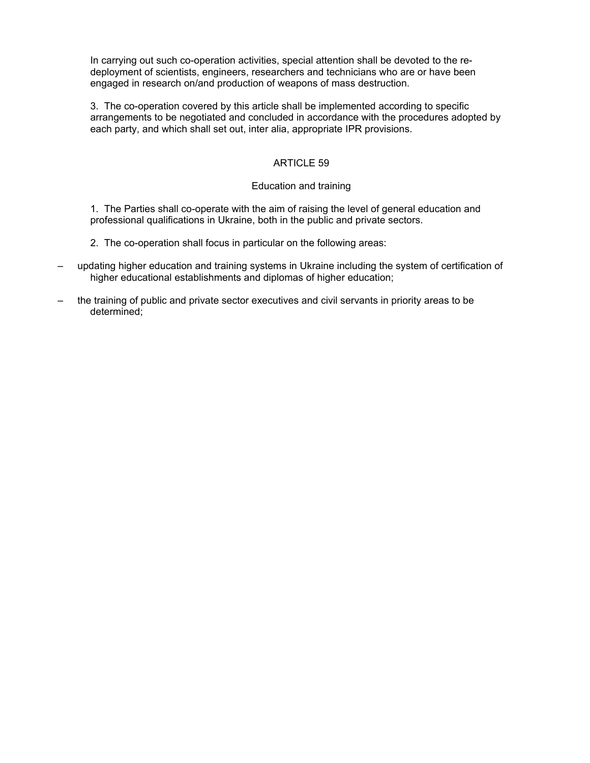In carrying out such co-operation activities, special attention shall be devoted to the re-deployment of scientists, engineers, researchers and technicians who are or have been engaged in research on/and production of weapons of mass destruction.

3. The co-operation covered by this article shall be implemented according to specific arrangements to be negotiated and concluded in accordance with the procedures adopted by each party, and which shall set out, inter alia, appropriate IPR provisions.

## ARTICLE 59

### Education and training

1. The Parties shall co-operate with the aim of raising the level of general education and professional qualifications in Ukraine, both in the public and private sectors.

2. The co-operation shall focus in particular on the following areas:

– updating higher education and training systems in Ukraine including the system of certification of higher educational establishments and diplomas of higher education;

– the training of public and private sector executives and civil servants in priority areas to be determined;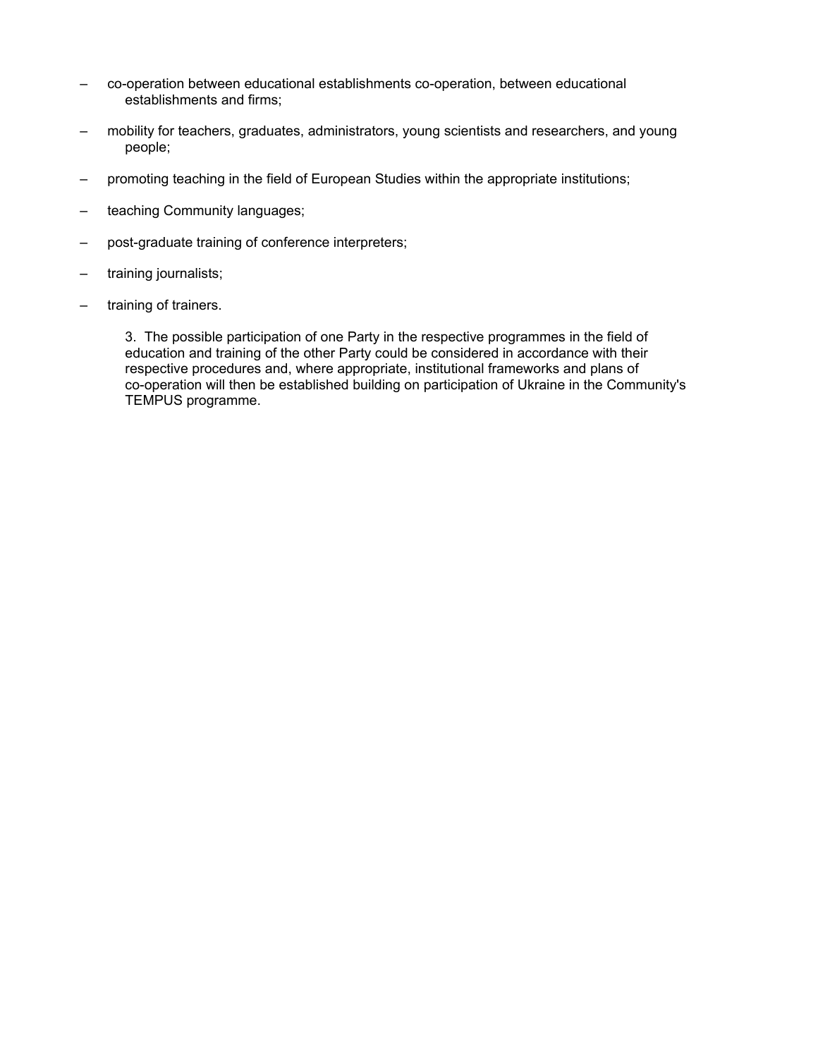- co-operation between educational establishments co-operation, between educational establishments and firms;
- mobility for teachers, graduates, administrators, young scientists and researchers, and young people;
- promoting teaching in the field of European Studies within the appropriate institutions;
- teaching Community languages;
- post-graduate training of conference interpreters;
- training journalists;
- training of trainers.

3. The possible participation of one Party in the respective programmes in the field of education and training of the other Party could be considered in accordance with their respective procedures and, where appropriate, institutional frameworks and plans of co-operation will then be established building on participation of Ukraine in the Community's TEMPUS programme.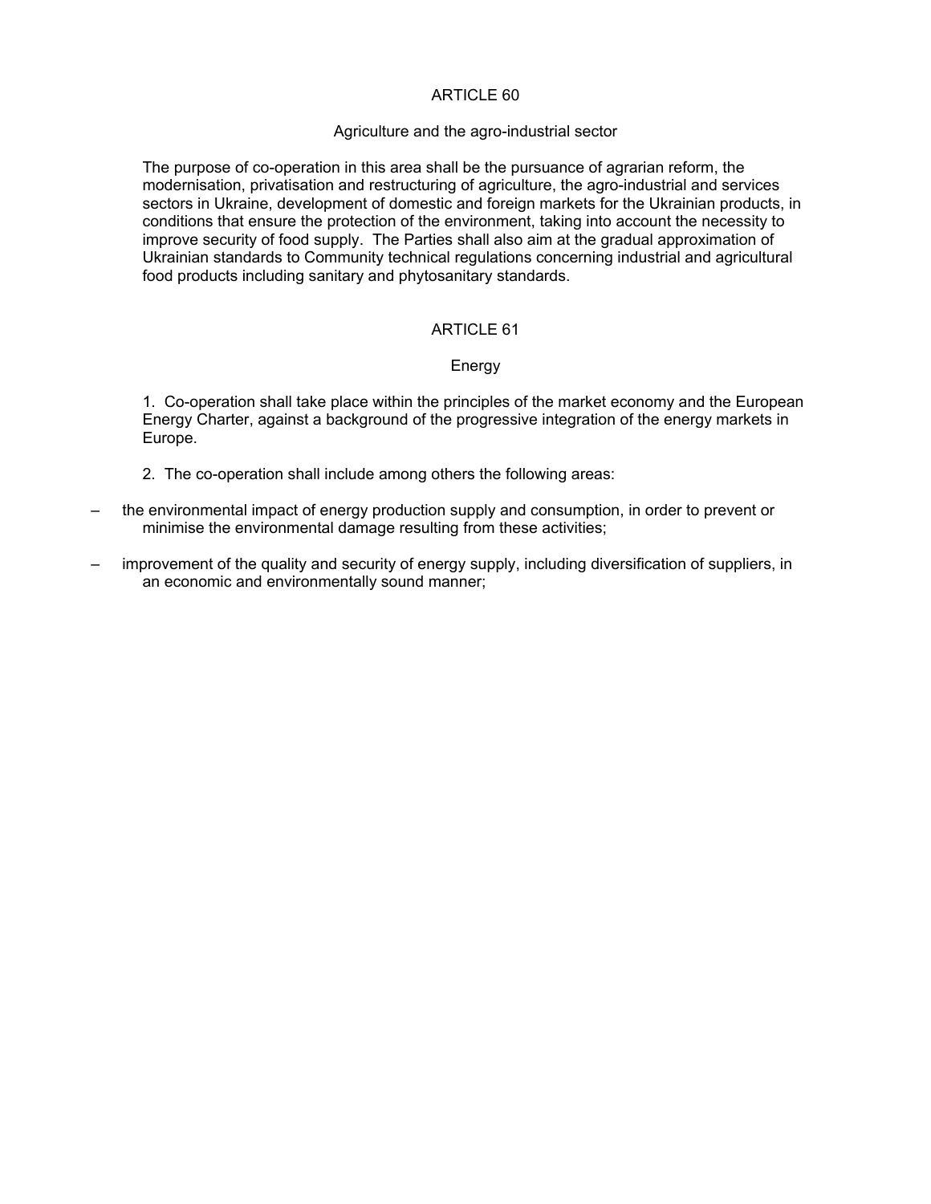## ARTICLE 60

### Agriculture and the agro-industrial sector

The purpose of co-operation in this area shall be the pursuance of agrarian reform, the modernisation, privatisation and restructuring of agriculture, the agro-industrial and services sectors in Ukraine, development of domestic and foreign markets for the Ukrainian products, in conditions that ensure the protection of the environment, taking into account the necessity to improve security of food supply. The Parties shall also aim at the gradual approximation of Ukrainian standards to Community technical regulations concerning industrial and agricultural food products including sanitary and phytosanitary standards.

## ARTICLE 61

### Energy

1. Co-operation shall take place within the principles of the market economy and the European Energy Charter, against a background of the progressive integration of the energy markets in Europe.

2. The co-operation shall include among others the following areas:

– the environmental impact of energy production supply and consumption, in order to prevent or minimise the environmental damage resulting from these activities;

– improvement of the quality and security of energy supply, including diversification of suppliers, in an economic and environmentally sound manner;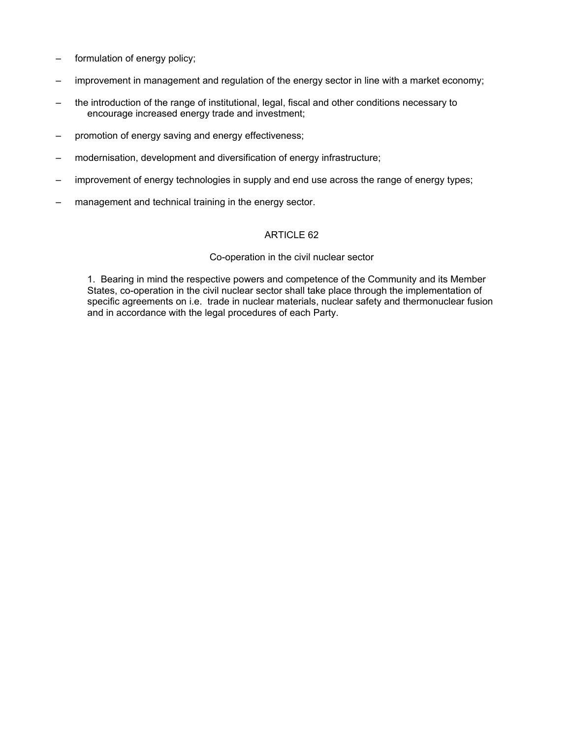- formulation of energy policy;
- improvement in management and regulation of the energy sector in line with a market economy;
- the introduction of the range of institutional, legal, fiscal and other conditions necessary to encourage increased energy trade and investment;
- promotion of energy saving and energy effectiveness;
- modernisation, development and diversification of energy infrastructure;
- improvement of energy technologies in supply and end use across the range of energy types;
- management and technical training in the energy sector.

## ARTICLE 62

### Co-operation in the civil nuclear sector

1. Bearing in mind the respective powers and competence of the Community and its Member States, co-operation in the civil nuclear sector shall take place through the implementation of specific agreements on i.e. trade in nuclear materials, nuclear safety and thermonuclear fusion and in accordance with the legal procedures of each Party.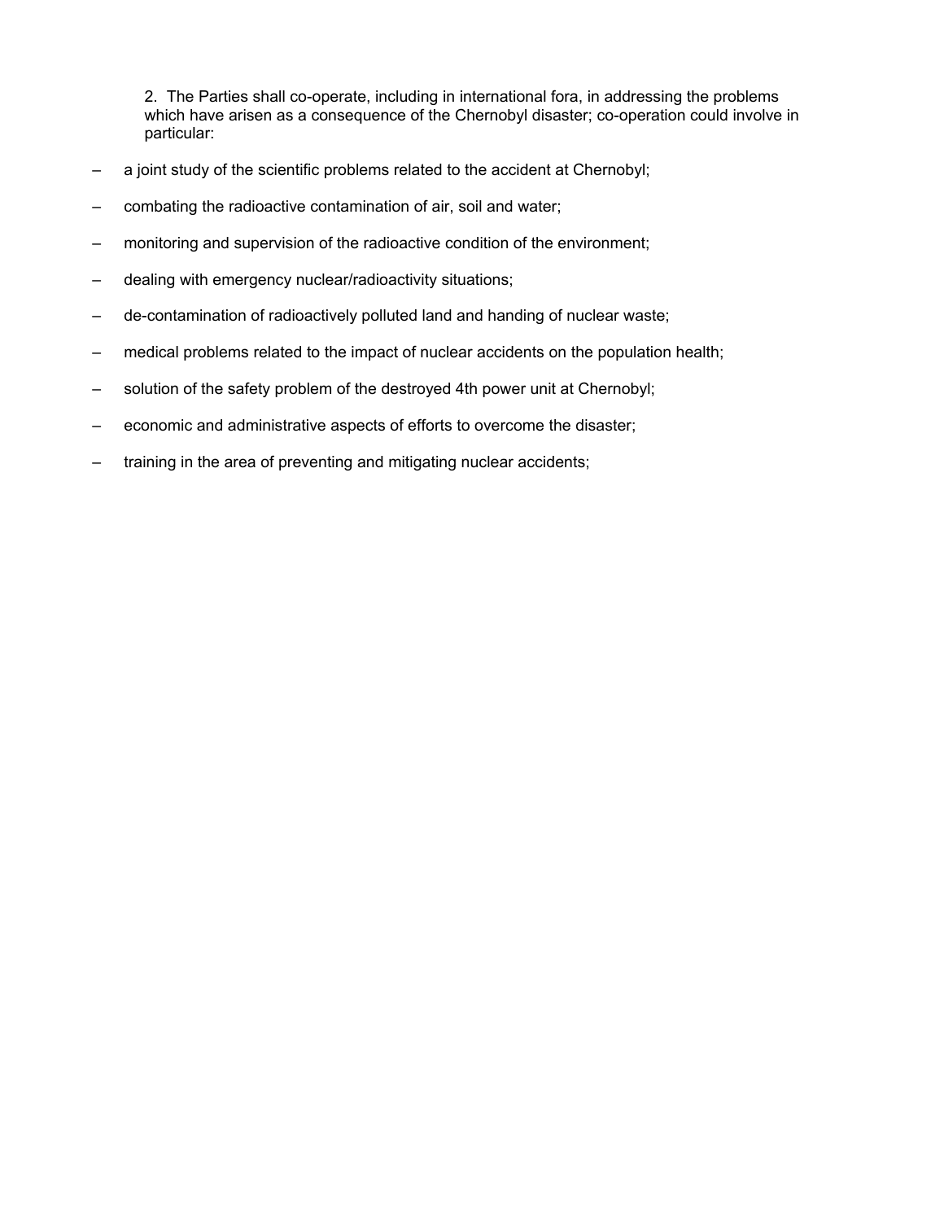2. The Parties shall co-operate, including in international fora, in addressing the problems which have arisen as a consequence of the Chernobyl disaster; co-operation could involve in particular:

– a joint study of the scientific problems related to the accident at Chernobyl;

– combating the radioactive contamination of air, soil and water;

– monitoring and supervision of the radioactive condition of the environment;

– dealing with emergency nuclear/radioactivity situations;

– de-contamination of radioactively polluted land and handing of nuclear waste;

– medical problems related to the impact of nuclear accidents on the population health;

– solution of the safety problem of the destroyed 4th power unit at Chernobyl;

– economic and administrative aspects of efforts to overcome the disaster;

– training in the area of preventing and mitigating nuclear accidents;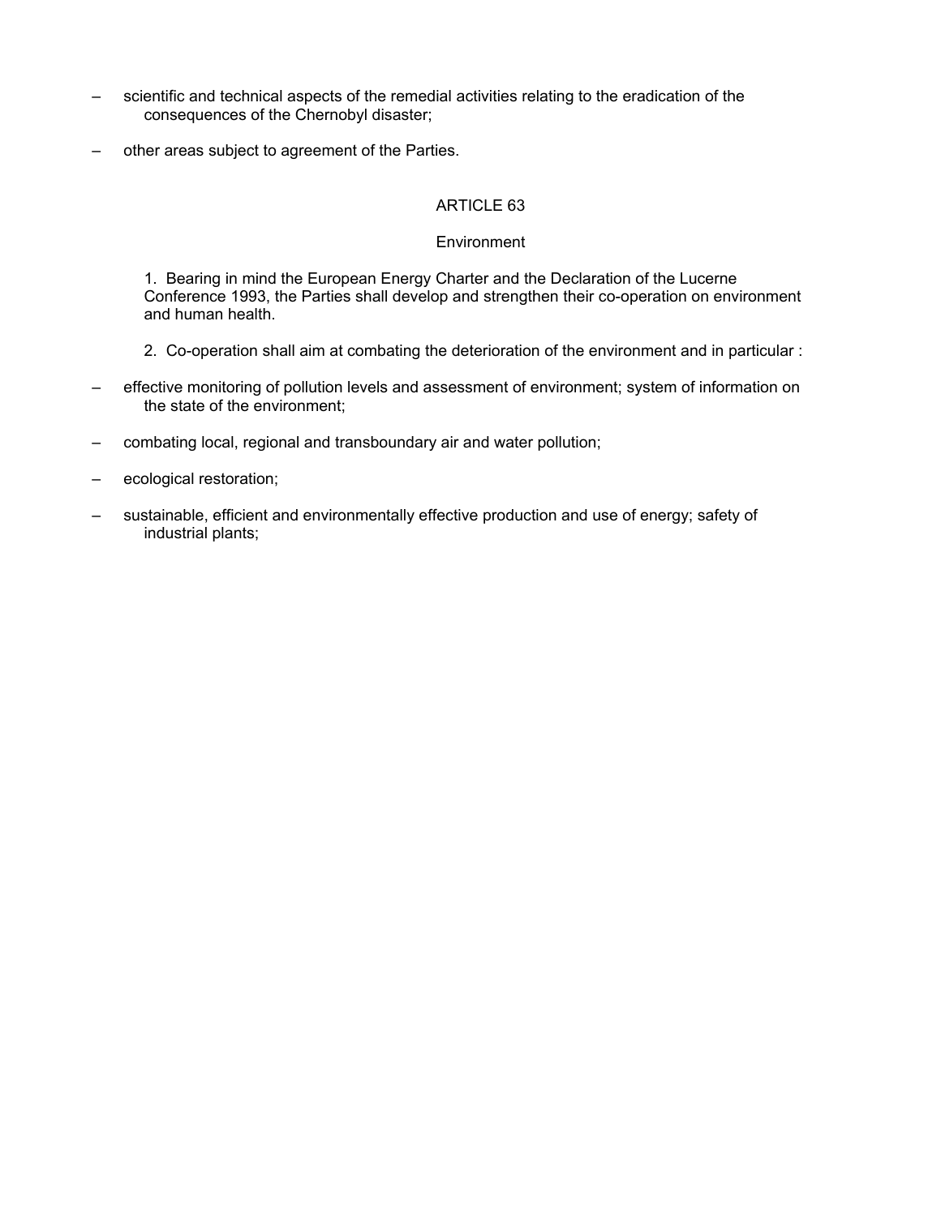- scientific and technical aspects of the remedial activities relating to the eradication of the consequences of the Chernobyl disaster;
- other areas subject to agreement of the Parties.

ARTICLE 63

Environment

1. Bearing in mind the European Energy Charter and the Declaration of the Lucerne Conference 1993, the Parties shall develop and strengthen their co-operation on environment and human health.

2. Co-operation shall aim at combating the deterioration of the environment and in particular :

- effective monitoring of pollution levels and assessment of environment; system of information on the state of the environment;
- combating local, regional and transboundary air and water pollution;
- ecological restoration;
- sustainable, efficient and environmentally effective production and use of energy; safety of industrial plants;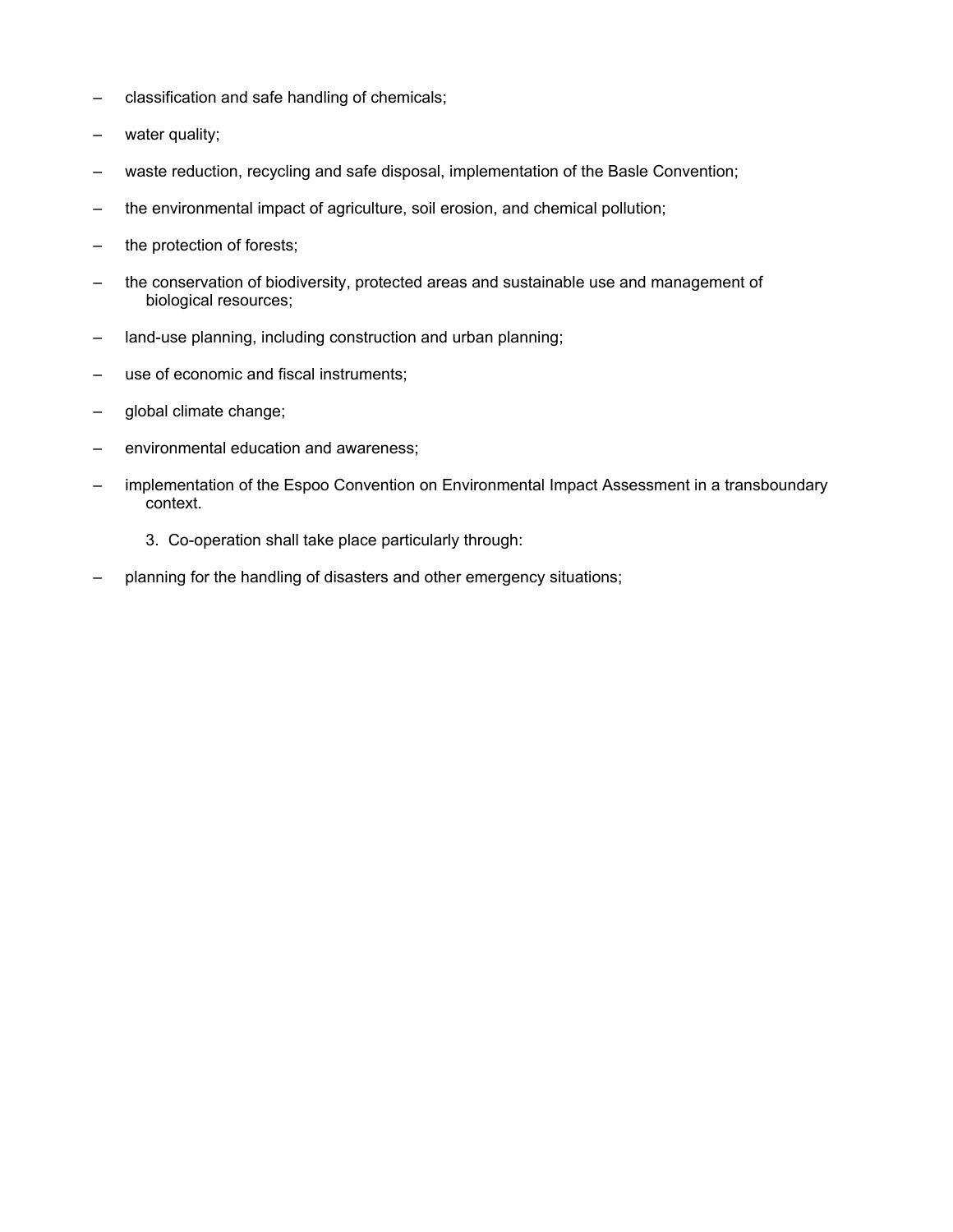- classification and safe handling of chemicals;
- water quality;
- waste reduction, recycling and safe disposal, implementation of the Basle Convention;
- the environmental impact of agriculture, soil erosion, and chemical pollution;
- the protection of forests;
- the conservation of biodiversity, protected areas and sustainable use and management of biological resources;
- land-use planning, including construction and urban planning;
- use of economic and fiscal instruments;
- global climate change;
- environmental education and awareness;
- implementation of the Espoo Convention on Environmental Impact Assessment in a transboundary context.

3. Co-operation shall take place particularly through:

- planning for the handling of disasters and other emergency situations;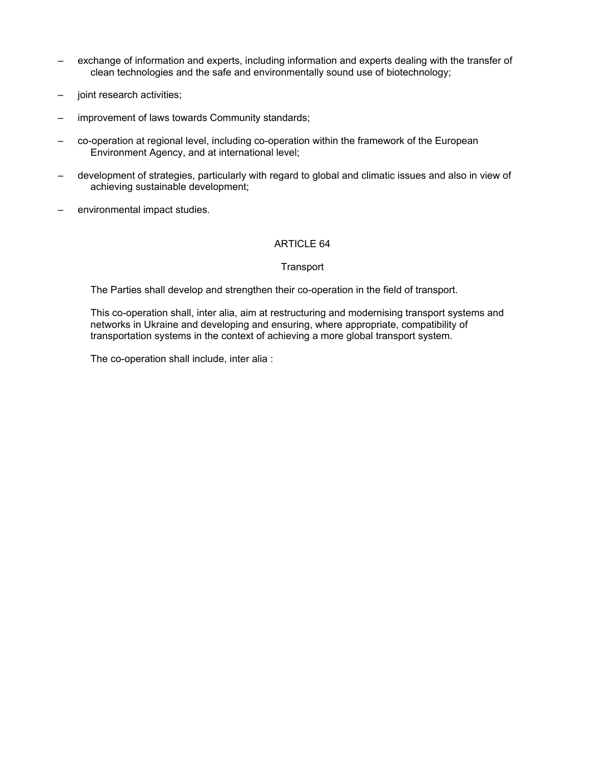- exchange of information and experts, including information and experts dealing with the transfer of clean technologies and the safe and environmentally sound use of biotechnology;
- joint research activities;
- improvement of laws towards Community standards;
- co-operation at regional level, including co-operation within the framework of the European Environment Agency, and at international level;
- development of strategies, particularly with regard to global and climatic issues and also in view of achieving sustainable development;
- environmental impact studies.

## ARTICLE 64

### Transport

The Parties shall develop and strengthen their co-operation in the field of transport.

This co-operation shall, inter alia, aim at restructuring and modernising transport systems and networks in Ukraine and developing and ensuring, where appropriate, compatibility of transportation systems in the context of achieving a more global transport system.

The co-operation shall include, inter alia :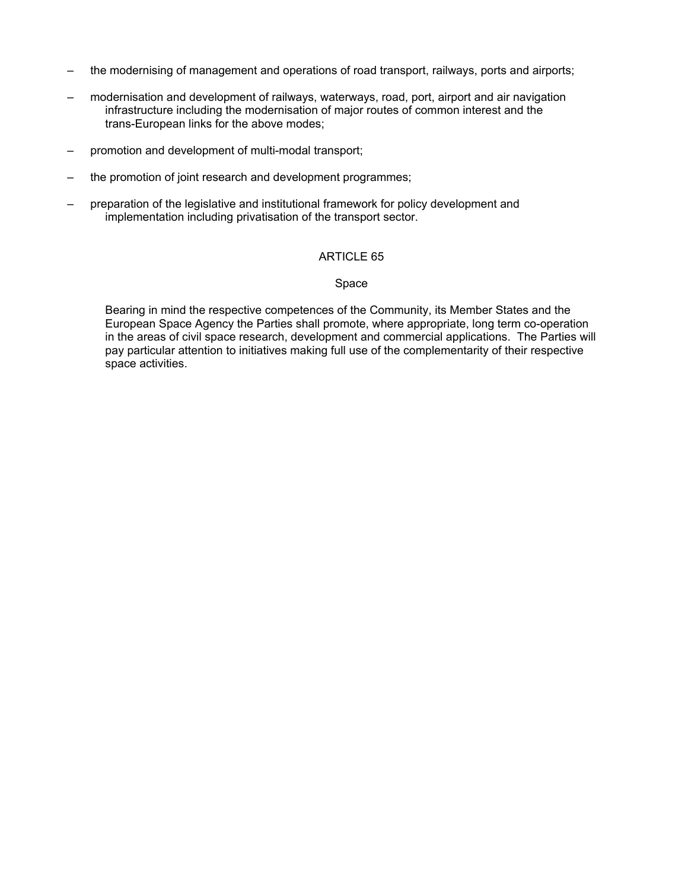- the modernising of management and operations of road transport, railways, ports and airports;
- modernisation and development of railways, waterways, road, port, airport and air navigation infrastructure including the modernisation of major routes of common interest and the trans-European links for the above modes;
- promotion and development of multi-modal transport;
- the promotion of joint research and development programmes;
- preparation of the legislative and institutional framework for policy development and implementation including privatisation of the transport sector.

## ARTICLE 65

### Space

Bearing in mind the respective competences of the Community, its Member States and the European Space Agency the Parties shall promote, where appropriate, long term co-operation in the areas of civil space research, development and commercial applications. The Parties will pay particular attention to initiatives making full use of the complementarity of their respective space activities.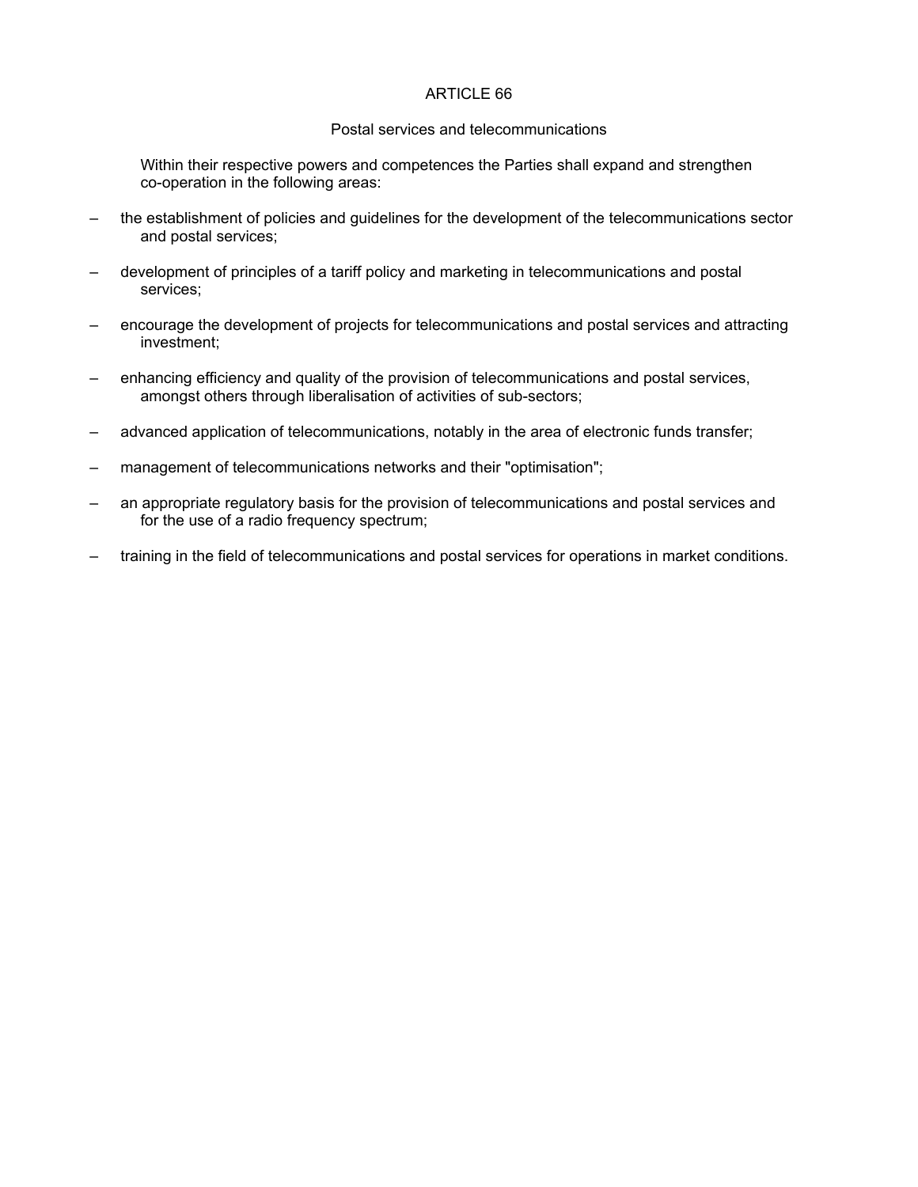## ARTICLE 66

### Postal services and telecommunications

Within their respective powers and competences the Parties shall expand and strengthen co-operation in the following areas:

- the establishment of policies and guidelines for the development of the telecommunications sector and postal services;
- development of principles of a tariff policy and marketing in telecommunications and postal services;
- encourage the development of projects for telecommunications and postal services and attracting investment;
- enhancing efficiency and quality of the provision of telecommunications and postal services, amongst others through liberalisation of activities of sub-sectors;
- advanced application of telecommunications, notably in the area of electronic funds transfer;
- management of telecommunications networks and their "optimisation";
- an appropriate regulatory basis for the provision of telecommunications and postal services and for the use of a radio frequency spectrum;
- training in the field of telecommunications and postal services for operations in market conditions.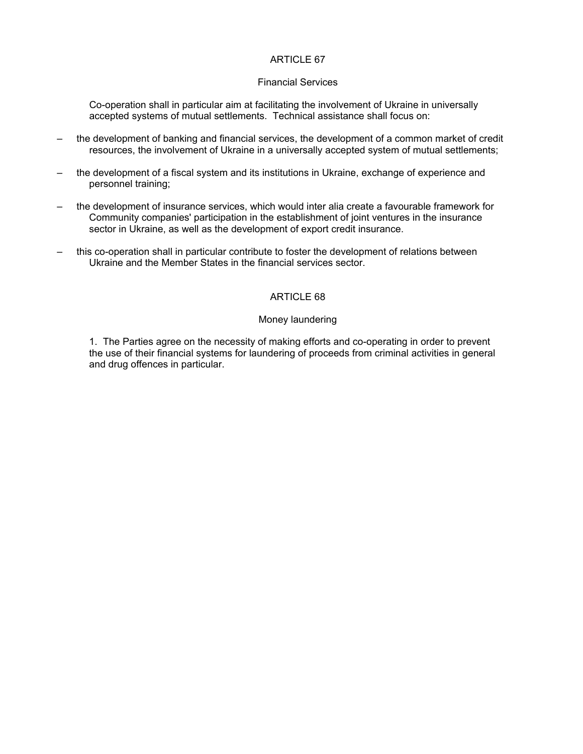## ARTICLE 67

### Financial Services

Co-operation shall in particular aim at facilitating the involvement of Ukraine in universally accepted systems of mutual settlements. Technical assistance shall focus on:

- the development of banking and financial services, the development of a common market of credit resources, the involvement of Ukraine in a universally accepted system of mutual settlements;
- the development of a fiscal system and its institutions in Ukraine, exchange of experience and personnel training;
- the development of insurance services, which would inter alia create a favourable framework for Community companies' participation in the establishment of joint ventures in the insurance sector in Ukraine, as well as the development of export credit insurance.
- this co-operation shall in particular contribute to foster the development of relations between Ukraine and the Member States in the financial services sector.

## ARTICLE 68

### Money laundering

1. The Parties agree on the necessity of making efforts and co-operating in order to prevent the use of their financial systems for laundering of proceeds from criminal activities in general and drug offences in particular.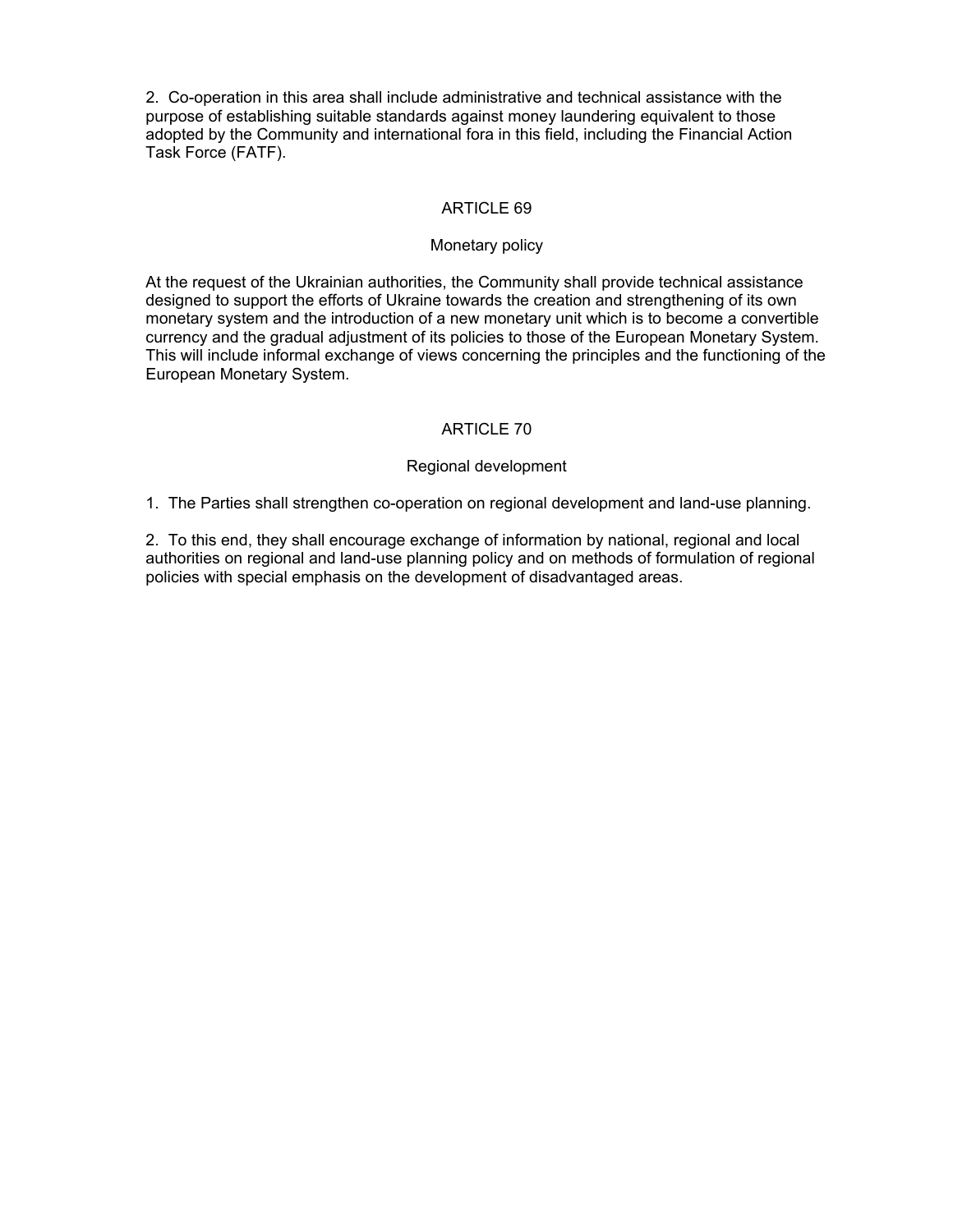2. Co-operation in this area shall include administrative and technical assistance with the purpose of establishing suitable standards against money laundering equivalent to those adopted by the Community and international fora in this field, including the Financial Action Task Force (FATF).

## ARTICLE 69

### Monetary policy

At the request of the Ukrainian authorities, the Community shall provide technical assistance designed to support the efforts of Ukraine towards the creation and strengthening of its own monetary system and the introduction of a new monetary unit which is to become a convertible currency and the gradual adjustment of its policies to those of the European Monetary System. This will include informal exchange of views concerning the principles and the functioning of the European Monetary System.

## ARTICLE 70

### Regional development

1. The Parties shall strengthen co-operation on regional development and land-use planning.

2. To this end, they shall encourage exchange of information by national, regional and local authorities on regional and land-use planning policy and on methods of formulation of regional policies with special emphasis on the development of disadvantaged areas.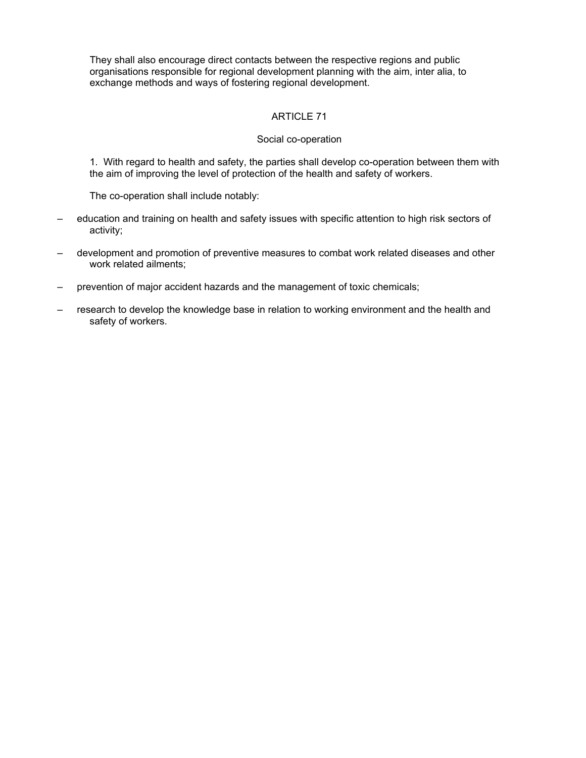They shall also encourage direct contacts between the respective regions and public organisations responsible for regional development planning with the aim, inter alia, to exchange methods and ways of fostering regional development.

## ARTICLE 71

### Social co-operation

1. With regard to health and safety, the parties shall develop co-operation between them with the aim of improving the level of protection of the health and safety of workers.

The co-operation shall include notably:

- education and training on health and safety issues with specific attention to high risk sectors of activity;
- development and promotion of preventive measures to combat work related diseases and other work related ailments;
- prevention of major accident hazards and the management of toxic chemicals;
- research to develop the knowledge base in relation to working environment and the health and safety of workers.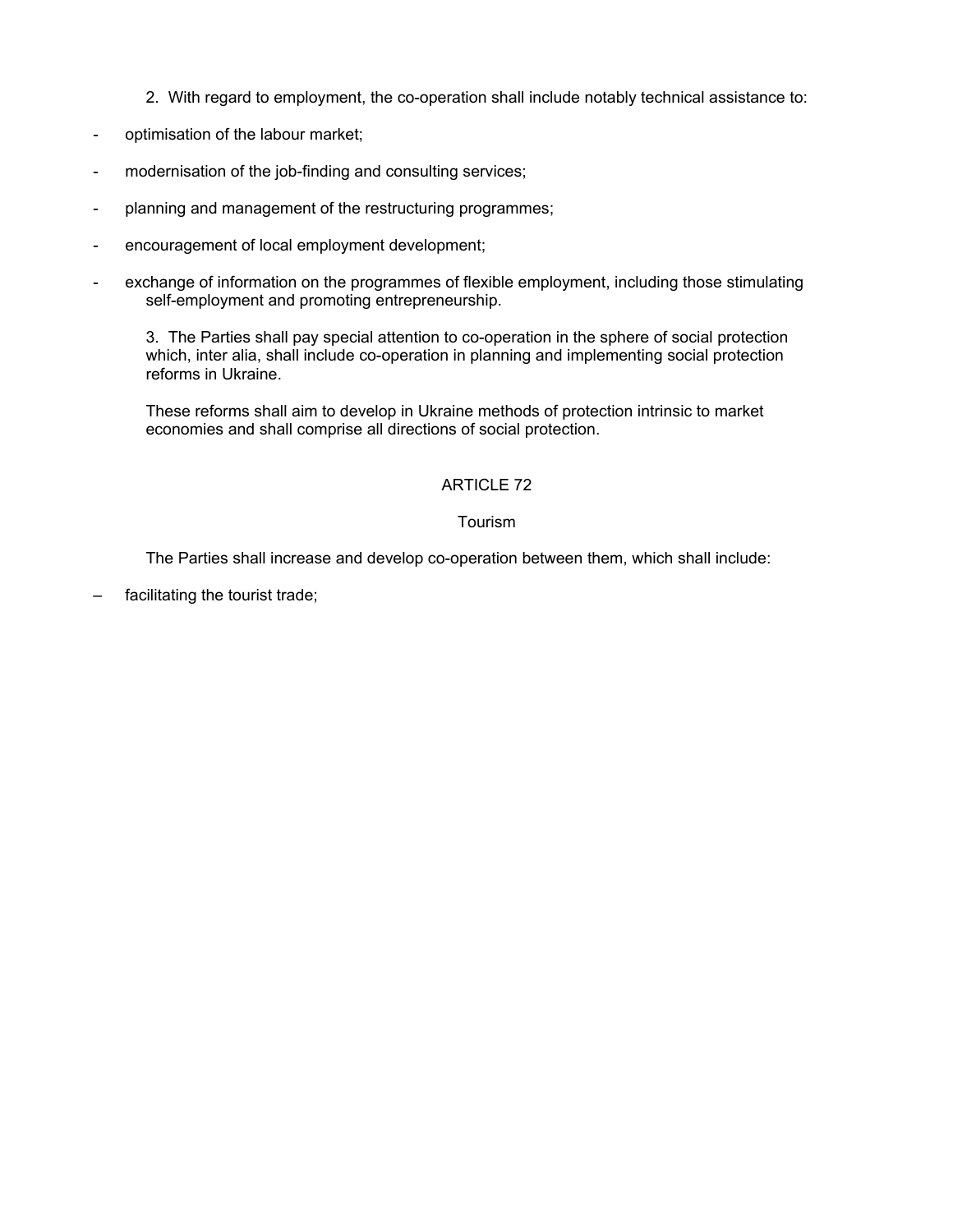2. With regard to employment, the co-operation shall include notably technical assistance to:

- optimisation of the labour market;
- modernisation of the job-finding and consulting services;
- planning and management of the restructuring programmes;
- encouragement of local employment development;
- exchange of information on the programmes of flexible employment, including those stimulating self-employment and promoting entrepreneurship.

3. The Parties shall pay special attention to co-operation in the sphere of social protection which, inter alia, shall include co-operation in planning and implementing social protection reforms in Ukraine.

These reforms shall aim to develop in Ukraine methods of protection intrinsic to market economies and shall comprise all directions of social protection.

## ARTICLE 72

### Tourism

The Parties shall increase and develop co-operation between them, which shall include:

– facilitating the tourist trade;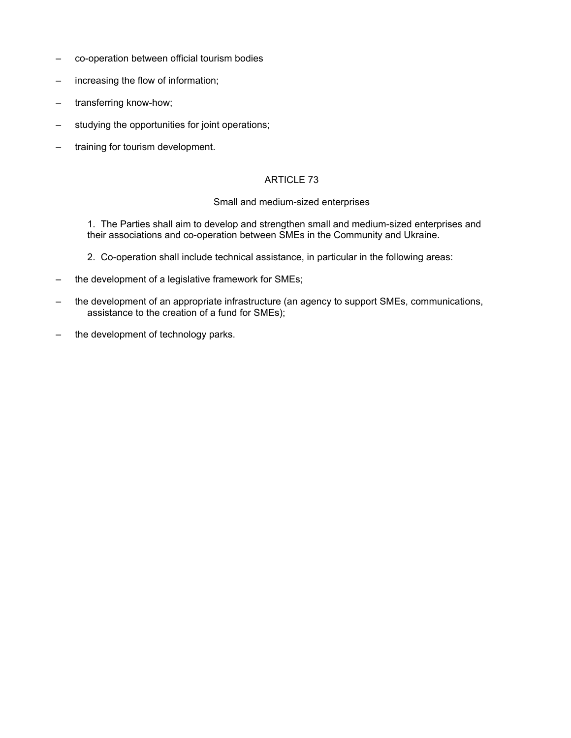– co-operation between official tourism bodies

– increasing the flow of information;

– transferring know-how;

– studying the opportunities for joint operations;

– training for tourism development.

ARTICLE 73

Small and medium-sized enterprises

1. The Parties shall aim to develop and strengthen small and medium-sized enterprises and their associations and co-operation between SMEs in the Community and Ukraine.

2. Co-operation shall include technical assistance, in particular in the following areas:

– the development of a legislative framework for SMEs;

– the development of an appropriate infrastructure (an agency to support SMEs, communications, assistance to the creation of a fund for SMEs);

– the development of technology parks.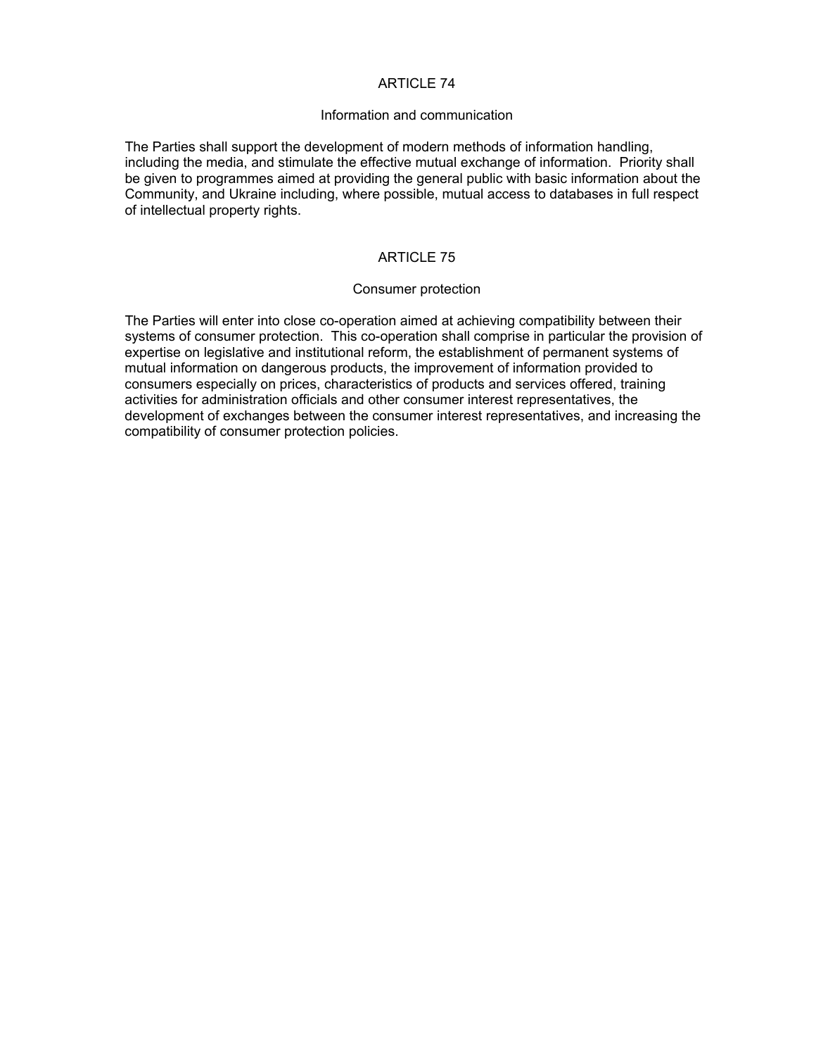## ARTICLE 74

### Information and communication

The Parties shall support the development of modern methods of information handling, including the media, and stimulate the effective mutual exchange of information. Priority shall be given to programmes aimed at providing the general public with basic information about the Community, and Ukraine including, where possible, mutual access to databases in full respect of intellectual property rights.

## ARTICLE 75

### Consumer protection

The Parties will enter into close co-operation aimed at achieving compatibility between their systems of consumer protection. This co-operation shall comprise in particular the provision of expertise on legislative and institutional reform, the establishment of permanent systems of mutual information on dangerous products, the improvement of information provided to consumers especially on prices, characteristics of products and services offered, training activities for administration officials and other consumer interest representatives, the development of exchanges between the consumer interest representatives, and increasing the compatibility of consumer protection policies.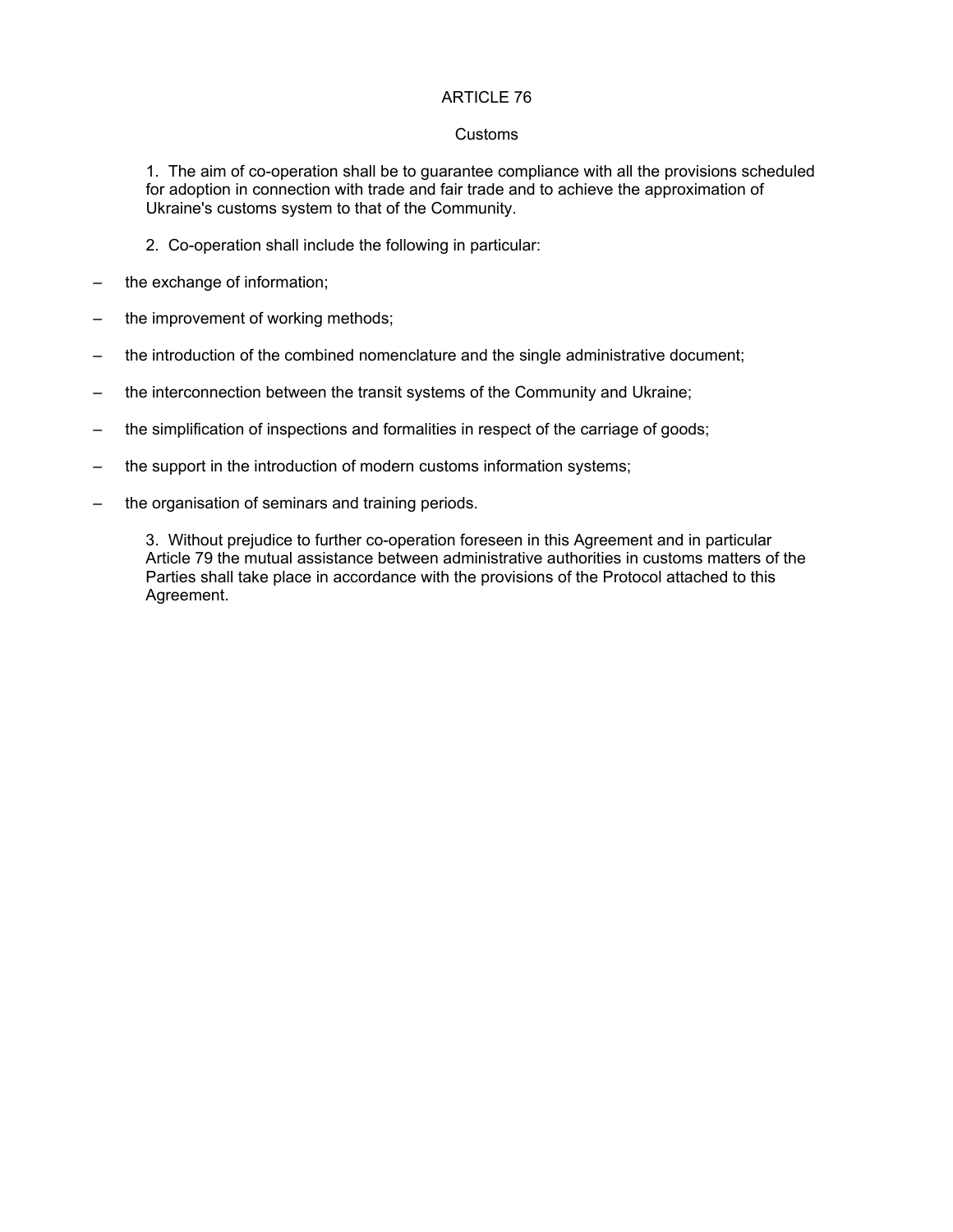## ARTICLE 76

### Customs

1. The aim of co-operation shall be to guarantee compliance with all the provisions scheduled for adoption in connection with trade and fair trade and to achieve the approximation of Ukraine's customs system to that of the Community.

2. Co-operation shall include the following in particular:

- the exchange of information;
- the improvement of working methods;
- the introduction of the combined nomenclature and the single administrative document;
- the interconnection between the transit systems of the Community and Ukraine;
- the simplification of inspections and formalities in respect of the carriage of goods;
- the support in the introduction of modern customs information systems;
- the organisation of seminars and training periods.

3. Without prejudice to further co-operation foreseen in this Agreement and in particular Article 79 the mutual assistance between administrative authorities in customs matters of the Parties shall take place in accordance with the provisions of the Protocol attached to this Agreement.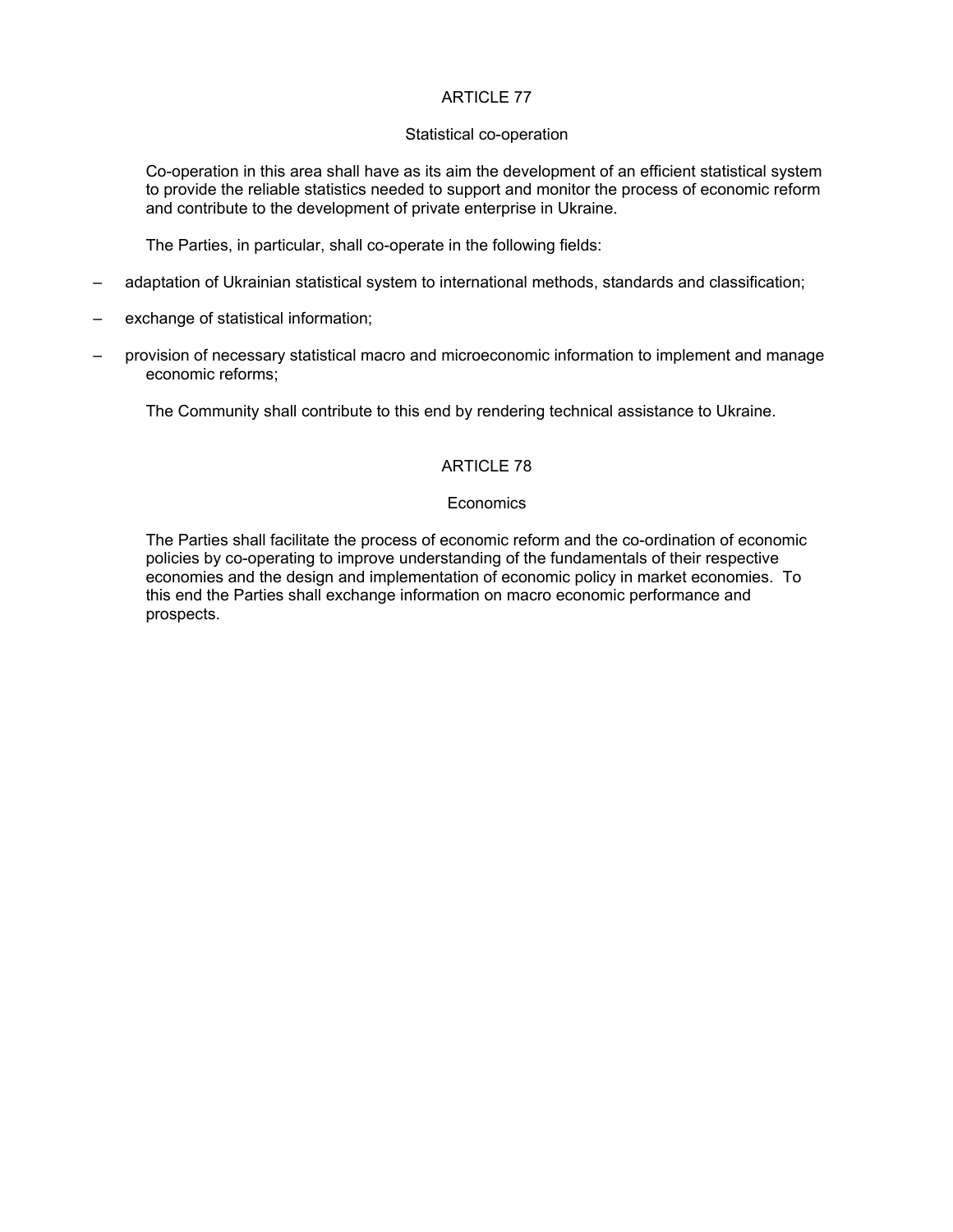## ARTICLE 77

### Statistical co-operation

Co-operation in this area shall have as its aim the development of an efficient statistical system to provide the reliable statistics needed to support and monitor the process of economic reform and contribute to the development of private enterprise in Ukraine.

The Parties, in particular, shall co-operate in the following fields:

- adaptation of Ukrainian statistical system to international methods, standards and classification;
- exchange of statistical information;
- provision of necessary statistical macro and microeconomic information to implement and manage economic reforms;

The Community shall contribute to this end by rendering technical assistance to Ukraine.

## ARTICLE 78

### Economics

The Parties shall facilitate the process of economic reform and the co-ordination of economic policies by co-operating to improve understanding of the fundamentals of their respective economies and the design and implementation of economic policy in market economies. To this end the Parties shall exchange information on macro economic performance and prospects.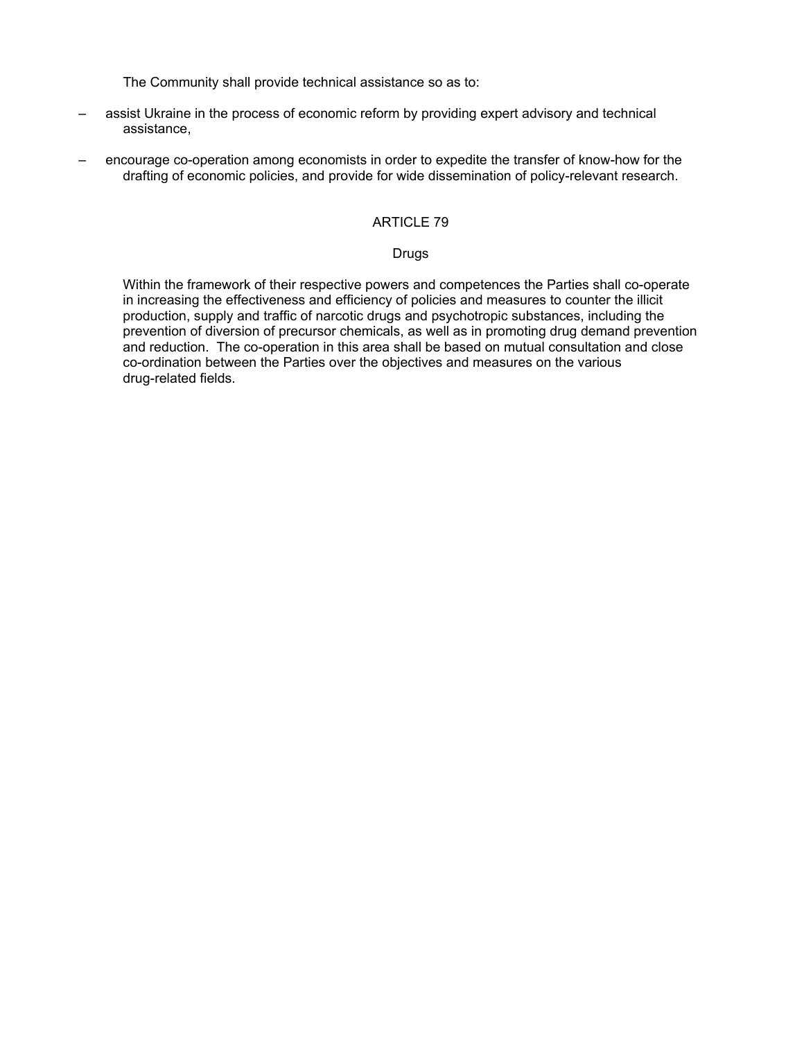The Community shall provide technical assistance so as to:

- assist Ukraine in the process of economic reform by providing expert advisory and technical assistance,
- encourage co-operation among economists in order to expedite the transfer of know-how for the drafting of economic policies, and provide for wide dissemination of policy-relevant research.

## ARTICLE 79

### Drugs

Within the framework of their respective powers and competences the Parties shall co-operate in increasing the effectiveness and efficiency of policies and measures to counter the illicit production, supply and traffic of narcotic drugs and psychotropic substances, including the prevention of diversion of precursor chemicals, as well as in promoting drug demand prevention and reduction. The co-operation in this area shall be based on mutual consultation and close co-ordination between the Parties over the objectives and measures on the various drug-related fields.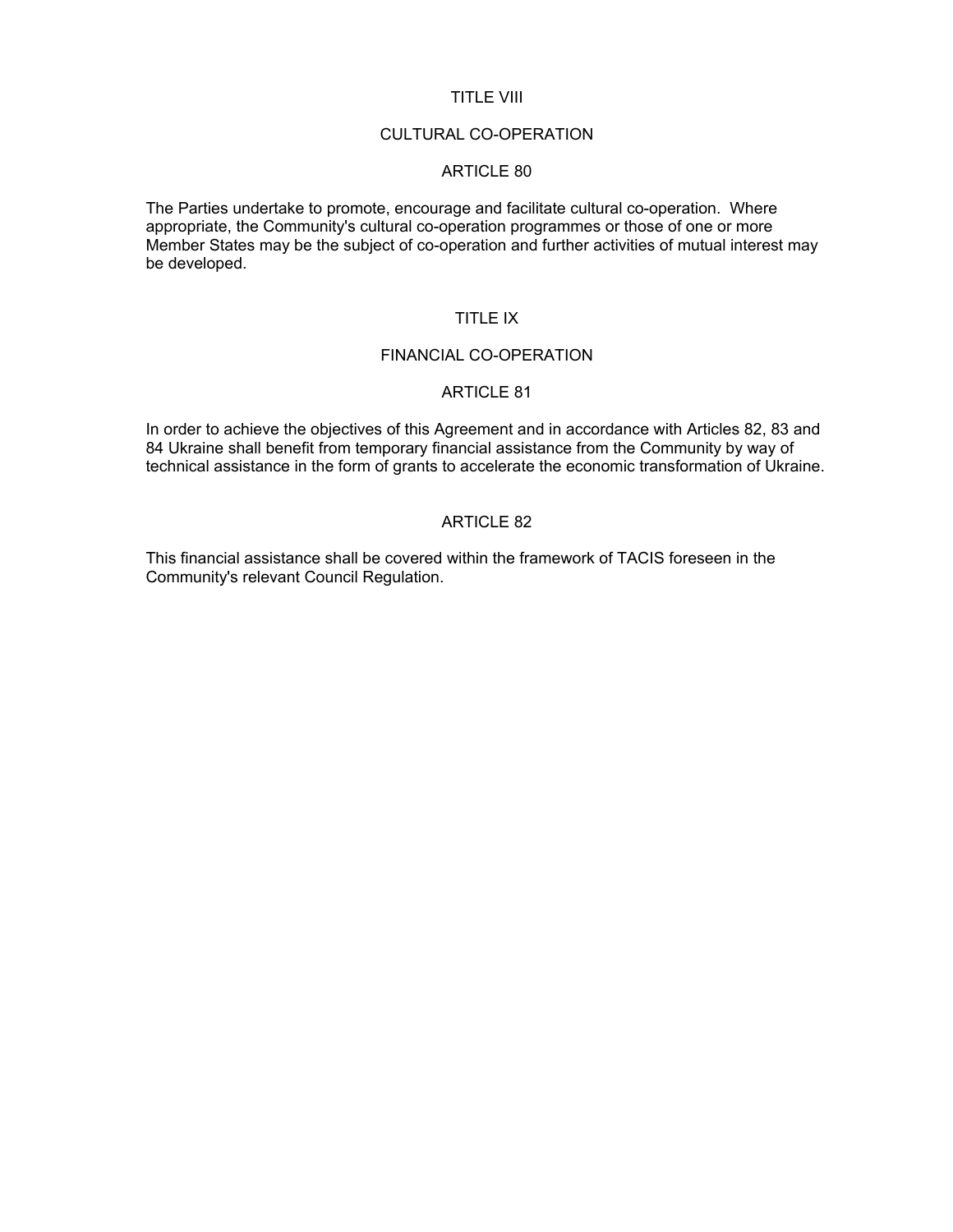## TITLE VIII

## CULTURAL CO-OPERATION

### ARTICLE 80

The Parties undertake to promote, encourage and facilitate cultural co-operation. Where appropriate, the Community's cultural co-operation programmes or those of one or more Member States may be the subject of co-operation and further activities of mutual interest may be developed.

## TITLE IX

## FINANCIAL CO-OPERATION

### ARTICLE 81

In order to achieve the objectives of this Agreement and in accordance with Articles 82, 83 and 84 Ukraine shall benefit from temporary financial assistance from the Community by way of technical assistance in the form of grants to accelerate the economic transformation of Ukraine.

### ARTICLE 82

This financial assistance shall be covered within the framework of TACIS foreseen in the Community's relevant Council Regulation.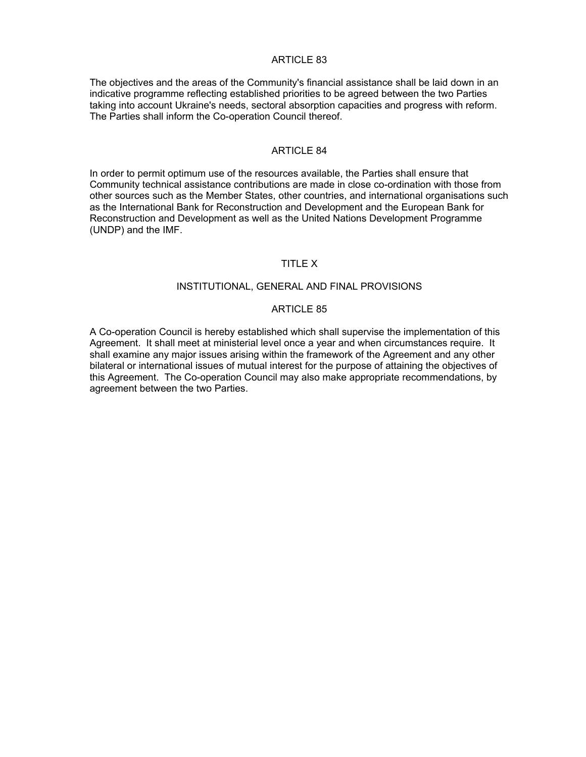### ARTICLE 83

The objectives and the areas of the Community's financial assistance shall be laid down in an indicative programme reflecting established priorities to be agreed between the two Parties taking into account Ukraine's needs, sectoral absorption capacities and progress with reform. The Parties shall inform the Co-operation Council thereof.

### ARTICLE 84

In order to permit optimum use of the resources available, the Parties shall ensure that Community technical assistance contributions are made in close co-ordination with those from other sources such as the Member States, other countries, and international organisations such as the International Bank for Reconstruction and Development and the European Bank for Reconstruction and Development as well as the United Nations Development Programme (UNDP) and the IMF.

## TITLE X

## INSTITUTIONAL, GENERAL AND FINAL PROVISIONS

### ARTICLE 85

A Co-operation Council is hereby established which shall supervise the implementation of this Agreement. It shall meet at ministerial level once a year and when circumstances require. It shall examine any major issues arising within the framework of the Agreement and any other bilateral or international issues of mutual interest for the purpose of attaining the objectives of this Agreement. The Co-operation Council may also make appropriate recommendations, by agreement between the two Parties.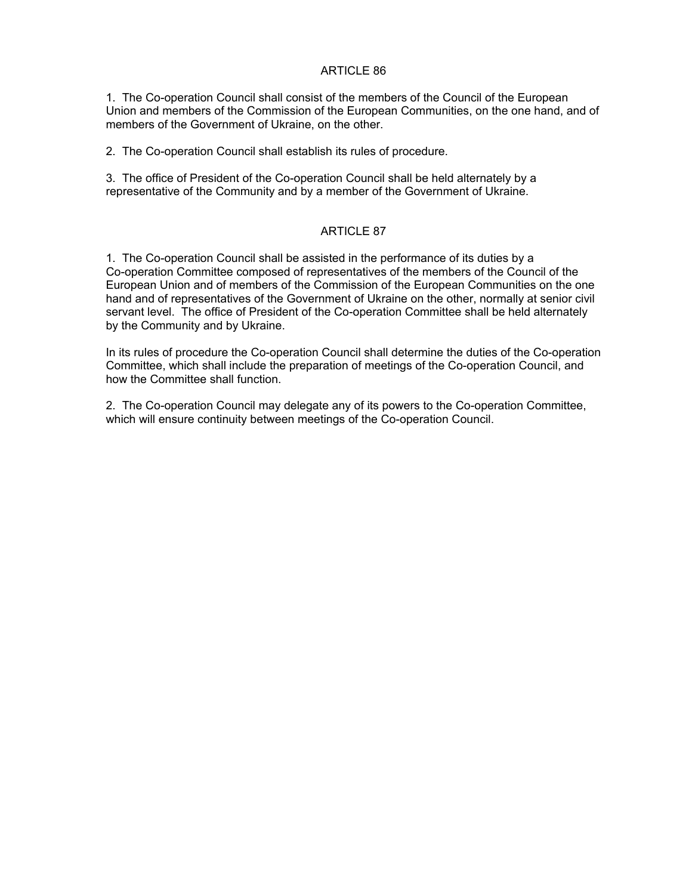## ARTICLE 86

1. The Co-operation Council shall consist of the members of the Council of the European Union and members of the Commission of the European Communities, on the one hand, and of members of the Government of Ukraine, on the other.

2. The Co-operation Council shall establish its rules of procedure.

3. The office of President of the Co-operation Council shall be held alternately by a representative of the Community and by a member of the Government of Ukraine.

## ARTICLE 87

1. The Co-operation Council shall be assisted in the performance of its duties by a Co-operation Committee composed of representatives of the members of the Council of the European Union and of members of the Commission of the European Communities on the one hand and of representatives of the Government of Ukraine on the other, normally at senior civil servant level. The office of President of the Co-operation Committee shall be held alternately by the Community and by Ukraine.

In its rules of procedure the Co-operation Council shall determine the duties of the Co-operation Committee, which shall include the preparation of meetings of the Co-operation Council, and how the Committee shall function.

2. The Co-operation Council may delegate any of its powers to the Co-operation Committee, which will ensure continuity between meetings of the Co-operation Council.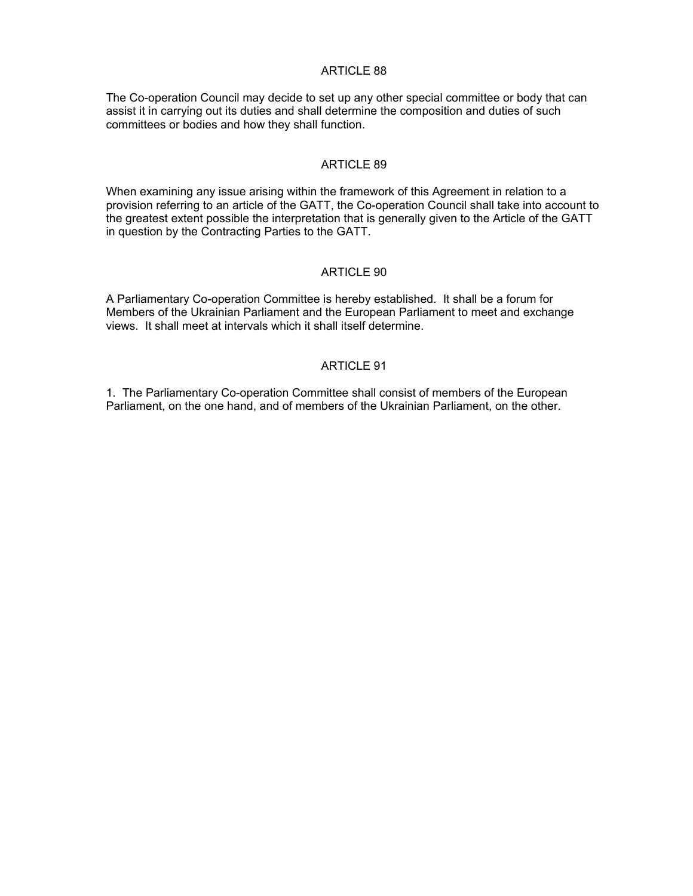## ARTICLE 88

The Co-operation Council may decide to set up any other special committee or body that can assist it in carrying out its duties and shall determine the composition and duties of such committees or bodies and how they shall function.

## ARTICLE 89

When examining any issue arising within the framework of this Agreement in relation to a provision referring to an article of the GATT, the Co-operation Council shall take into account to the greatest extent possible the interpretation that is generally given to the Article of the GATT in question by the Contracting Parties to the GATT.

## ARTICLE 90

A Parliamentary Co-operation Committee is hereby established. It shall be a forum for Members of the Ukrainian Parliament and the European Parliament to meet and exchange views. It shall meet at intervals which it shall itself determine.

## ARTICLE 91

1. The Parliamentary Co-operation Committee shall consist of members of the European Parliament, on the one hand, and of members of the Ukrainian Parliament, on the other.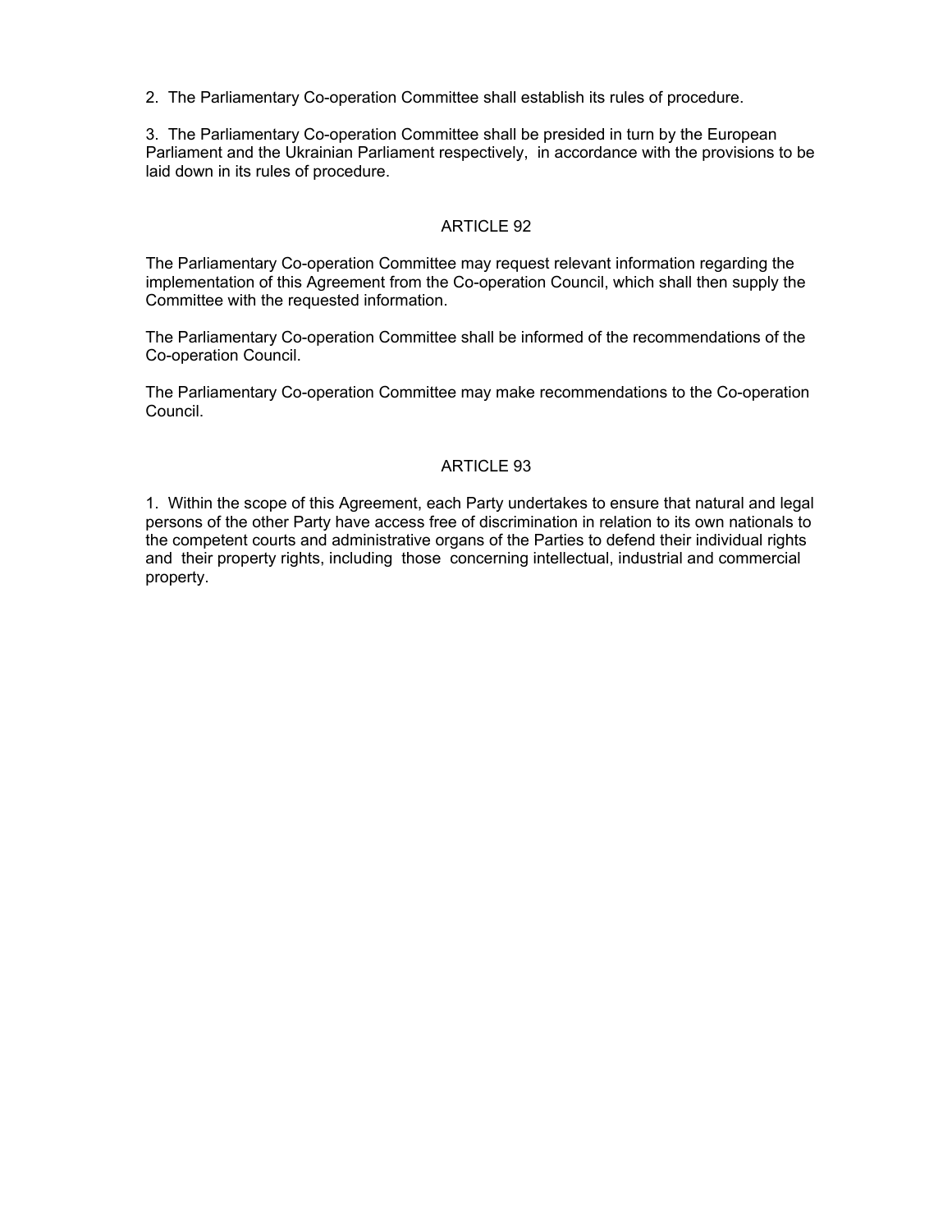2. The Parliamentary Co-operation Committee shall establish its rules of procedure.

3. The Parliamentary Co-operation Committee shall be presided in turn by the European Parliament and the Ukrainian Parliament respectively, in accordance with the provisions to be laid down in its rules of procedure.

## ARTICLE 92

The Parliamentary Co-operation Committee may request relevant information regarding the implementation of this Agreement from the Co-operation Council, which shall then supply the Committee with the requested information.

The Parliamentary Co-operation Committee shall be informed of the recommendations of the Co-operation Council.

The Parliamentary Co-operation Committee may make recommendations to the Co-operation Council.

## ARTICLE 93

1. Within the scope of this Agreement, each Party undertakes to ensure that natural and legal persons of the other Party have access free of discrimination in relation to its own nationals to the competent courts and administrative organs of the Parties to defend their individual rights and their property rights, including those concerning intellectual, industrial and commercial property.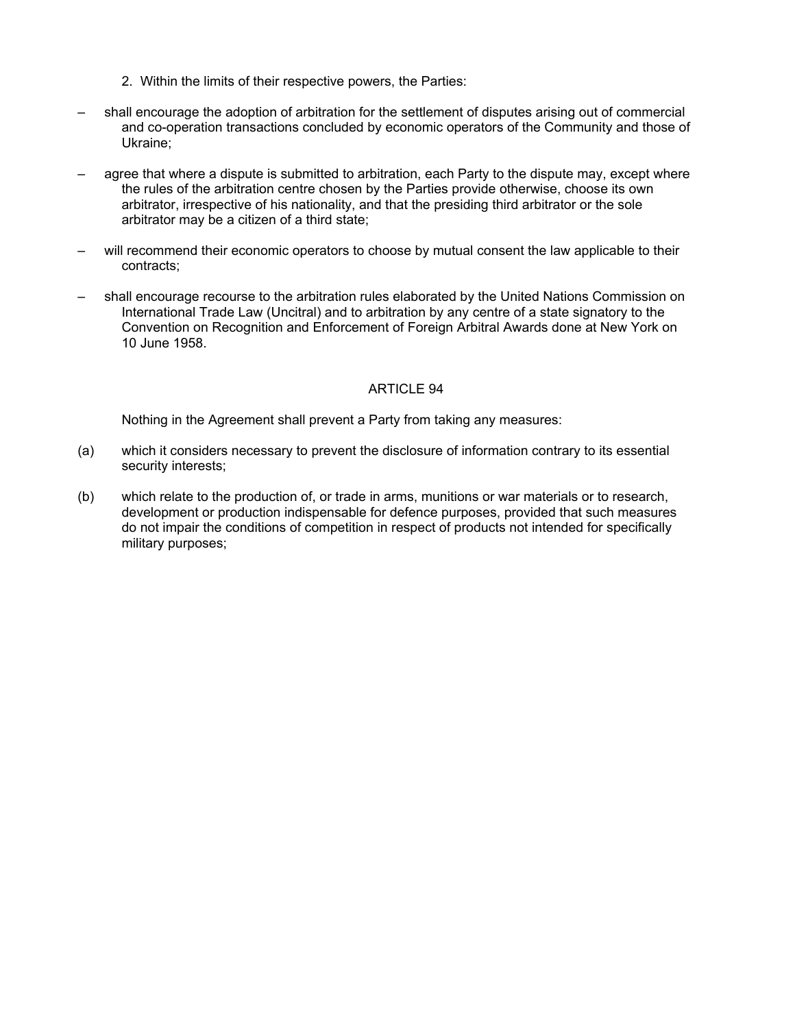2. Within the limits of their respective powers, the Parties:

– shall encourage the adoption of arbitration for the settlement of disputes arising out of commercial and co-operation transactions concluded by economic operators of the Community and those of Ukraine;

– agree that where a dispute is submitted to arbitration, each Party to the dispute may, except where the rules of the arbitration centre chosen by the Parties provide otherwise, choose its own arbitrator, irrespective of his nationality, and that the presiding third arbitrator or the sole arbitrator may be a citizen of a third state;

– will recommend their economic operators to choose by mutual consent the law applicable to their contracts;

– shall encourage recourse to the arbitration rules elaborated by the United Nations Commission on International Trade Law (Uncitral) and to arbitration by any centre of a state signatory to the Convention on Recognition and Enforcement of Foreign Arbitral Awards done at New York on 10 June 1958.

## ARTICLE 94

Nothing in the Agreement shall prevent a Party from taking any measures:

(a) which it considers necessary to prevent the disclosure of information contrary to its essential security interests;

(b) which relate to the production of, or trade in arms, munitions or war materials or to research, development or production indispensable for defence purposes, provided that such measures do not impair the conditions of competition in respect of products not intended for specifically military purposes;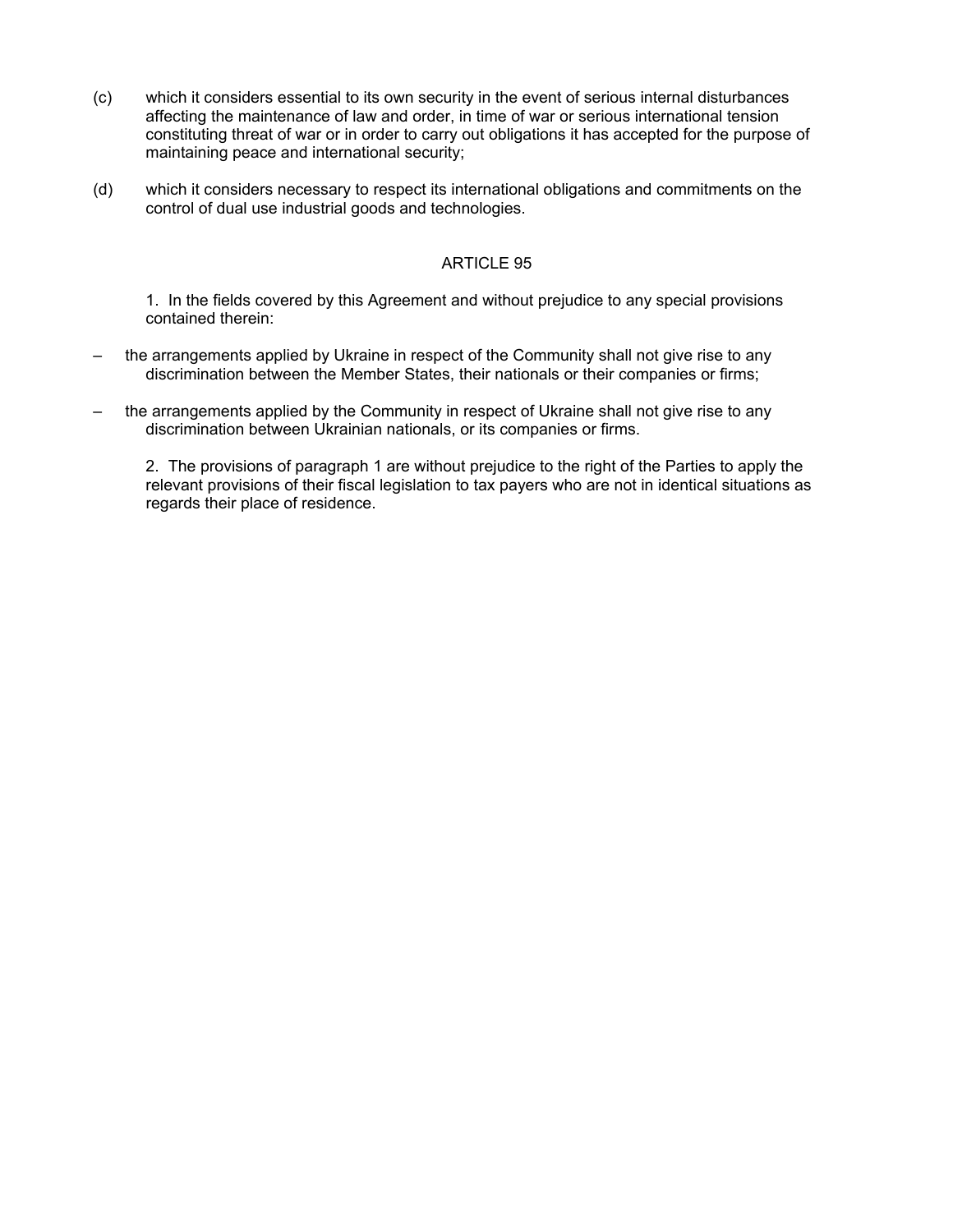(c) which it considers essential to its own security in the event of serious internal disturbances affecting the maintenance of law and order, in time of war or serious international tension constituting threat of war or in order to carry out obligations it has accepted for the purpose of maintaining peace and international security;

(d) which it considers necessary to respect its international obligations and commitments on the control of dual use industrial goods and technologies.

## ARTICLE 95

1. In the fields covered by this Agreement and without prejudice to any special provisions contained therein:

– the arrangements applied by Ukraine in respect of the Community shall not give rise to any discrimination between the Member States, their nationals or their companies or firms;

– the arrangements applied by the Community in respect of Ukraine shall not give rise to any discrimination between Ukrainian nationals, or its companies or firms.

2. The provisions of paragraph 1 are without prejudice to the right of the Parties to apply the relevant provisions of their fiscal legislation to tax payers who are not in identical situations as regards their place of residence.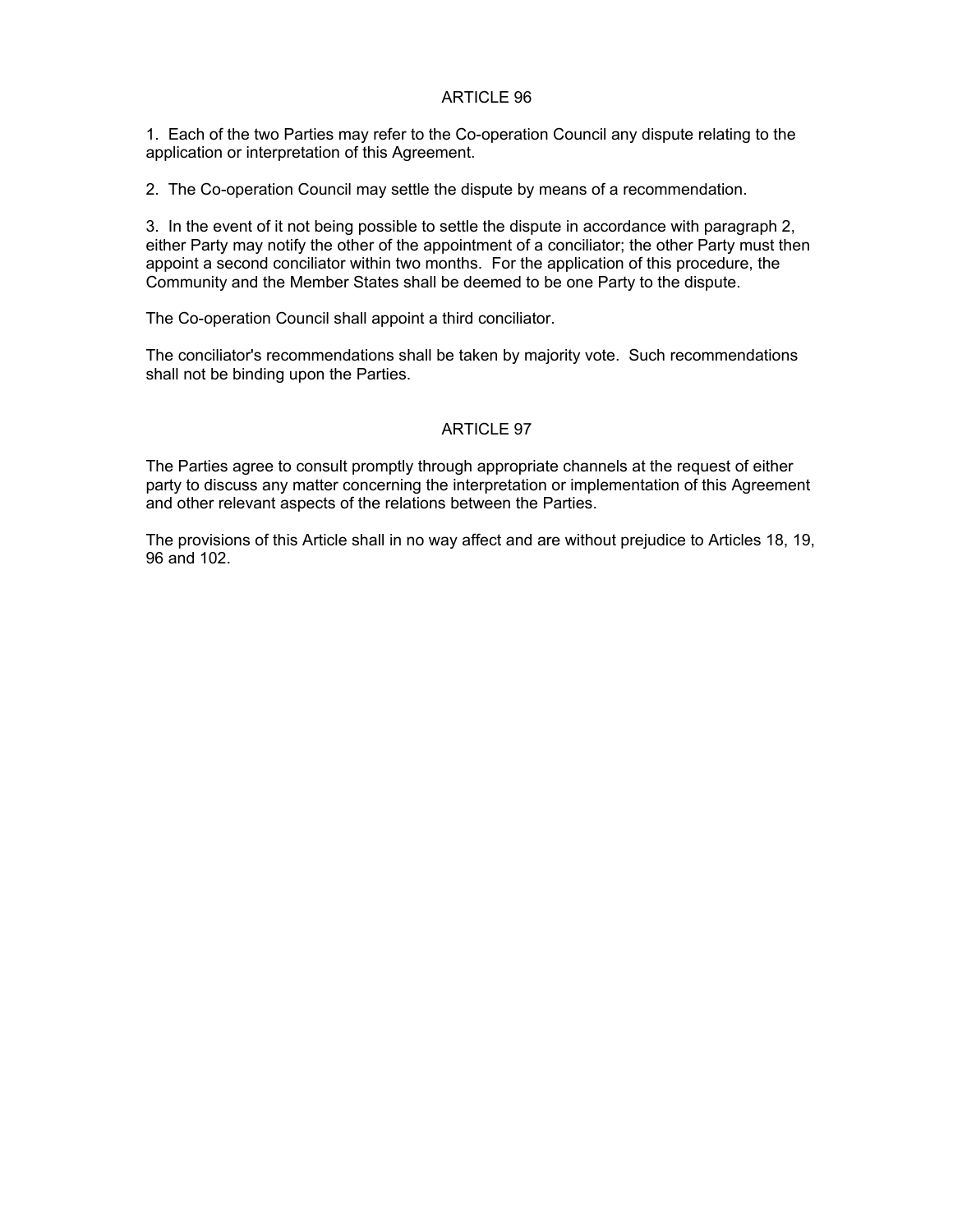## ARTICLE 96

1. Each of the two Parties may refer to the Co-operation Council any dispute relating to the application or interpretation of this Agreement.

2. The Co-operation Council may settle the dispute by means of a recommendation.

3. In the event of it not being possible to settle the dispute in accordance with paragraph 2, either Party may notify the other of the appointment of a conciliator; the other Party must then appoint a second conciliator within two months. For the application of this procedure, the Community and the Member States shall be deemed to be one Party to the dispute.

The Co-operation Council shall appoint a third conciliator.

The conciliator's recommendations shall be taken by majority vote. Such recommendations shall not be binding upon the Parties.

## ARTICLE 97

The Parties agree to consult promptly through appropriate channels at the request of either party to discuss any matter concerning the interpretation or implementation of this Agreement and other relevant aspects of the relations between the Parties.

The provisions of this Article shall in no way affect and are without prejudice to Articles 18, 19, 96 and 102.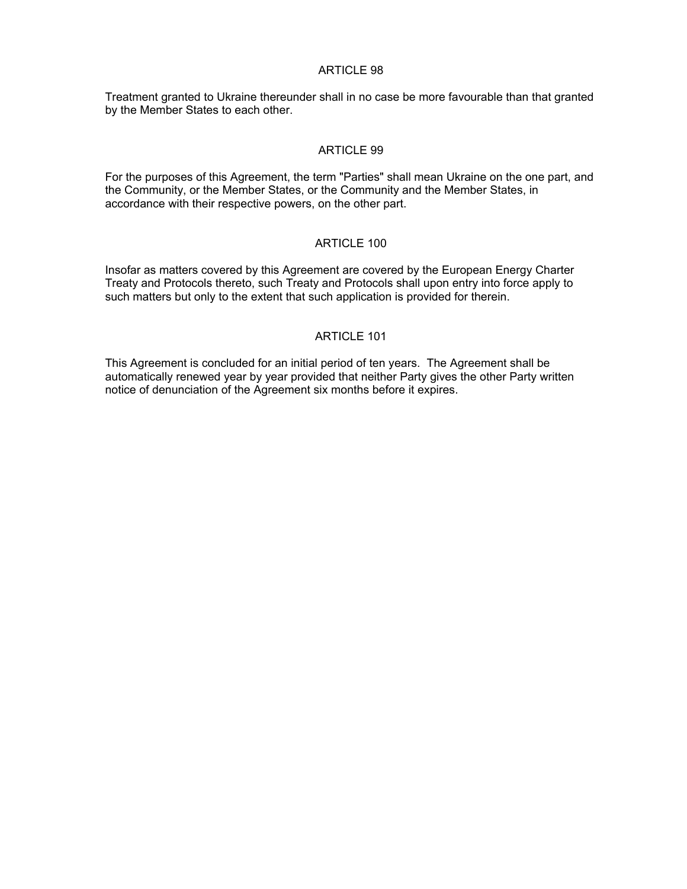## ARTICLE 98

Treatment granted to Ukraine thereunder shall in no case be more favourable than that granted by the Member States to each other.

## ARTICLE 99

For the purposes of this Agreement, the term "Parties" shall mean Ukraine on the one part, and the Community, or the Member States, or the Community and the Member States, in accordance with their respective powers, on the other part.

## ARTICLE 100

Insofar as matters covered by this Agreement are covered by the European Energy Charter Treaty and Protocols thereto, such Treaty and Protocols shall upon entry into force apply to such matters but only to the extent that such application is provided for therein.

## ARTICLE 101

This Agreement is concluded for an initial period of ten years. The Agreement shall be automatically renewed year by year provided that neither Party gives the other Party written notice of denunciation of the Agreement six months before it expires.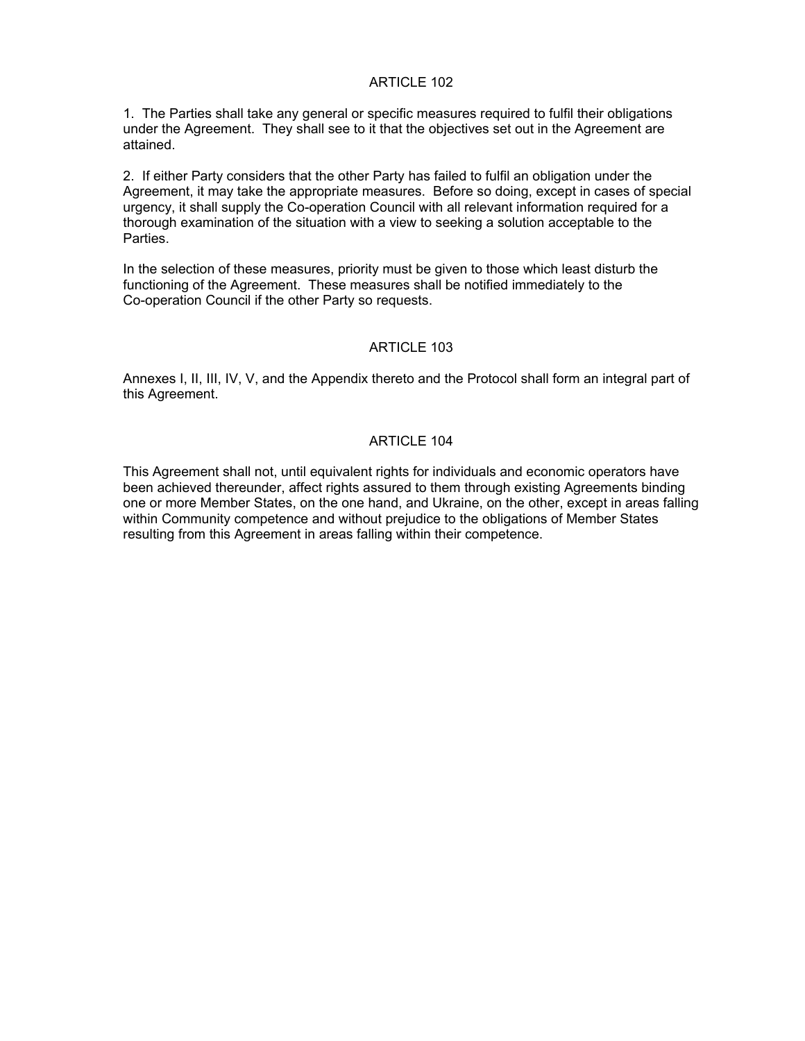## ARTICLE 102

1. The Parties shall take any general or specific measures required to fulfil their obligations under the Agreement. They shall see to it that the objectives set out in the Agreement are attained.

2. If either Party considers that the other Party has failed to fulfil an obligation under the Agreement, it may take the appropriate measures. Before so doing, except in cases of special urgency, it shall supply the Co-operation Council with all relevant information required for a thorough examination of the situation with a view to seeking a solution acceptable to the Parties.

In the selection of these measures, priority must be given to those which least disturb the functioning of the Agreement. These measures shall be notified immediately to the Co-operation Council if the other Party so requests.

## ARTICLE 103

Annexes I, II, III, IV, V, and the Appendix thereto and the Protocol shall form an integral part of this Agreement.

## ARTICLE 104

This Agreement shall not, until equivalent rights for individuals and economic operators have been achieved thereunder, affect rights assured to them through existing Agreements binding one or more Member States, on the one hand, and Ukraine, on the other, except in areas falling within Community competence and without prejudice to the obligations of Member States resulting from this Agreement in areas falling within their competence.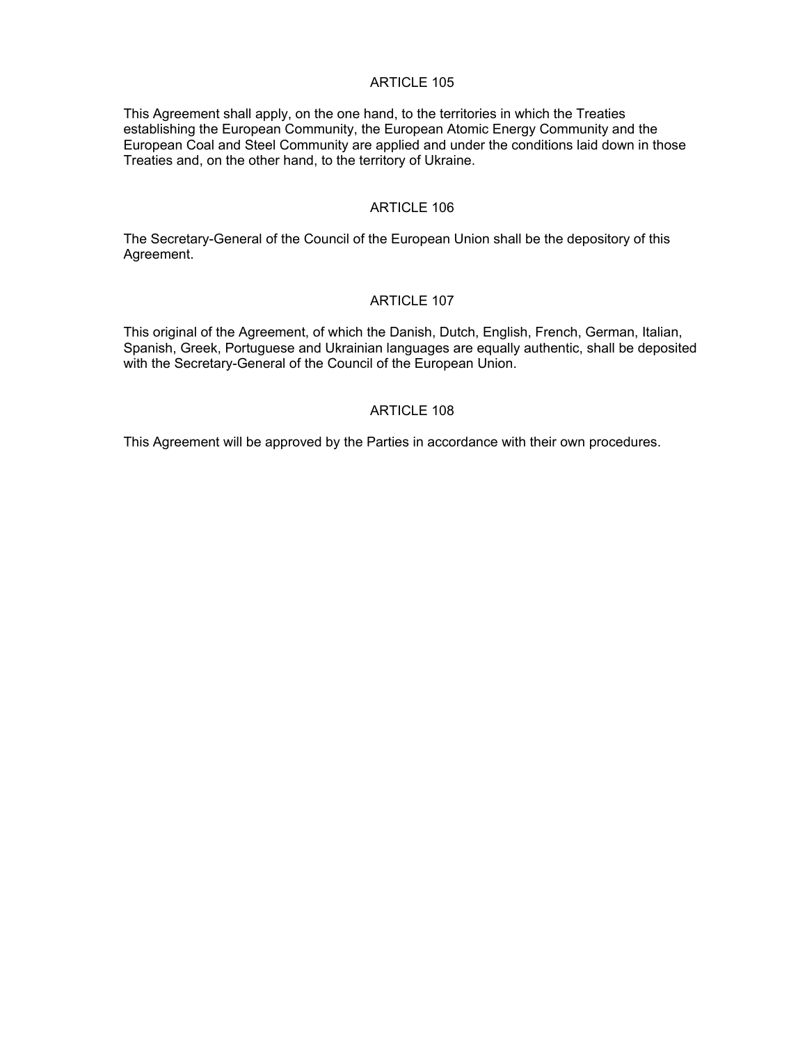## ARTICLE 105

This Agreement shall apply, on the one hand, to the territories in which the Treaties establishing the European Community, the European Atomic Energy Community and the European Coal and Steel Community are applied and under the conditions laid down in those Treaties and, on the other hand, to the territory of Ukraine.

## ARTICLE 106

The Secretary-General of the Council of the European Union shall be the depository of this Agreement.

## ARTICLE 107

This original of the Agreement, of which the Danish, Dutch, English, French, German, Italian, Spanish, Greek, Portuguese and Ukrainian languages are equally authentic, shall be deposited with the Secretary-General of the Council of the European Union.

## ARTICLE 108

This Agreement will be approved by the Parties in accordance with their own procedures.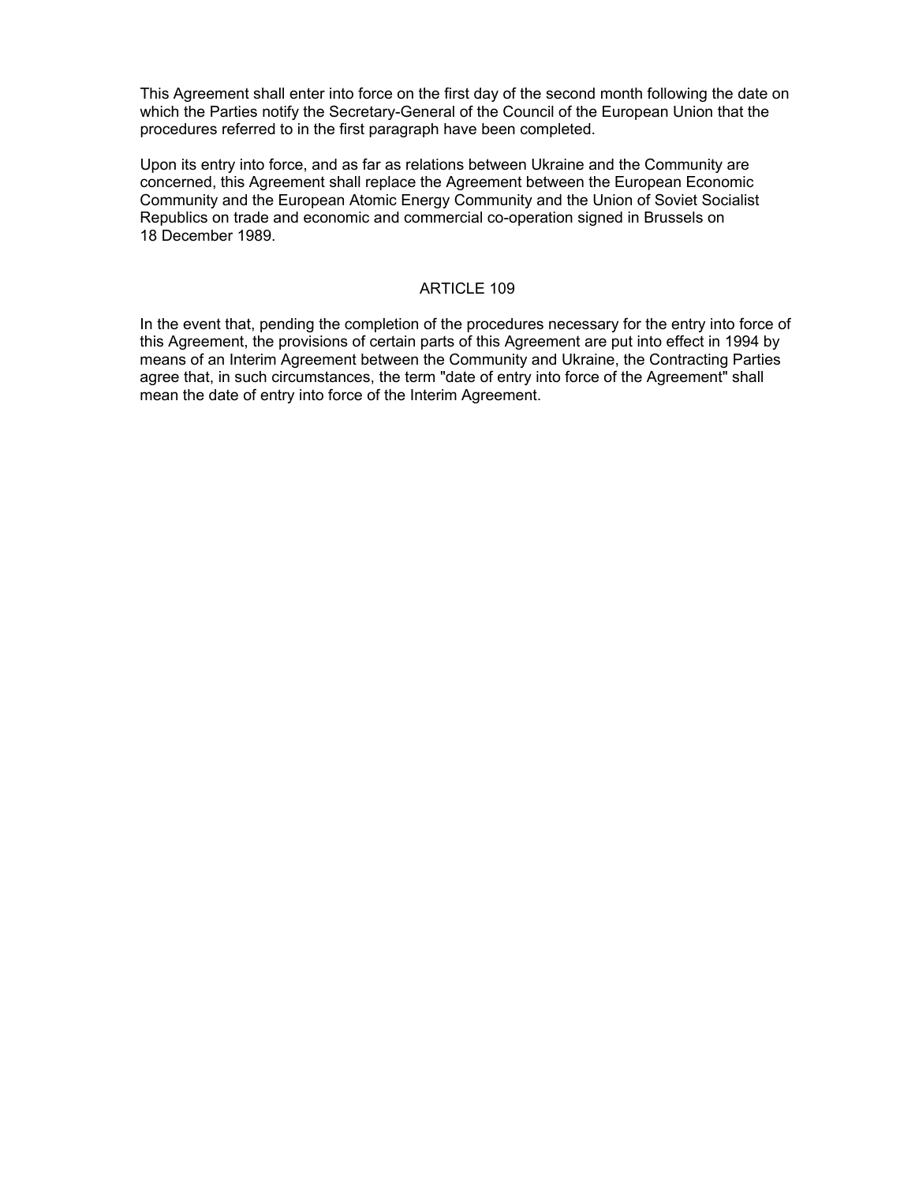This Agreement shall enter into force on the first day of the second month following the date on which the Parties notify the Secretary-General of the Council of the European Union that the procedures referred to in the first paragraph have been completed.

Upon its entry into force, and as far as relations between Ukraine and the Community are concerned, this Agreement shall replace the Agreement between the European Economic Community and the European Atomic Energy Community and the Union of Soviet Socialist Republics on trade and economic and commercial co-operation signed in Brussels on 18 December 1989.

## ARTICLE 109

In the event that, pending the completion of the procedures necessary for the entry into force of this Agreement, the provisions of certain parts of this Agreement are put into effect in 1994 by means of an Interim Agreement between the Community and Ukraine, the Contracting Parties agree that, in such circumstances, the term "date of entry into force of the Agreement" shall mean the date of entry into force of the Interim Agreement.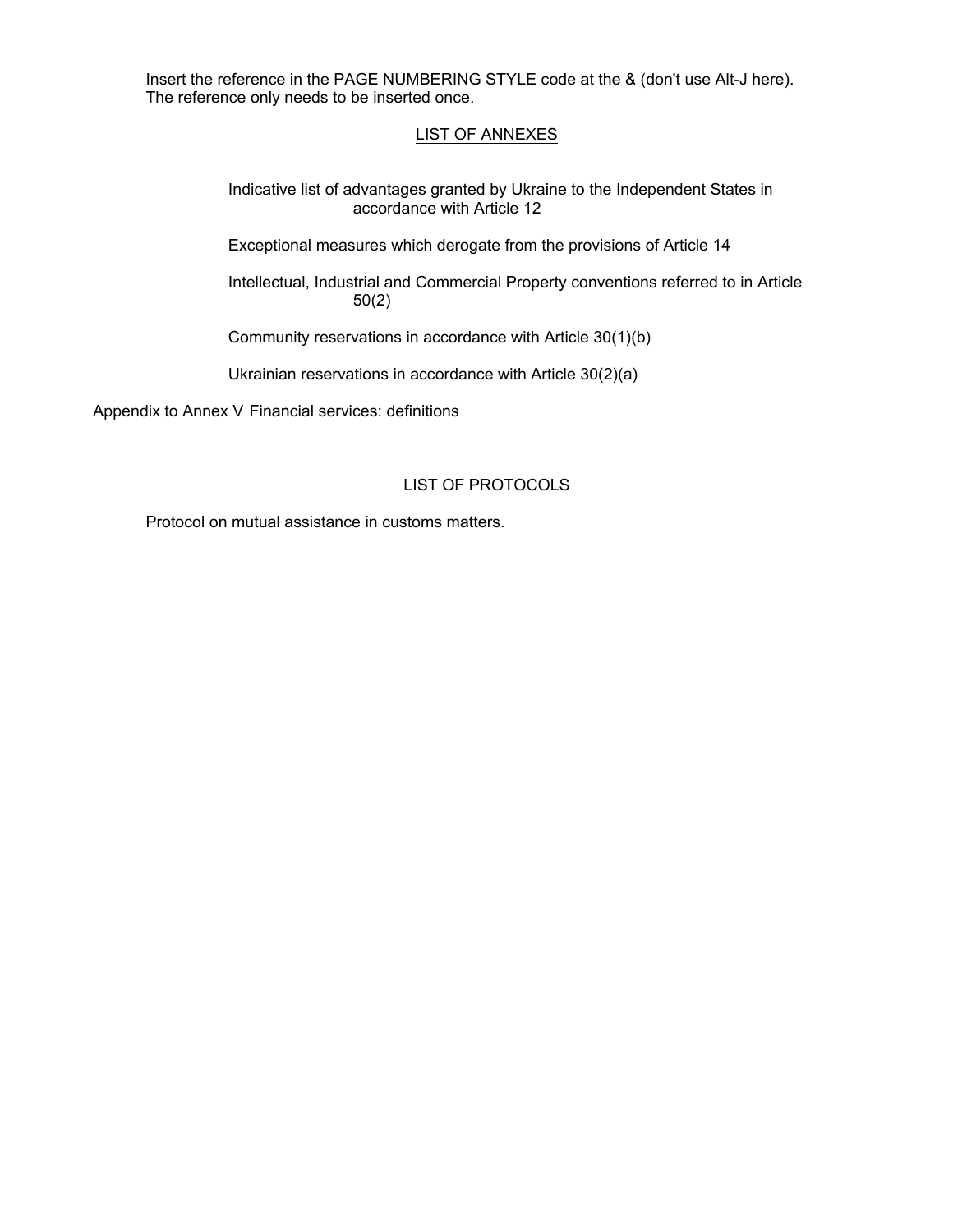Insert the reference in the PAGE NUMBERING STYLE code at the & (don't use Alt-J here). The reference only needs to be inserted once.

LIST OF ANNEXES

Indicative list of advantages granted by Ukraine to the Independent States in accordance with Article 12

Exceptional measures which derogate from the provisions of Article 14

Intellectual, Industrial and Commercial Property conventions referred to in Article 50(2)

Community reservations in accordance with Article 30(1)(b)

Ukrainian reservations in accordance with Article 30(2)(a)

Appendix to Annex V Financial services: definitions

LIST OF PROTOCOLS

Protocol on mutual assistance in customs matters.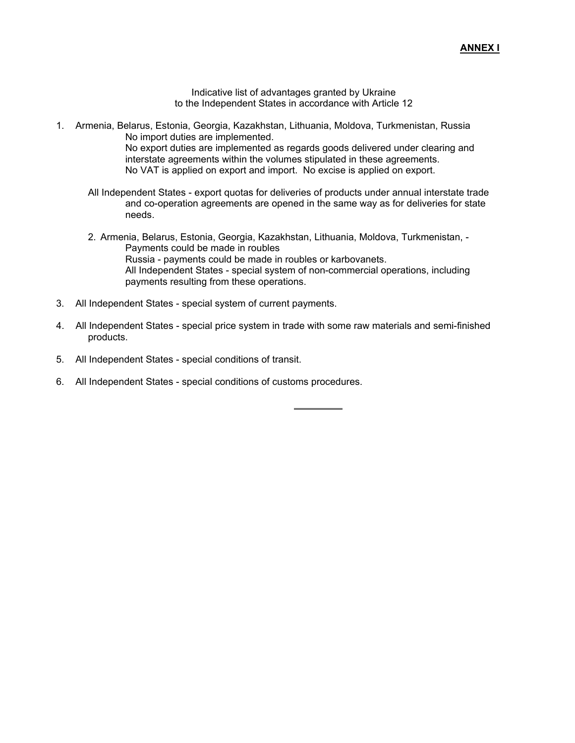**ANNEX I**

Indicative list of advantages granted by Ukraine
to the Independent States in accordance with Article 12

1. Armenia, Belarus, Estonia, Georgia, Kazakhstan, Lithuania, Moldova, Turkmenistan, Russia

   No import duties are implemented.

   No export duties are implemented as regards goods delivered under clearing and interstate agreements within the volumes stipulated in these agreements.

   No VAT is applied on export and import. No excise is applied on export.

   All Independent States - export quotas for deliveries of products under annual interstate trade and co-operation agreements are opened in the same way as for deliveries for state needs.

2. Armenia, Belarus, Estonia, Georgia, Kazakhstan, Lithuania, Moldova, Turkmenistan, - Payments could be made in roubles

   Russia - payments could be made in roubles or karbovanets.

   All Independent States - special system of non-commercial operations, including payments resulting from these operations.

3. All Independent States - special system of current payments.

4. All Independent States - special price system in trade with some raw materials and semi-finished products.

5. All Independent States - special conditions of transit.

6. All Independent States - special conditions of customs procedures.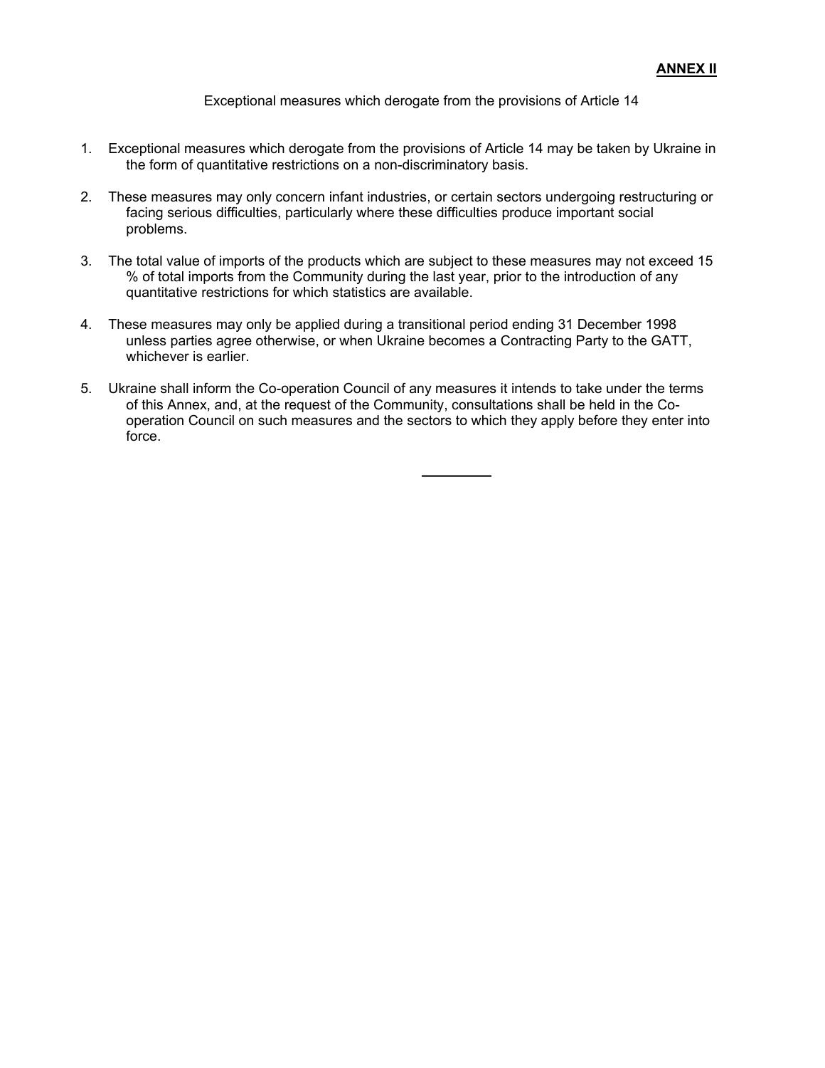**ANNEX II**

Exceptional measures which derogate from the provisions of Article 14

1. Exceptional measures which derogate from the provisions of Article 14 may be taken by Ukraine in the form of quantitative restrictions on a non-discriminatory basis.

2. These measures may only concern infant industries, or certain sectors undergoing restructuring or facing serious difficulties, particularly where these difficulties produce important social problems.

3. The total value of imports of the products which are subject to these measures may not exceed 15 % of total imports from the Community during the last year, prior to the introduction of any quantitative restrictions for which statistics are available.

4. These measures may only be applied during a transitional period ending 31 December 1998 unless parties agree otherwise, or when Ukraine becomes a Contracting Party to the GATT, whichever is earlier.

5. Ukraine shall inform the Co-operation Council of any measures it intends to take under the terms of this Annex, and, at the request of the Community, consultations shall be held in the Co-operation Council on such measures and the sectors to which they apply before they enter into force.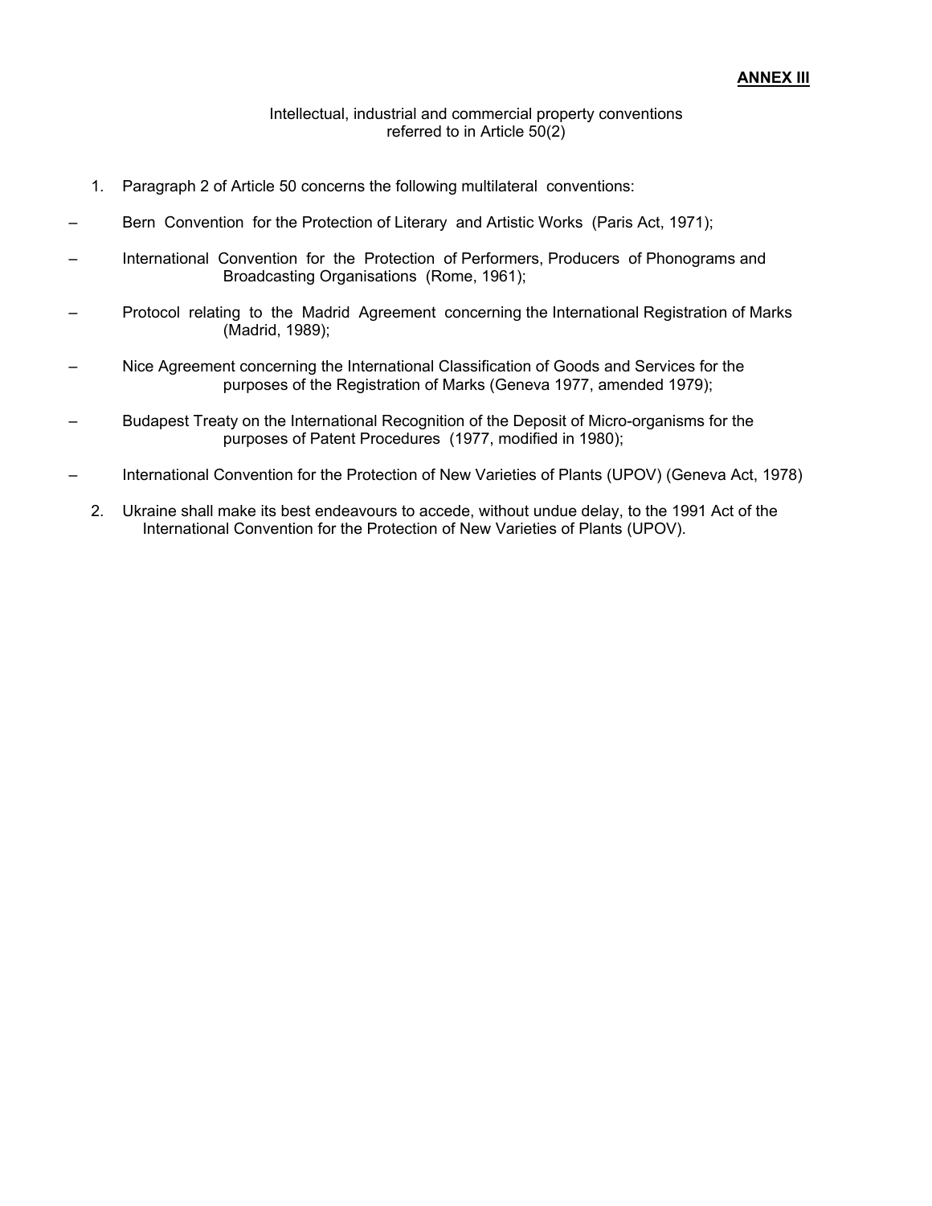**ANNEX III**

Intellectual, industrial and commercial property conventions referred to in Article 50(2)

1. Paragraph 2 of Article 50 concerns the following multilateral conventions:

– Bern Convention for the Protection of Literary and Artistic Works (Paris Act, 1971);

– International Convention for the Protection of Performers, Producers of Phonograms and Broadcasting Organisations (Rome, 1961);

– Protocol relating to the Madrid Agreement concerning the International Registration of Marks (Madrid, 1989);

– Nice Agreement concerning the International Classification of Goods and Services for the purposes of the Registration of Marks (Geneva 1977, amended 1979);

– Budapest Treaty on the International Recognition of the Deposit of Micro-organisms for the purposes of Patent Procedures (1977, modified in 1980);

– International Convention for the Protection of New Varieties of Plants (UPOV) (Geneva Act, 1978)

2. Ukraine shall make its best endeavours to accede, without undue delay, to the 1991 Act of the International Convention for the Protection of New Varieties of Plants (UPOV).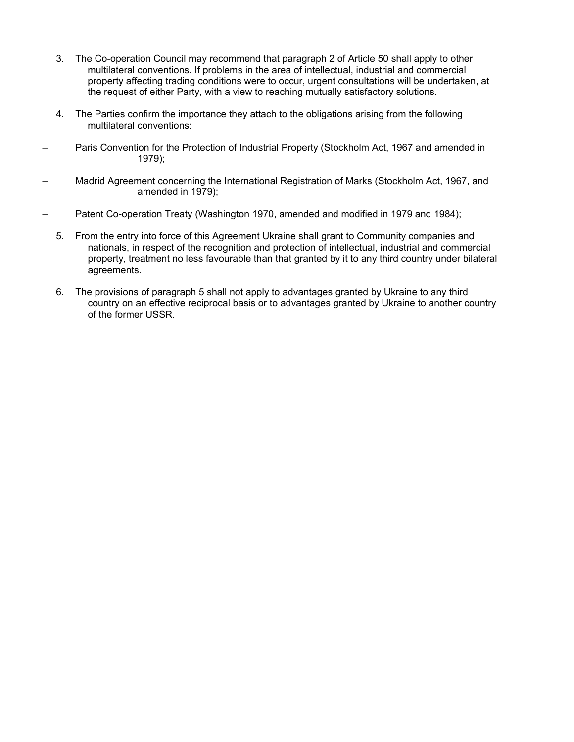3. The Co-operation Council may recommend that paragraph 2 of Article 50 shall apply to other multilateral conventions. If problems in the area of intellectual, industrial and commercial property affecting trading conditions were to occur, urgent consultations will be undertaken, at the request of either Party, with a view to reaching mutually satisfactory solutions.

4. The Parties confirm the importance they attach to the obligations arising from the following multilateral conventions:

– Paris Convention for the Protection of Industrial Property (Stockholm Act, 1967 and amended in 1979);

– Madrid Agreement concerning the International Registration of Marks (Stockholm Act, 1967, and amended in 1979);

– Patent Co-operation Treaty (Washington 1970, amended and modified in 1979 and 1984);

5. From the entry into force of this Agreement Ukraine shall grant to Community companies and nationals, in respect of the recognition and protection of intellectual, industrial and commercial property, treatment no less favourable than that granted by it to any third country under bilateral agreements.

6. The provisions of paragraph 5 shall not apply to advantages granted by Ukraine to any third country on an effective reciprocal basis or to advantages granted by Ukraine to another country of the former USSR.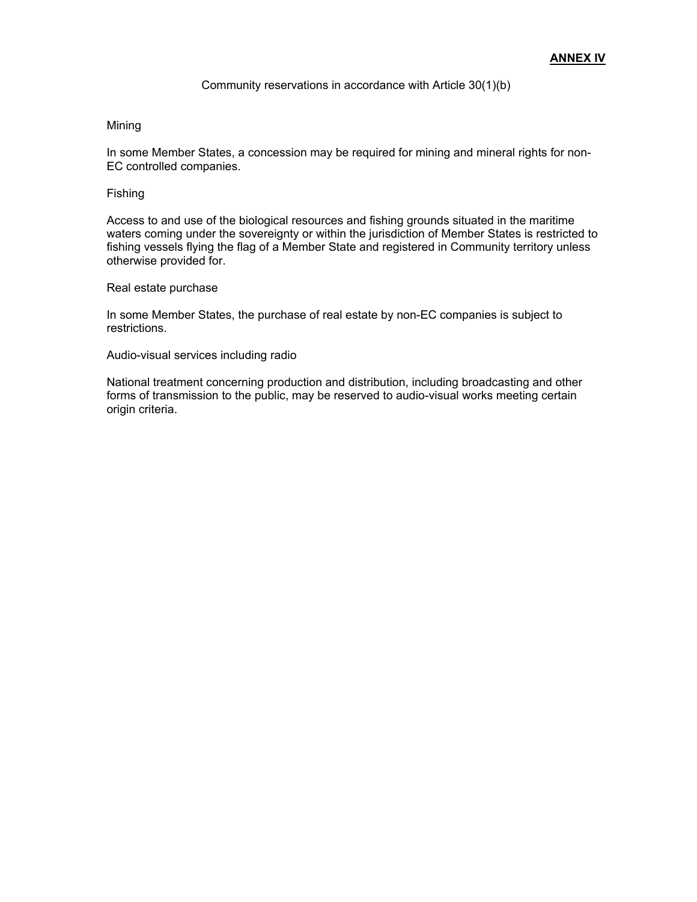**ANNEX IV**

Community reservations in accordance with Article 30(1)(b)

Mining

In some Member States, a concession may be required for mining and mineral rights for non-EC controlled companies.

Fishing

Access to and use of the biological resources and fishing grounds situated in the maritime waters coming under the sovereignty or within the jurisdiction of Member States is restricted to fishing vessels flying the flag of a Member State and registered in Community territory unless otherwise provided for.

Real estate purchase

In some Member States, the purchase of real estate by non-EC companies is subject to restrictions.

Audio-visual services including radio

National treatment concerning production and distribution, including broadcasting and other forms of transmission to the public, may be reserved to audio-visual works meeting certain origin criteria.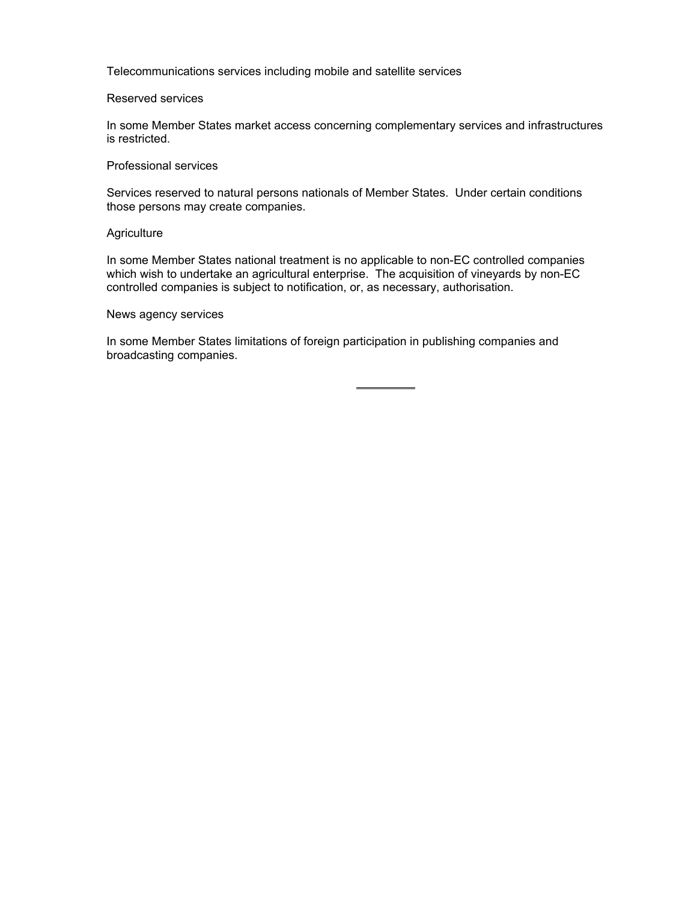Telecommunications services including mobile and satellite services

Reserved services

In some Member States market access concerning complementary services and infrastructures is restricted.

Professional services

Services reserved to natural persons nationals of Member States. Under certain conditions those persons may create companies.

Agriculture

In some Member States national treatment is no applicable to non-EC controlled companies which wish to undertake an agricultural enterprise. The acquisition of vineyards by non-EC controlled companies is subject to notification, or, as necessary, authorisation.

News agency services

In some Member States limitations of foreign participation in publishing companies and broadcasting companies.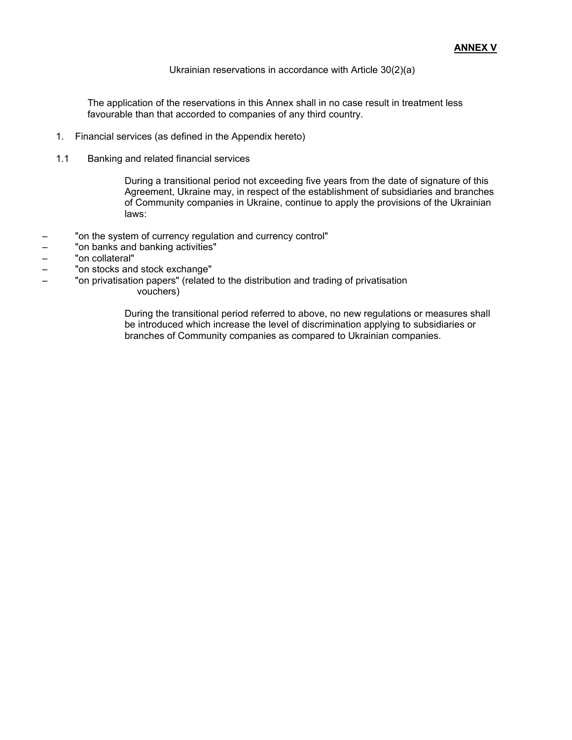**ANNEX V**

Ukrainian reservations in accordance with Article 30(2)(a)

The application of the reservations in this Annex shall in no case result in treatment less favourable than that accorded to companies of any third country.

1. Financial services (as defined in the Appendix hereto)

1.1 Banking and related financial services

During a transitional period not exceeding five years from the date of signature of this Agreement, Ukraine may, in respect of the establishment of subsidiaries and branches of Community companies in Ukraine, continue to apply the provisions of the Ukrainian laws:

– "on the system of currency regulation and currency control"
– "on banks and banking activities"
– "on collateral"
– "on stocks and stock exchange"
– "on privatisation papers" (related to the distribution and trading of privatisation vouchers)

During the transitional period referred to above, no new regulations or measures shall be introduced which increase the level of discrimination applying to subsidiaries or branches of Community companies as compared to Ukrainian companies.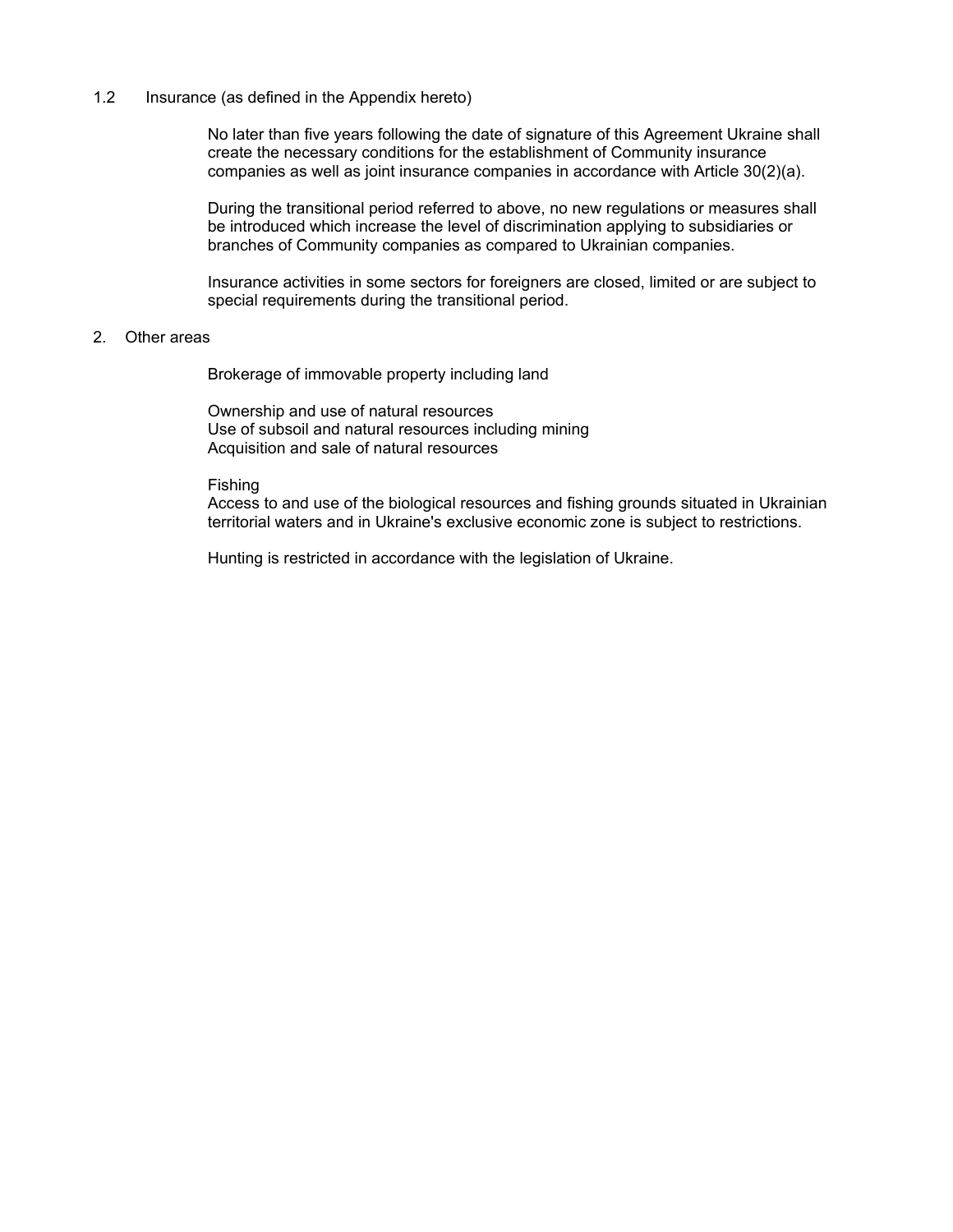1.2 Insurance (as defined in the Appendix hereto)

No later than five years following the date of signature of this Agreement Ukraine shall create the necessary conditions for the establishment of Community insurance companies as well as joint insurance companies in accordance with Article 30(2)(a).

During the transitional period referred to above, no new regulations or measures shall be introduced which increase the level of discrimination applying to subsidiaries or branches of Community companies as compared to Ukrainian companies.

Insurance activities in some sectors for foreigners are closed, limited or are subject to special requirements during the transitional period.

2. Other areas

Brokerage of immovable property including land

Ownership and use of natural resources
Use of subsoil and natural resources including mining
Acquisition and sale of natural resources

Fishing
Access to and use of the biological resources and fishing grounds situated in Ukrainian territorial waters and in Ukraine's exclusive economic zone is subject to restrictions.

Hunting is restricted in accordance with the legislation of Ukraine.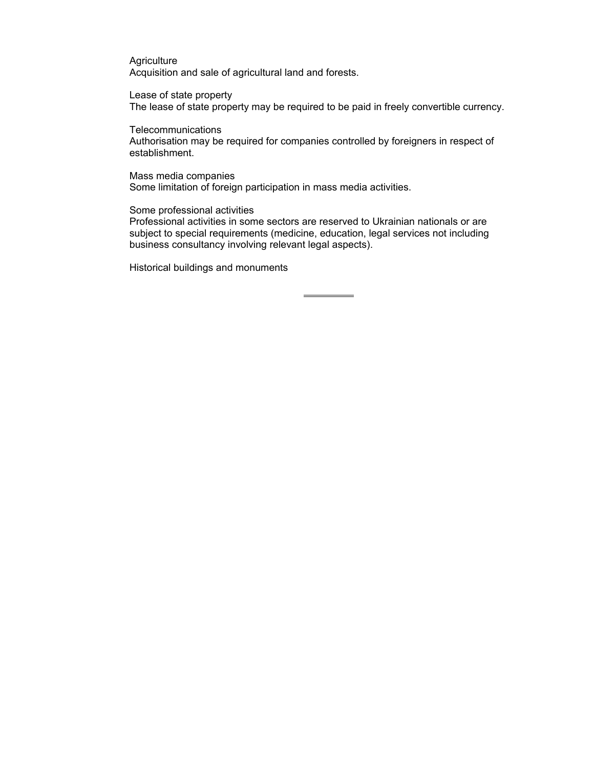Agriculture
Acquisition and sale of agricultural land and forests.

Lease of state property
The lease of state property may be required to be paid in freely convertible currency.

Telecommunications
Authorisation may be required for companies controlled by foreigners in respect of establishment.

Mass media companies
Some limitation of foreign participation in mass media activities.

Some professional activities
Professional activities in some sectors are reserved to Ukrainian nationals or are subject to special requirements (medicine, education, legal services not including business consultancy involving relevant legal aspects).

Historical buildings and monuments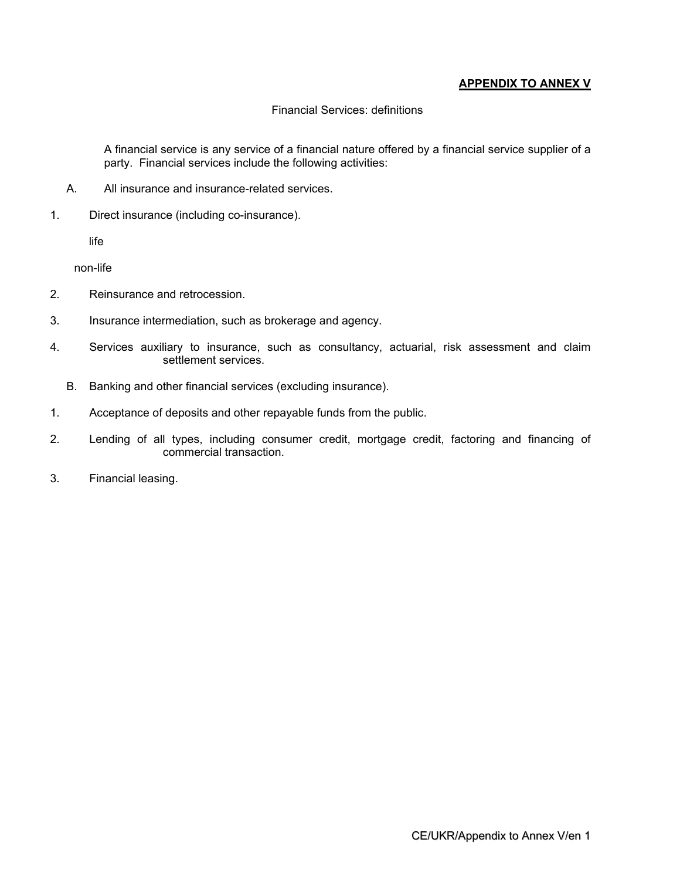**APPENDIX TO ANNEX V**

Financial Services: definitions

A financial service is any service of a financial nature offered by a financial service supplier of a party. Financial services include the following activities:

A. All insurance and insurance-related services.

1. Direct insurance (including co-insurance).

   life

   non-life

2. Reinsurance and retrocession.

3. Insurance intermediation, such as brokerage and agency.

4. Services auxiliary to insurance, such as consultancy, actuarial, risk assessment and claim settlement services.

B. Banking and other financial services (excluding insurance).

1. Acceptance of deposits and other repayable funds from the public.

2. Lending of all types, including consumer credit, mortgage credit, factoring and financing of commercial transaction.

3. Financial leasing.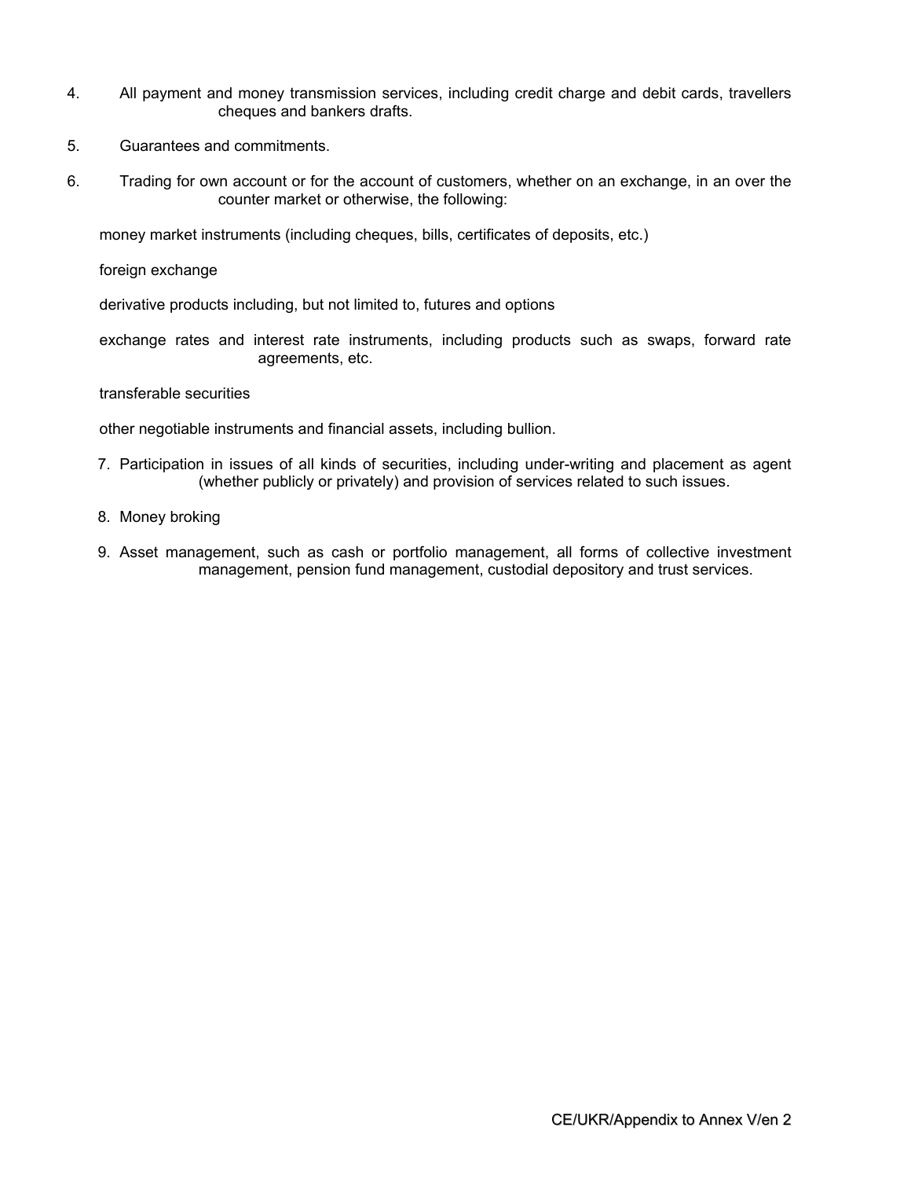4. All payment and money transmission services, including credit charge and debit cards, travellers cheques and bankers drafts.

5. Guarantees and commitments.

6. Trading for own account or for the account of customers, whether on an exchange, in an over the counter market or otherwise, the following:

   money market instruments (including cheques, bills, certificates of deposits, etc.)

   foreign exchange

   derivative products including, but not limited to, futures and options

   exchange rates and interest rate instruments, including products such as swaps, forward rate agreements, etc.

   transferable securities

   other negotiable instruments and financial assets, including bullion.

7. Participation in issues of all kinds of securities, including under-writing and placement as agent (whether publicly or privately) and provision of services related to such issues.

8. Money broking

9. Asset management, such as cash or portfolio management, all forms of collective investment management, pension fund management, custodial depository and trust services.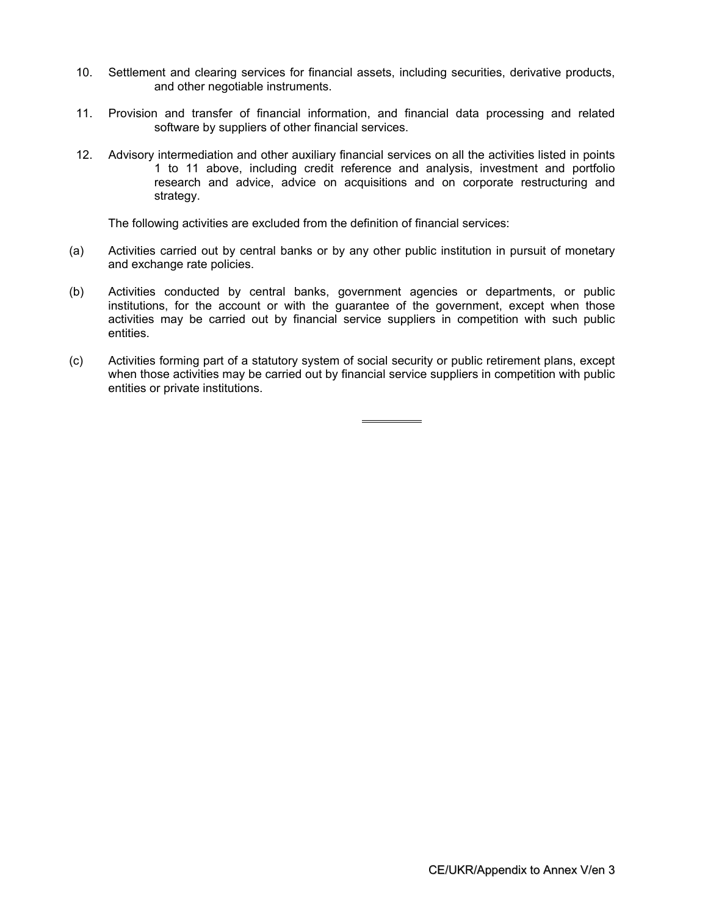10. Settlement and clearing services for financial assets, including securities, derivative products, and other negotiable instruments.

11. Provision and transfer of financial information, and financial data processing and related software by suppliers of other financial services.

12. Advisory intermediation and other auxiliary financial services on all the activities listed in points 1 to 11 above, including credit reference and analysis, investment and portfolio research and advice, advice on acquisitions and on corporate restructuring and strategy.

The following activities are excluded from the definition of financial services:

(a) Activities carried out by central banks or by any other public institution in pursuit of monetary and exchange rate policies.

(b) Activities conducted by central banks, government agencies or departments, or public institutions, for the account or with the guarantee of the government, except when those activities may be carried out by financial service suppliers in competition with such public entities.

(c) Activities forming part of a statutory system of social security or public retirement plans, except when those activities may be carried out by financial service suppliers in competition with public entities or private institutions.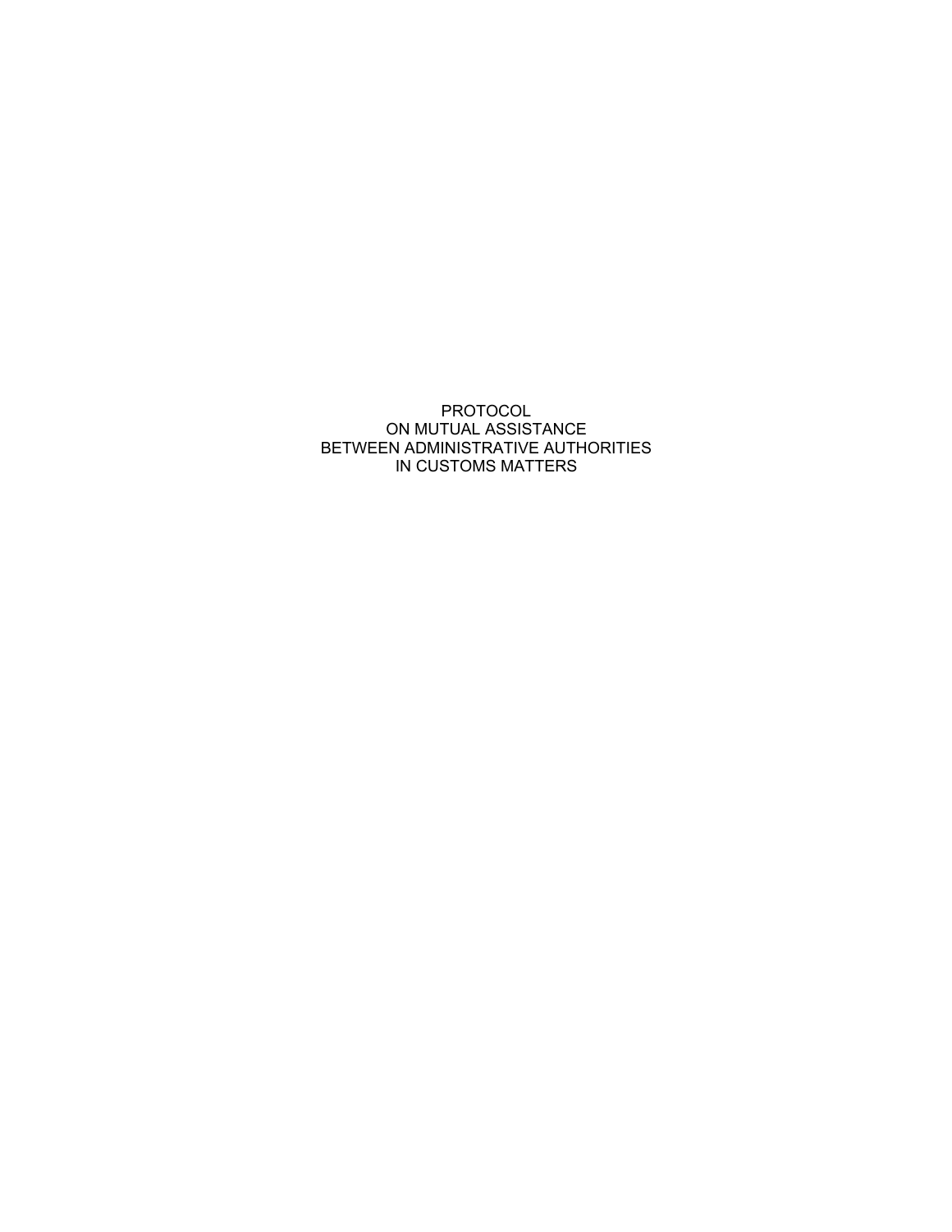# PROTOCOL
# ON MUTUAL ASSISTANCE
# BETWEEN ADMINISTRATIVE AUTHORITIES
# IN CUSTOMS MATTERS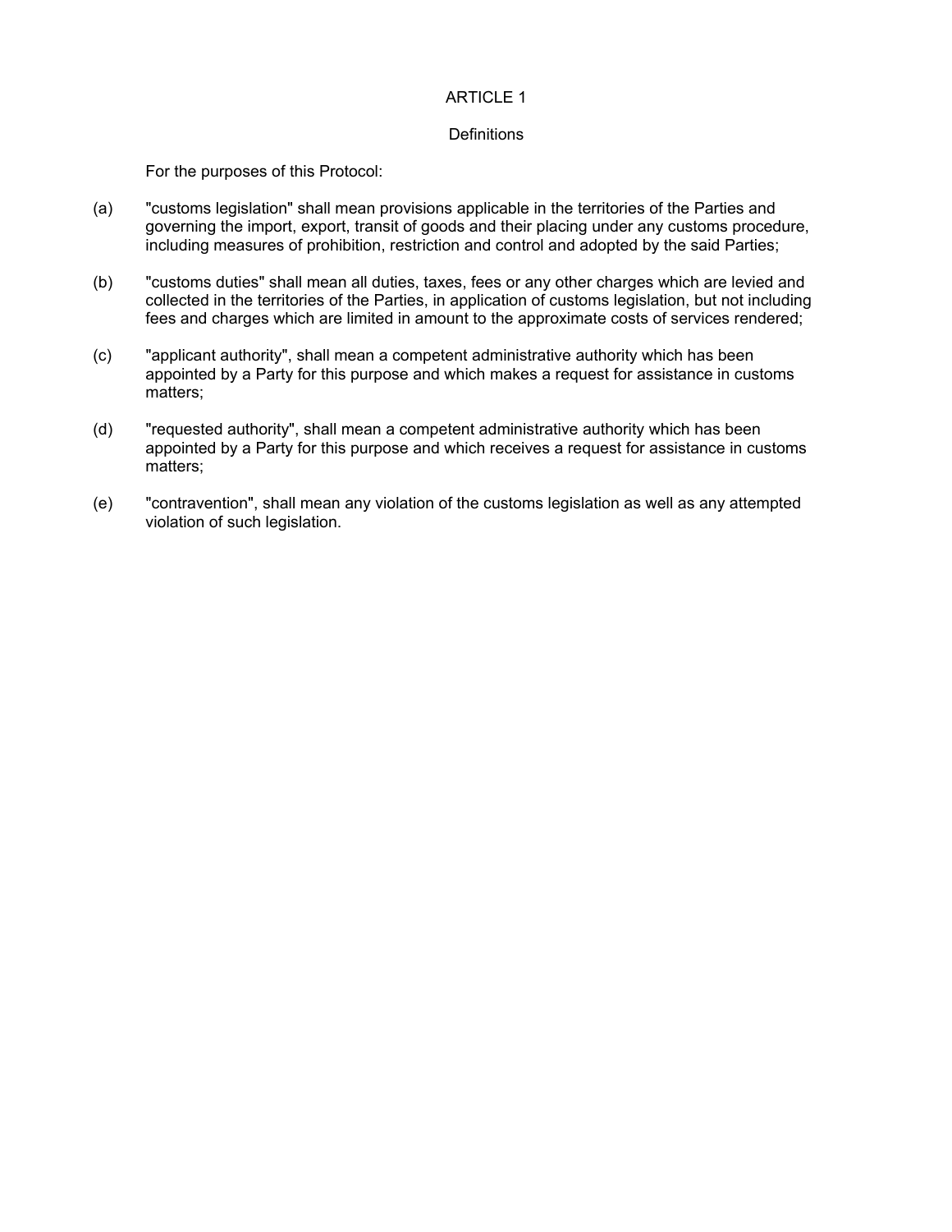## ARTICLE 1

### Definitions

For the purposes of this Protocol:

(a) "customs legislation" shall mean provisions applicable in the territories of the Parties and governing the import, export, transit of goods and their placing under any customs procedure, including measures of prohibition, restriction and control and adopted by the said Parties;

(b) "customs duties" shall mean all duties, taxes, fees or any other charges which are levied and collected in the territories of the Parties, in application of customs legislation, but not including fees and charges which are limited in amount to the approximate costs of services rendered;

(c) "applicant authority", shall mean a competent administrative authority which has been appointed by a Party for this purpose and which makes a request for assistance in customs matters;

(d) "requested authority", shall mean a competent administrative authority which has been appointed by a Party for this purpose and which receives a request for assistance in customs matters;

(e) "contravention", shall mean any violation of the customs legislation as well as any attempted violation of such legislation.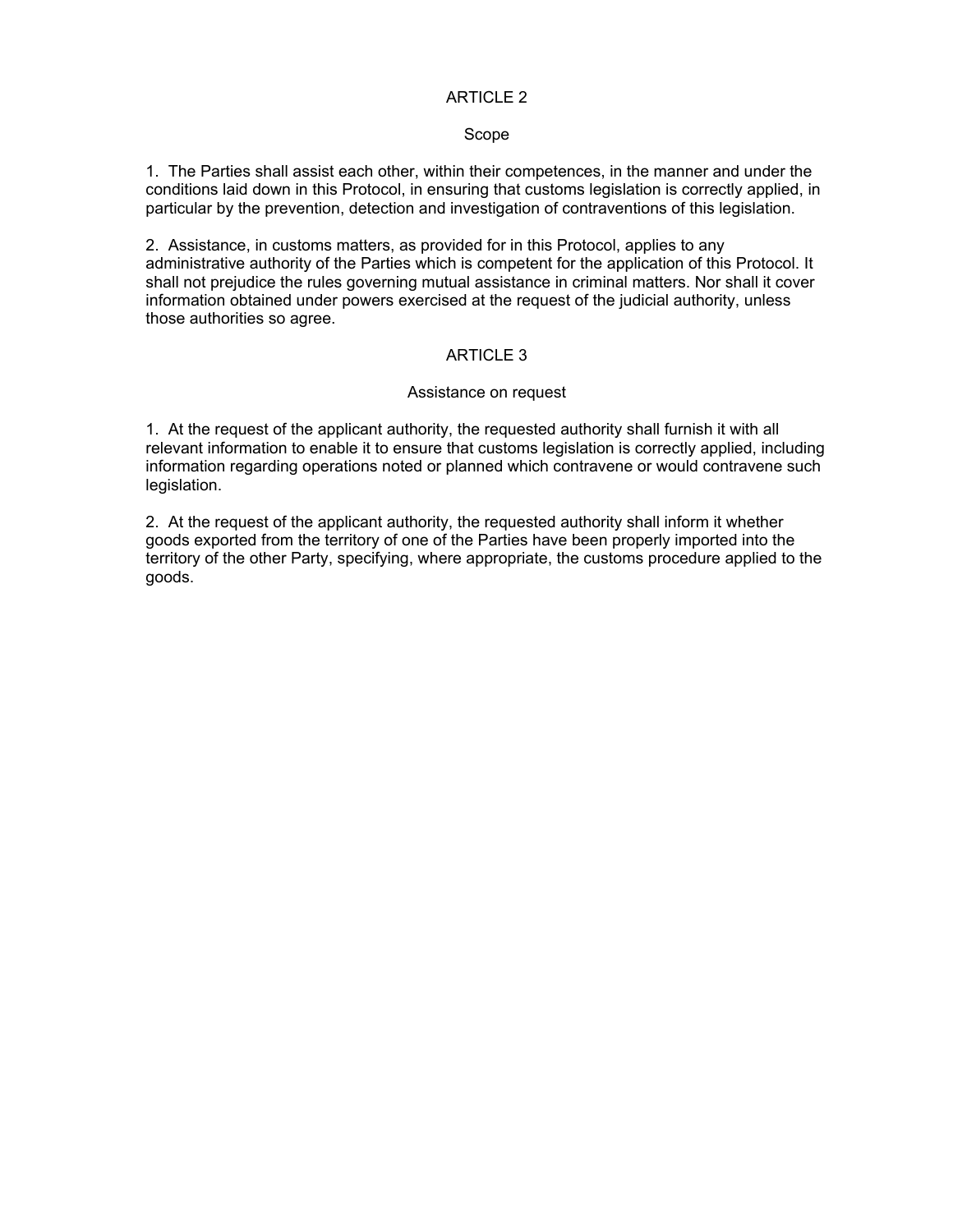## ARTICLE 2

### Scope

1. The Parties shall assist each other, within their competences, in the manner and under the conditions laid down in this Protocol, in ensuring that customs legislation is correctly applied, in particular by the prevention, detection and investigation of contraventions of this legislation.

2. Assistance, in customs matters, as provided for in this Protocol, applies to any administrative authority of the Parties which is competent for the application of this Protocol. It shall not prejudice the rules governing mutual assistance in criminal matters. Nor shall it cover information obtained under powers exercised at the request of the judicial authority, unless those authorities so agree.

## ARTICLE 3

### Assistance on request

1. At the request of the applicant authority, the requested authority shall furnish it with all relevant information to enable it to ensure that customs legislation is correctly applied, including information regarding operations noted or planned which contravene or would contravene such legislation.

2. At the request of the applicant authority, the requested authority shall inform it whether goods exported from the territory of one of the Parties have been properly imported into the territory of the other Party, specifying, where appropriate, the customs procedure applied to the goods.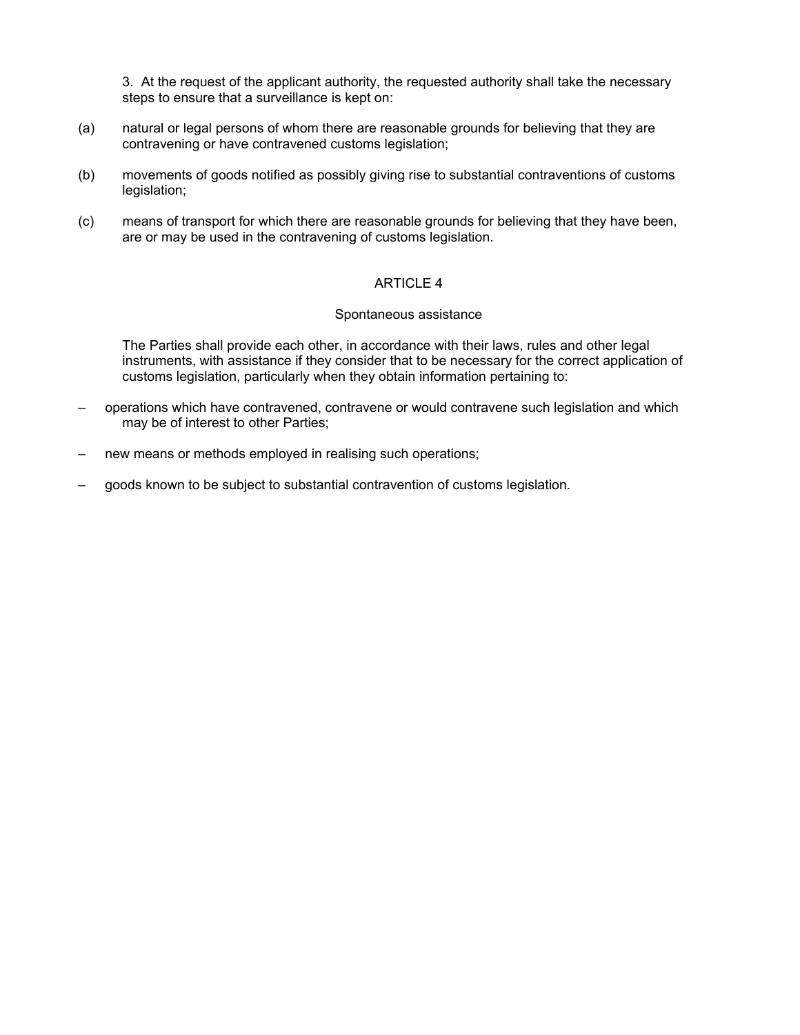3. At the request of the applicant authority, the requested authority shall take the necessary steps to ensure that a surveillance is kept on:

(a) natural or legal persons of whom there are reasonable grounds for believing that they are contravening or have contravened customs legislation;

(b) movements of goods notified as possibly giving rise to substantial contraventions of customs legislation;

(c) means of transport for which there are reasonable grounds for believing that they have been, are or may be used in the contravening of customs legislation.

## ARTICLE 4

### Spontaneous assistance

The Parties shall provide each other, in accordance with their laws, rules and other legal instruments, with assistance if they consider that to be necessary for the correct application of customs legislation, particularly when they obtain information pertaining to:

– operations which have contravened, contravene or would contravene such legislation and which may be of interest to other Parties;

– new means or methods employed in realising such operations;

– goods known to be subject to substantial contravention of customs legislation.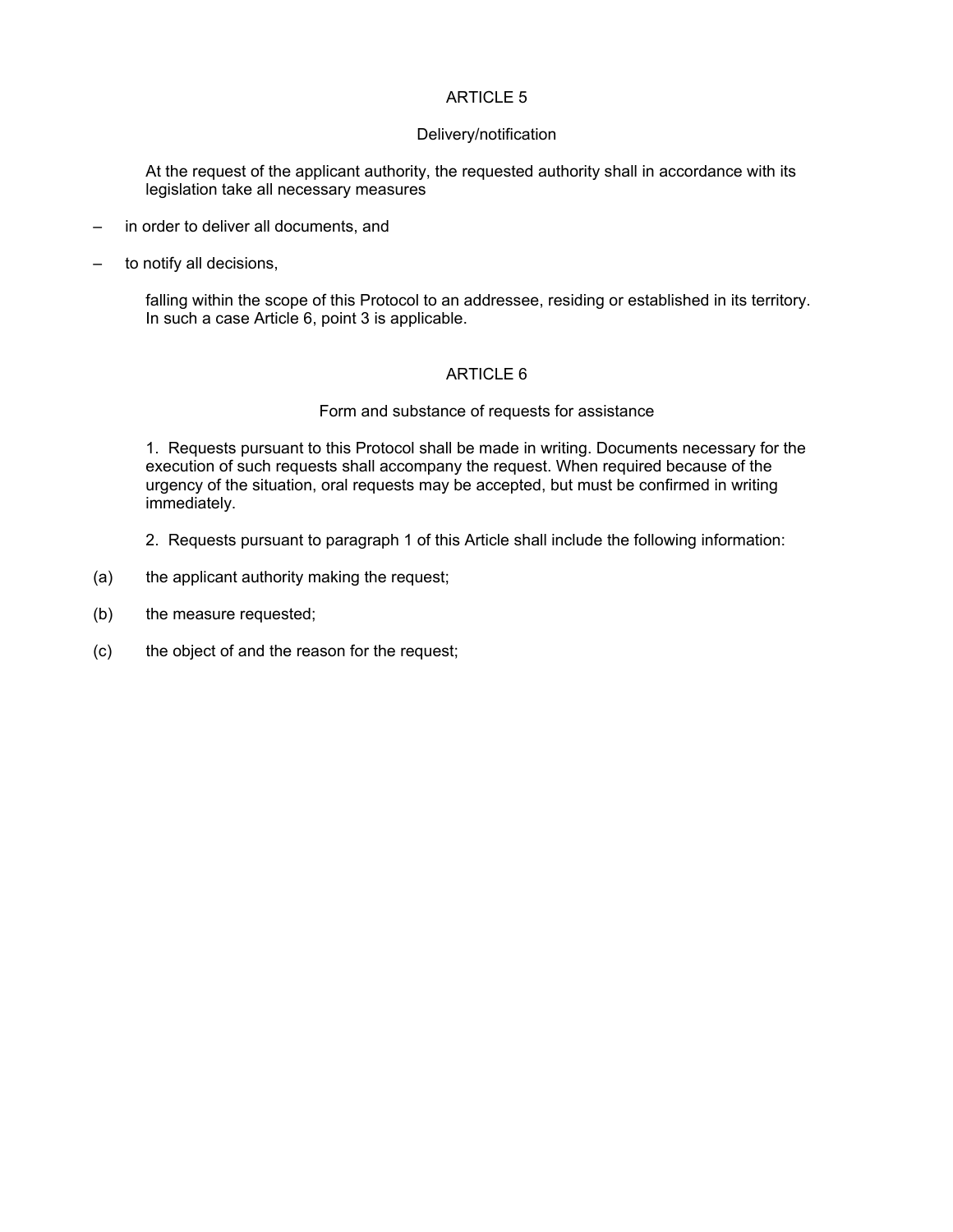## ARTICLE 5

### Delivery/notification

At the request of the applicant authority, the requested authority shall in accordance with its legislation take all necessary measures

– in order to deliver all documents, and

– to notify all decisions,

falling within the scope of this Protocol to an addressee, residing or established in its territory. In such a case Article 6, point 3 is applicable.

## ARTICLE 6

### Form and substance of requests for assistance

1. Requests pursuant to this Protocol shall be made in writing. Documents necessary for the execution of such requests shall accompany the request. When required because of the urgency of the situation, oral requests may be accepted, but must be confirmed in writing immediately.

2. Requests pursuant to paragraph 1 of this Article shall include the following information:

(a) the applicant authority making the request;

(b) the measure requested;

(c) the object of and the reason for the request;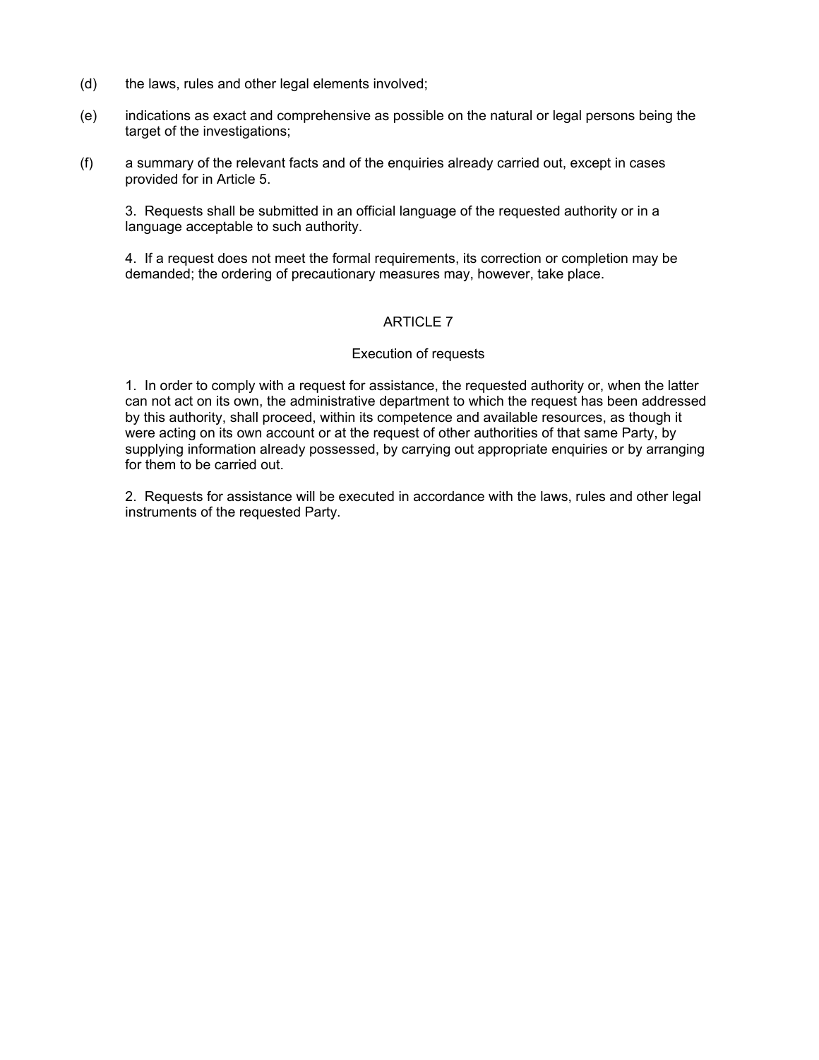(d) the laws, rules and other legal elements involved;

(e) indications as exact and comprehensive as possible on the natural or legal persons being the target of the investigations;

(f) a summary of the relevant facts and of the enquiries already carried out, except in cases provided for in Article 5.

3. Requests shall be submitted in an official language of the requested authority or in a language acceptable to such authority.

4. If a request does not meet the formal requirements, its correction or completion may be demanded; the ordering of precautionary measures may, however, take place.

## ARTICLE 7

### Execution of requests

1. In order to comply with a request for assistance, the requested authority or, when the latter can not act on its own, the administrative department to which the request has been addressed by this authority, shall proceed, within its competence and available resources, as though it were acting on its own account or at the request of other authorities of that same Party, by supplying information already possessed, by carrying out appropriate enquiries or by arranging for them to be carried out.

2. Requests for assistance will be executed in accordance with the laws, rules and other legal instruments of the requested Party.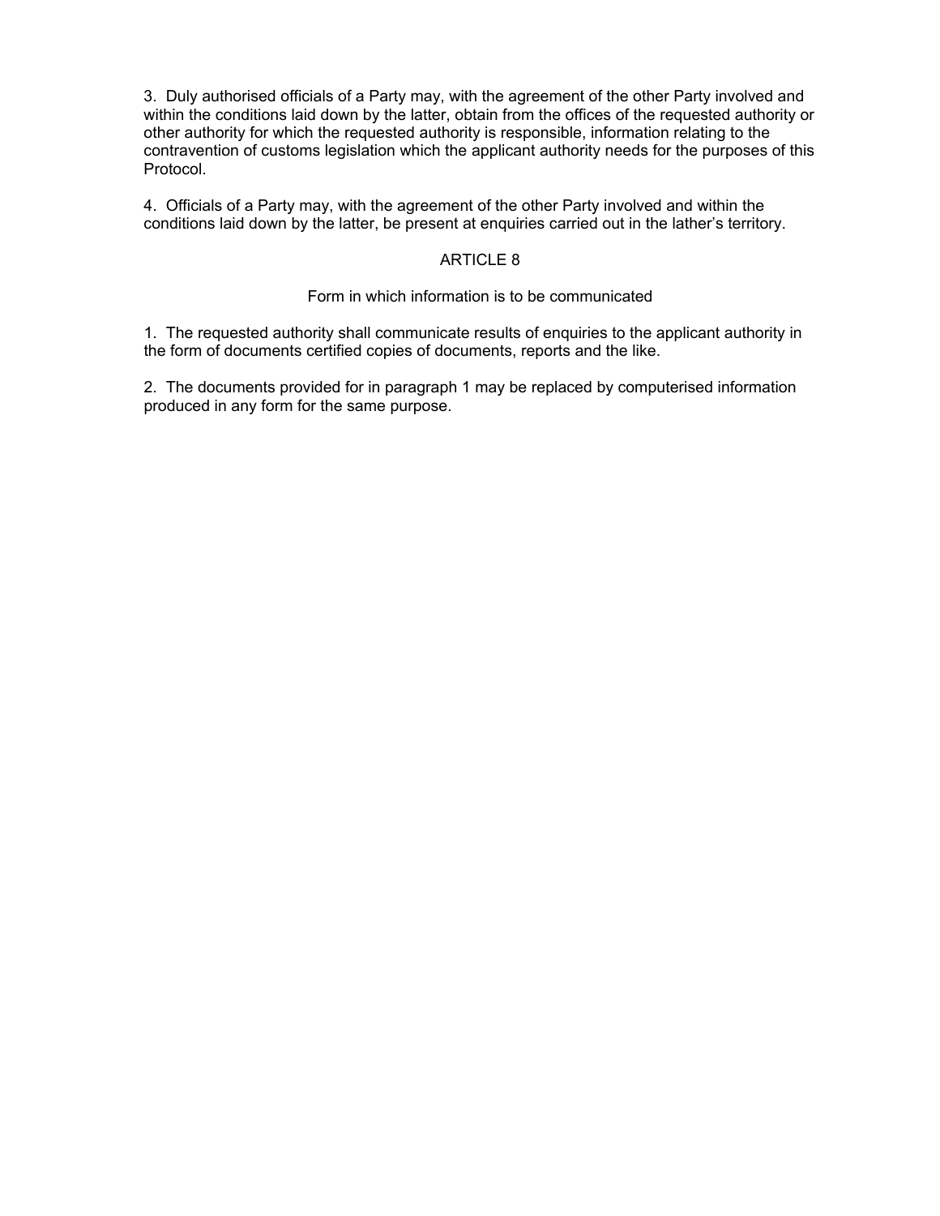3. Duly authorised officials of a Party may, with the agreement of the other Party involved and within the conditions laid down by the latter, obtain from the offices of the requested authority or other authority for which the requested authority is responsible, information relating to the contravention of customs legislation which the applicant authority needs for the purposes of this Protocol.

4. Officials of a Party may, with the agreement of the other Party involved and within the conditions laid down by the latter, be present at enquiries carried out in the lather's territory.

## ARTICLE 8

### Form in which information is to be communicated

1. The requested authority shall communicate results of enquiries to the applicant authority in the form of documents certified copies of documents, reports and the like.

2. The documents provided for in paragraph 1 may be replaced by computerised information produced in any form for the same purpose.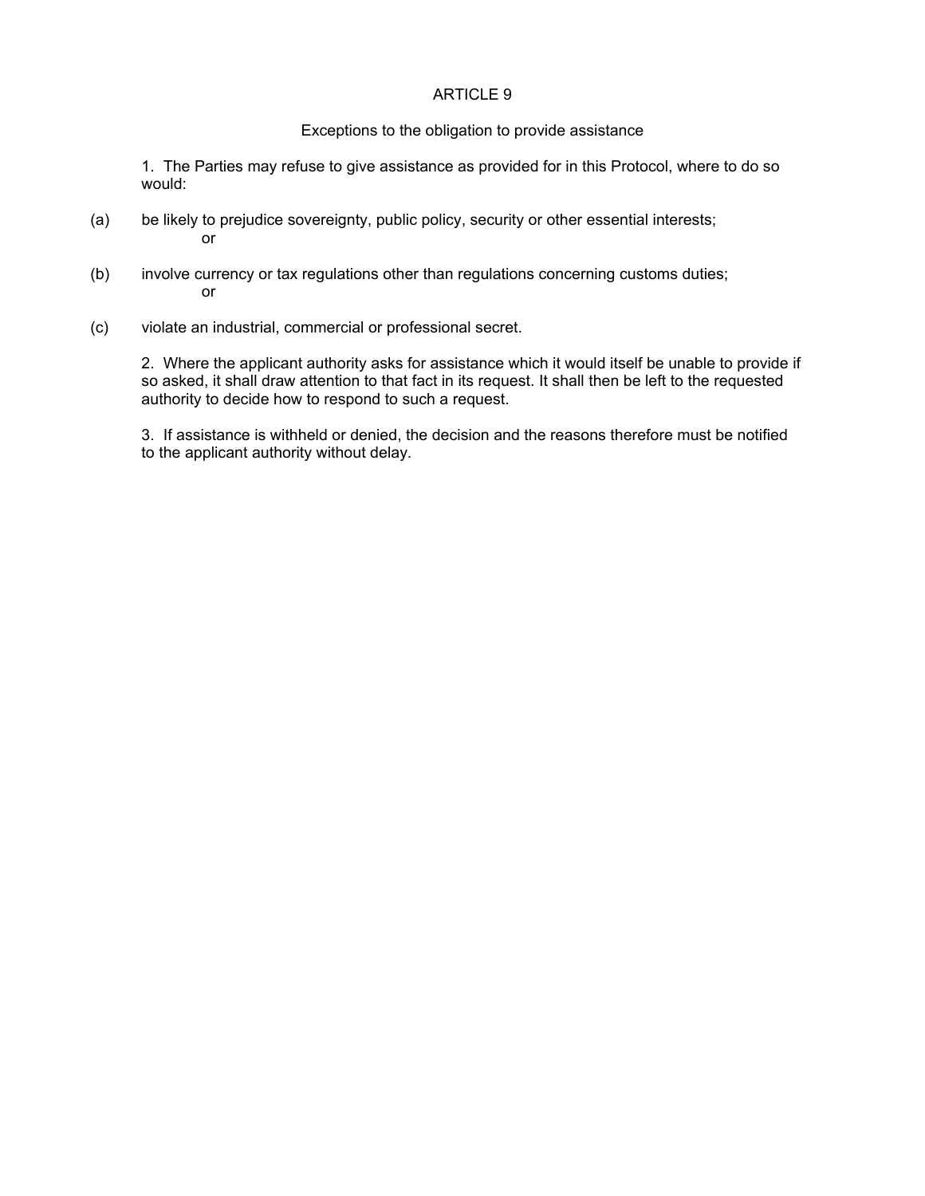## ARTICLE 9

### Exceptions to the obligation to provide assistance

1. The Parties may refuse to give assistance as provided for in this Protocol, where to do so would:

(a) be likely to prejudice sovereignty, public policy, security or other essential interests; or

(b) involve currency or tax regulations other than regulations concerning customs duties; or

(c) violate an industrial, commercial or professional secret.

2. Where the applicant authority asks for assistance which it would itself be unable to provide if so asked, it shall draw attention to that fact in its request. It shall then be left to the requested authority to decide how to respond to such a request.

3. If assistance is withheld or denied, the decision and the reasons therefore must be notified to the applicant authority without delay.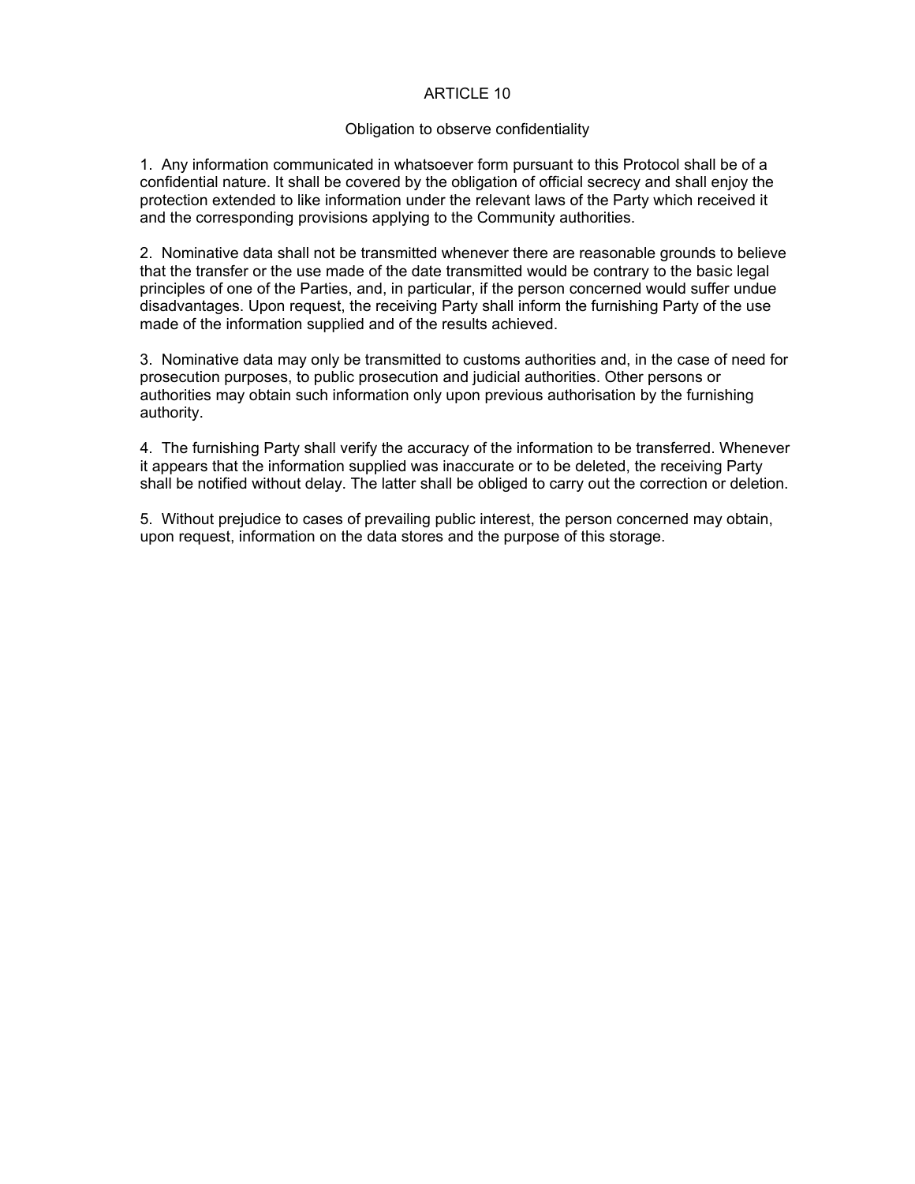# ARTICLE 10

## Obligation to observe confidentiality

1. Any information communicated in whatsoever form pursuant to this Protocol shall be of a confidential nature. It shall be covered by the obligation of official secrecy and shall enjoy the protection extended to like information under the relevant laws of the Party which received it and the corresponding provisions applying to the Community authorities.

2. Nominative data shall not be transmitted whenever there are reasonable grounds to believe that the transfer or the use made of the date transmitted would be contrary to the basic legal principles of one of the Parties, and, in particular, if the person concerned would suffer undue disadvantages. Upon request, the receiving Party shall inform the furnishing Party of the use made of the information supplied and of the results achieved.

3. Nominative data may only be transmitted to customs authorities and, in the case of need for prosecution purposes, to public prosecution and judicial authorities. Other persons or authorities may obtain such information only upon previous authorisation by the furnishing authority.

4. The furnishing Party shall verify the accuracy of the information to be transferred. Whenever it appears that the information supplied was inaccurate or to be deleted, the receiving Party shall be notified without delay. The latter shall be obliged to carry out the correction or deletion.

5. Without prejudice to cases of prevailing public interest, the person concerned may obtain, upon request, information on the data stores and the purpose of this storage.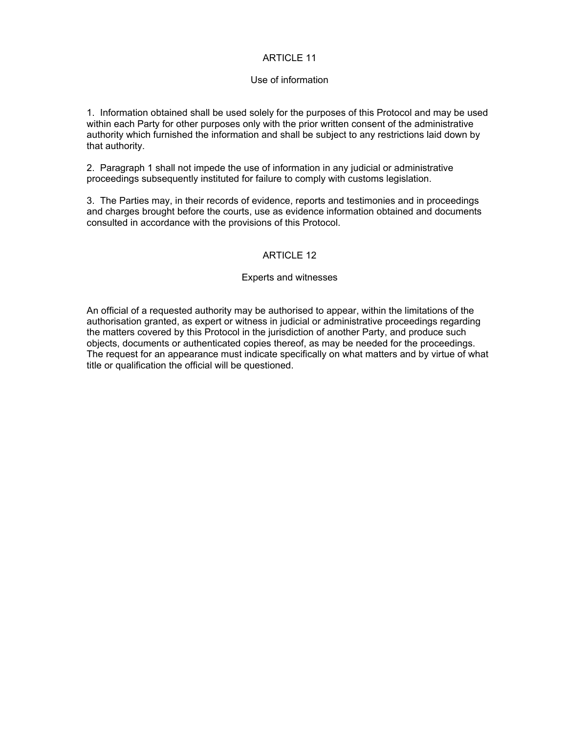## ARTICLE 11

### Use of information

1. Information obtained shall be used solely for the purposes of this Protocol and may be used within each Party for other purposes only with the prior written consent of the administrative authority which furnished the information and shall be subject to any restrictions laid down by that authority.

2. Paragraph 1 shall not impede the use of information in any judicial or administrative proceedings subsequently instituted for failure to comply with customs legislation.

3. The Parties may, in their records of evidence, reports and testimonies and in proceedings and charges brought before the courts, use as evidence information obtained and documents consulted in accordance with the provisions of this Protocol.

## ARTICLE 12

### Experts and witnesses

An official of a requested authority may be authorised to appear, within the limitations of the authorisation granted, as expert or witness in judicial or administrative proceedings regarding the matters covered by this Protocol in the jurisdiction of another Party, and produce such objects, documents or authenticated copies thereof, as may be needed for the proceedings. The request for an appearance must indicate specifically on what matters and by virtue of what title or qualification the official will be questioned.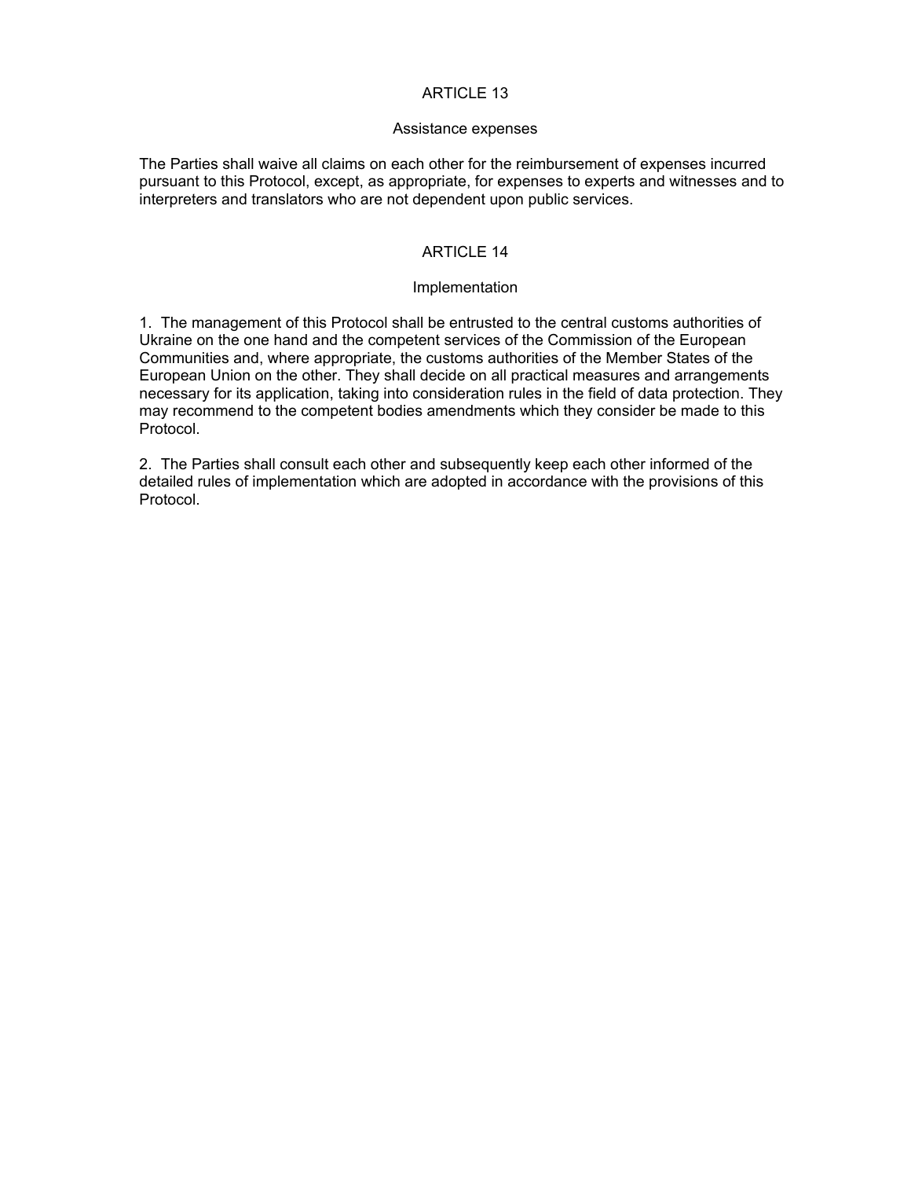## ARTICLE 13

### Assistance expenses

The Parties shall waive all claims on each other for the reimbursement of expenses incurred pursuant to this Protocol, except, as appropriate, for expenses to experts and witnesses and to interpreters and translators who are not dependent upon public services.

## ARTICLE 14

### Implementation

1. The management of this Protocol shall be entrusted to the central customs authorities of Ukraine on the one hand and the competent services of the Commission of the European Communities and, where appropriate, the customs authorities of the Member States of the European Union on the other. They shall decide on all practical measures and arrangements necessary for its application, taking into consideration rules in the field of data protection. They may recommend to the competent bodies amendments which they consider be made to this Protocol.

2. The Parties shall consult each other and subsequently keep each other informed of the detailed rules of implementation which are adopted in accordance with the provisions of this Protocol.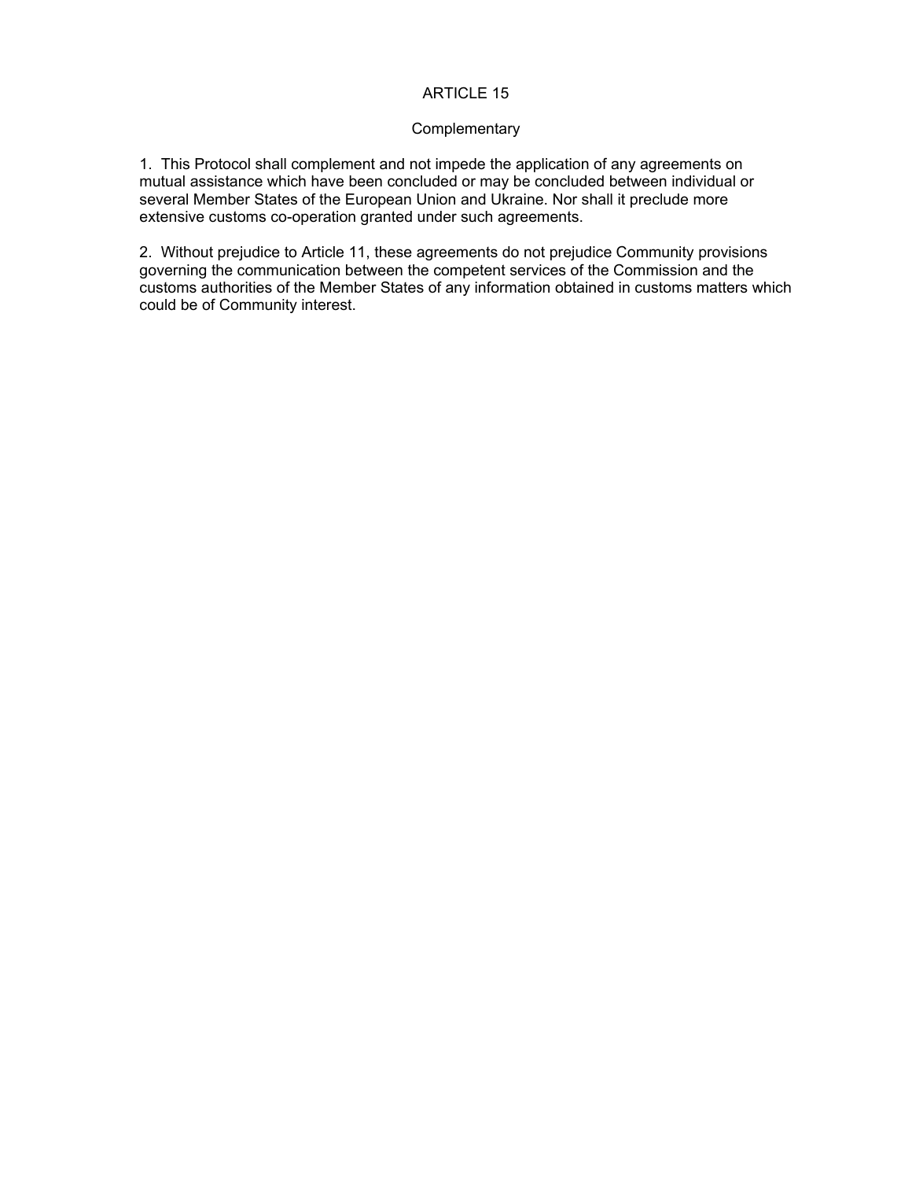## ARTICLE 15

### Complementary

1. This Protocol shall complement and not impede the application of any agreements on mutual assistance which have been concluded or may be concluded between individual or several Member States of the European Union and Ukraine. Nor shall it preclude more extensive customs co-operation granted under such agreements.

2. Without prejudice to Article 11, these agreements do not prejudice Community provisions governing the communication between the competent services of the Commission and the customs authorities of the Member States of any information obtained in customs matters which could be of Community interest.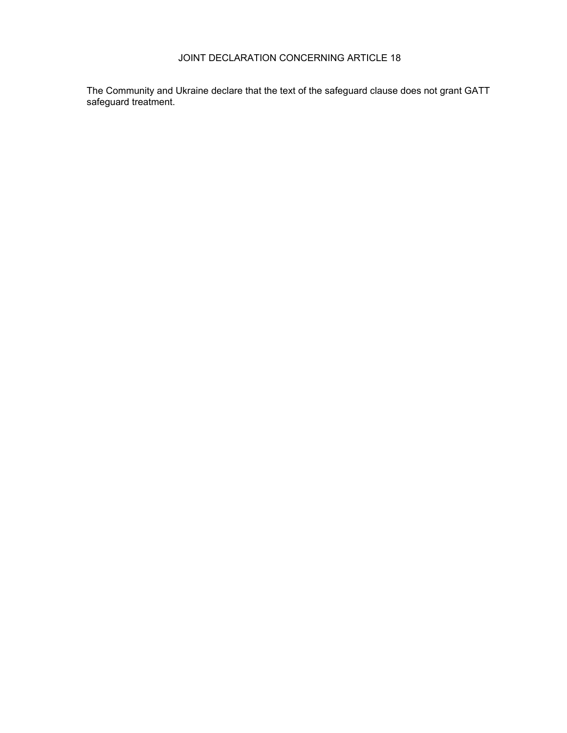# JOINT DECLARATION CONCERNING ARTICLE 18

The Community and Ukraine declare that the text of the safeguard clause does not grant GATT safeguard treatment.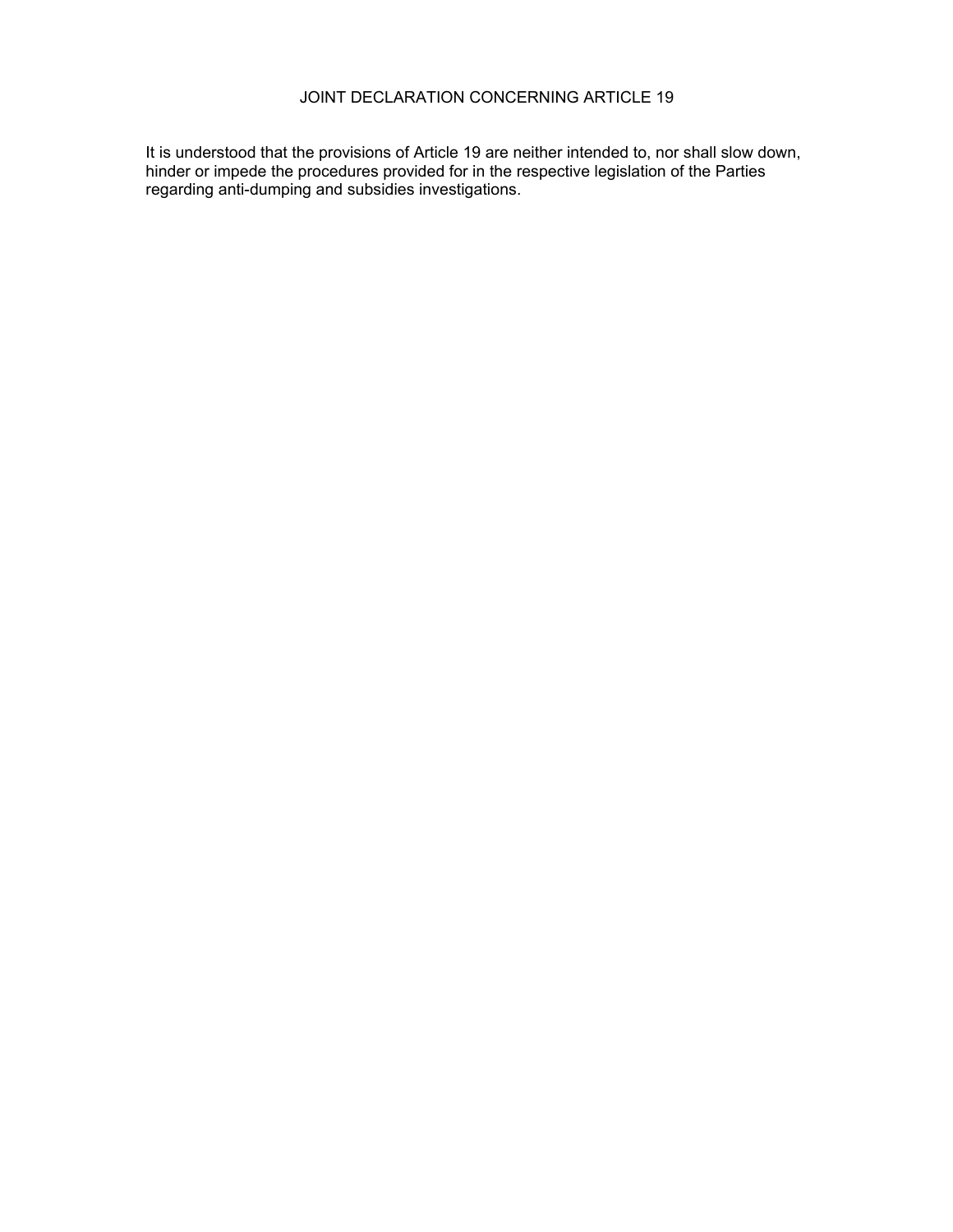# JOINT DECLARATION CONCERNING ARTICLE 19

It is understood that the provisions of Article 19 are neither intended to, nor shall slow down, hinder or impede the procedures provided for in the respective legislation of the Parties regarding anti-dumping and subsidies investigations.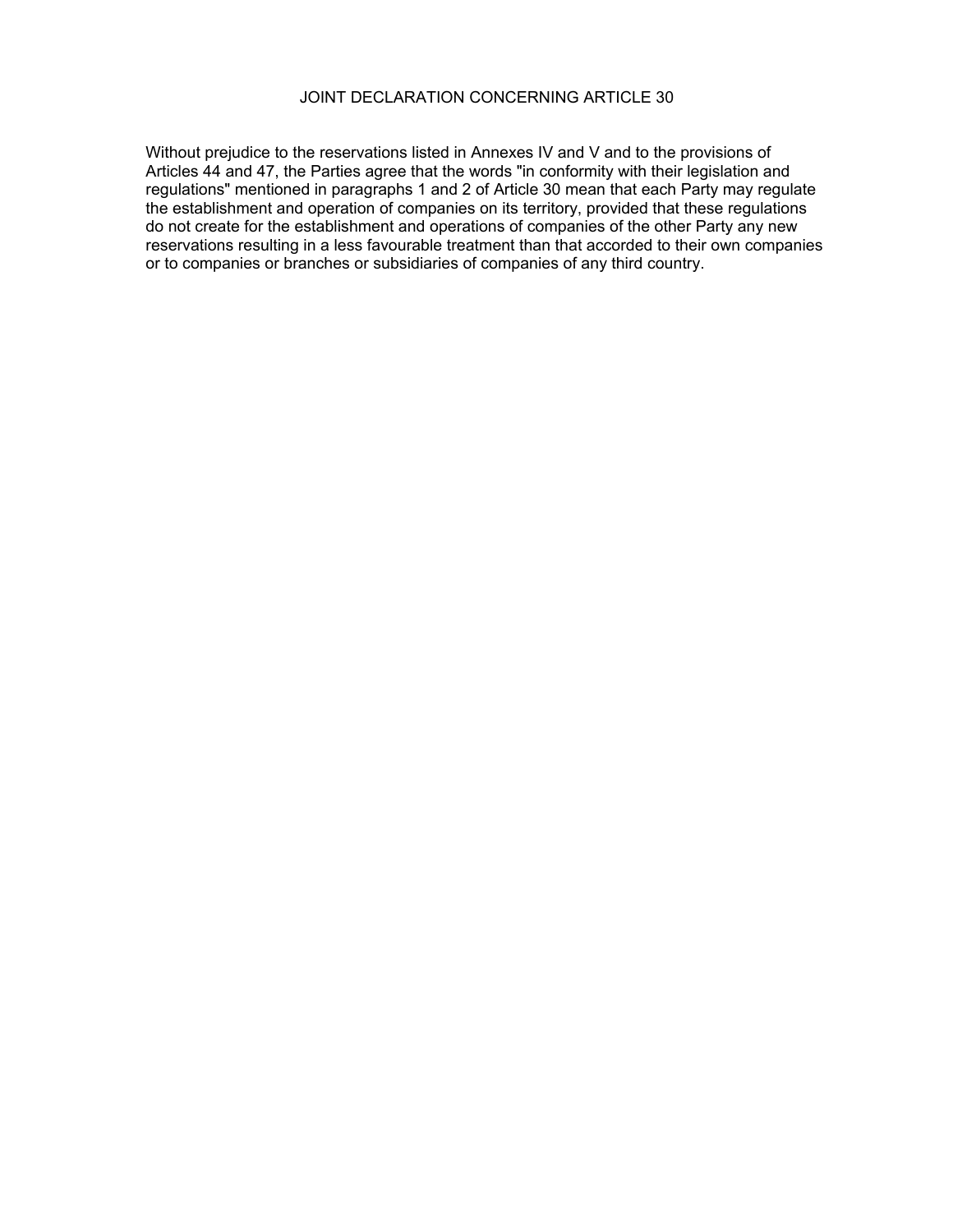## JOINT DECLARATION CONCERNING ARTICLE 30

Without prejudice to the reservations listed in Annexes IV and V and to the provisions of Articles 44 and 47, the Parties agree that the words "in conformity with their legislation and regulations" mentioned in paragraphs 1 and 2 of Article 30 mean that each Party may regulate the establishment and operation of companies on its territory, provided that these regulations do not create for the establishment and operations of companies of the other Party any new reservations resulting in a less favourable treatment than that accorded to their own companies or to companies or branches or subsidiaries of companies of any third country.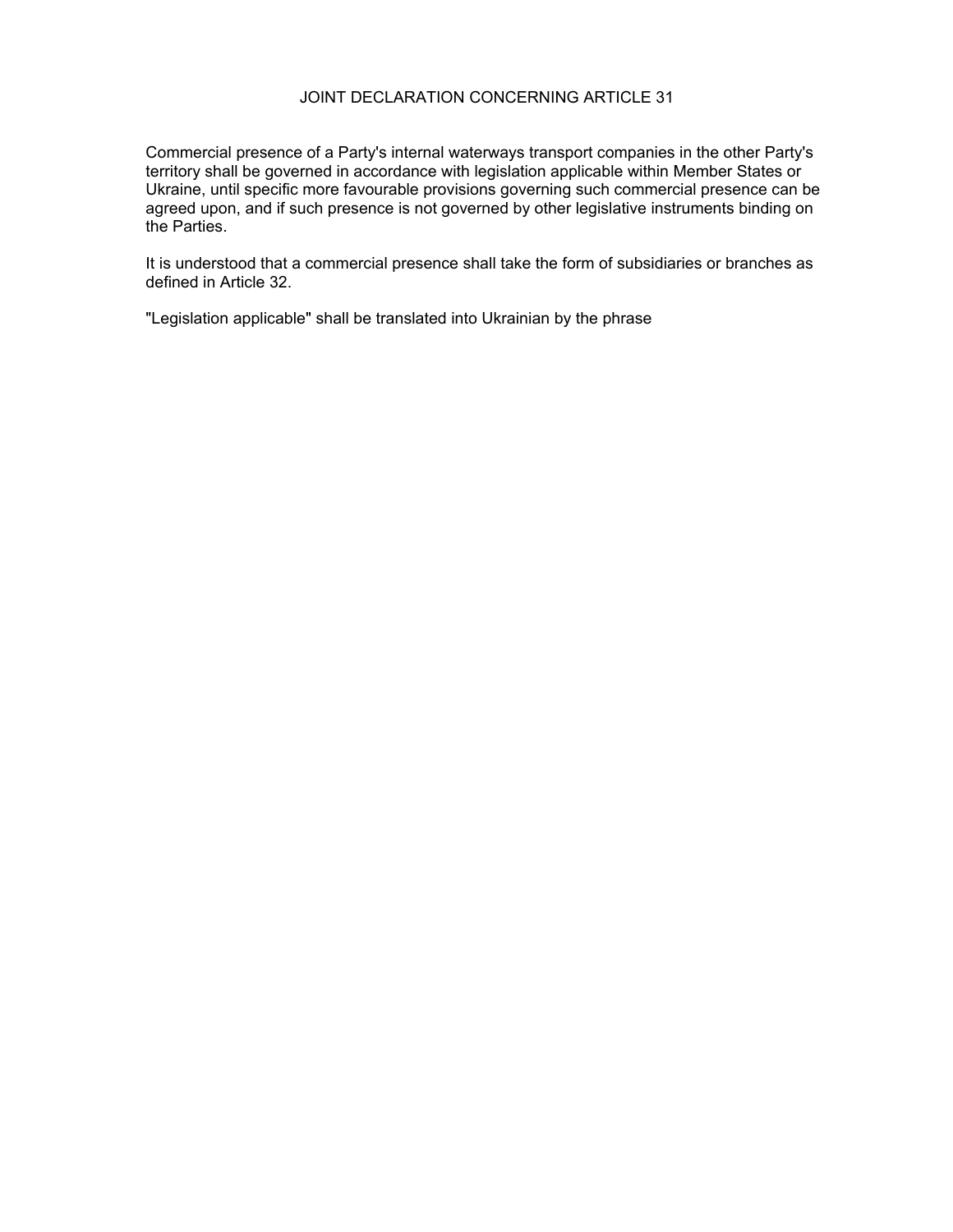# JOINT DECLARATION CONCERNING ARTICLE 31

Commercial presence of a Party's internal waterways transport companies in the other Party's territory shall be governed in accordance with legislation applicable within Member States or Ukraine, until specific more favourable provisions governing such commercial presence can be agreed upon, and if such presence is not governed by other legislative instruments binding on the Parties.

It is understood that a commercial presence shall take the form of subsidiaries or branches as defined in Article 32.

"Legislation applicable" shall be translated into Ukrainian by the phrase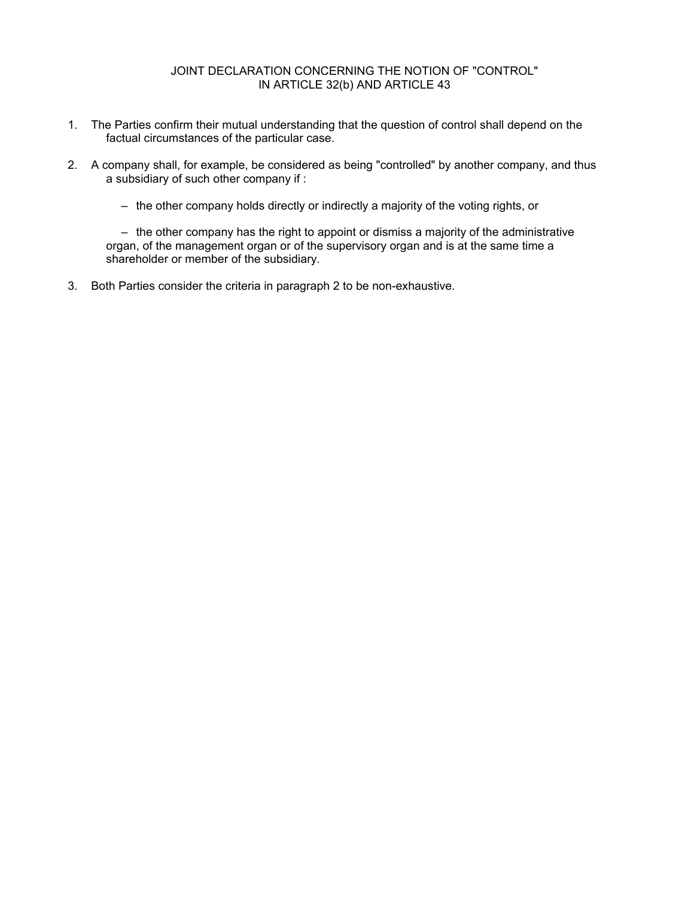# JOINT DECLARATION CONCERNING THE NOTION OF "CONTROL" IN ARTICLE 32(b) AND ARTICLE 43

1. The Parties confirm their mutual understanding that the question of control shall depend on the factual circumstances of the particular case.

2. A company shall, for example, be considered as being "controlled" by another company, and thus a subsidiary of such other company if :

   – the other company holds directly or indirectly a majority of the voting rights, or

   – the other company has the right to appoint or dismiss a majority of the administrative organ, of the management organ or of the supervisory organ and is at the same time a shareholder or member of the subsidiary.

3. Both Parties consider the criteria in paragraph 2 to be non-exhaustive.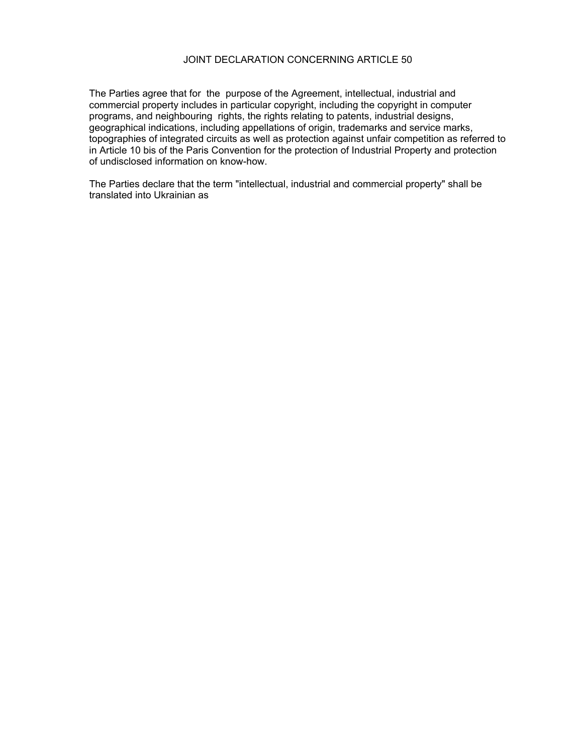# JOINT DECLARATION CONCERNING ARTICLE 50

The Parties agree that for the purpose of the Agreement, intellectual, industrial and commercial property includes in particular copyright, including the copyright in computer programs, and neighbouring rights, the rights relating to patents, industrial designs, geographical indications, including appellations of origin, trademarks and service marks, topographies of integrated circuits as well as protection against unfair competition as referred to in Article 10 bis of the Paris Convention for the protection of Industrial Property and protection of undisclosed information on know-how.

The Parties declare that the term "intellectual, industrial and commercial property" shall be translated into Ukrainian as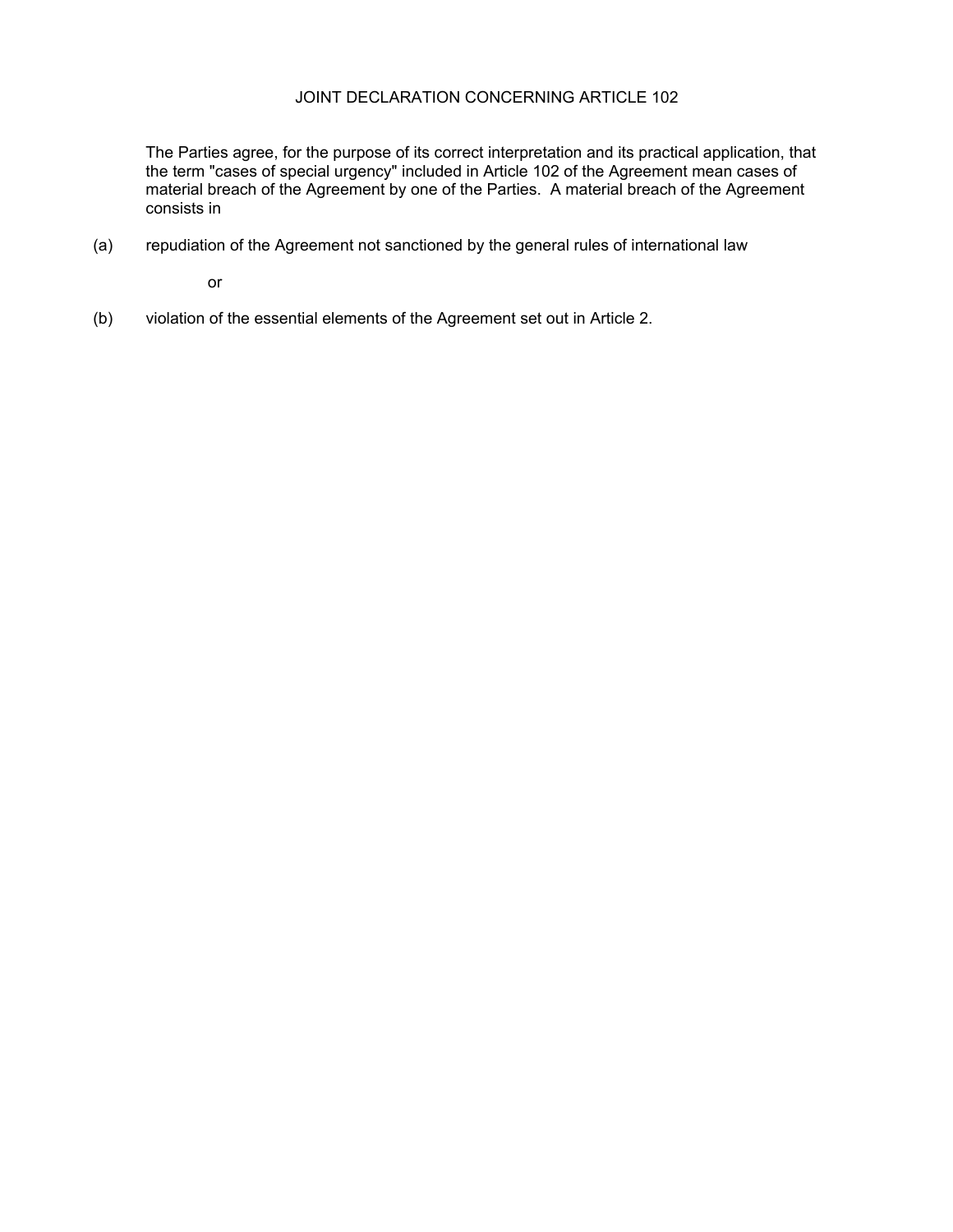# JOINT DECLARATION CONCERNING ARTICLE 102

The Parties agree, for the purpose of its correct interpretation and its practical application, that the term "cases of special urgency" included in Article 102 of the Agreement mean cases of material breach of the Agreement by one of the Parties. A material breach of the Agreement consists in

(a) repudiation of the Agreement not sanctioned by the general rules of international law

or

(b) violation of the essential elements of the Agreement set out in Article 2.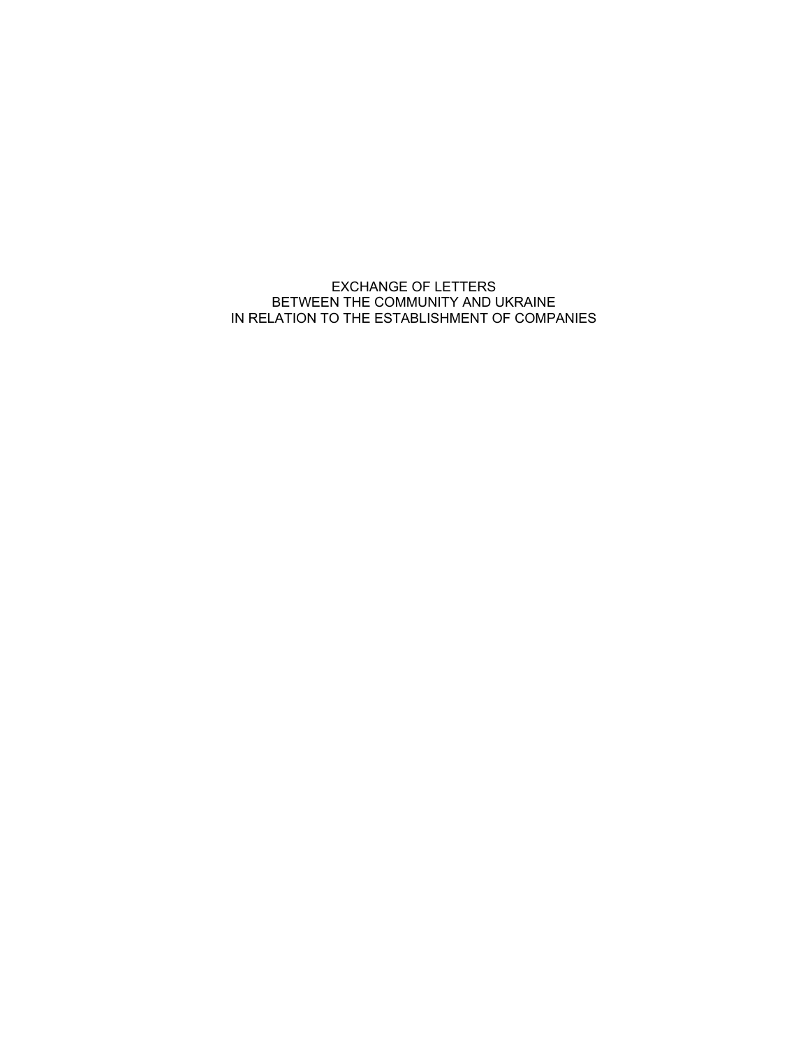# EXCHANGE OF LETTERS
# BETWEEN THE COMMUNITY AND UKRAINE
# IN RELATION TO THE ESTABLISHMENT OF COMPANIES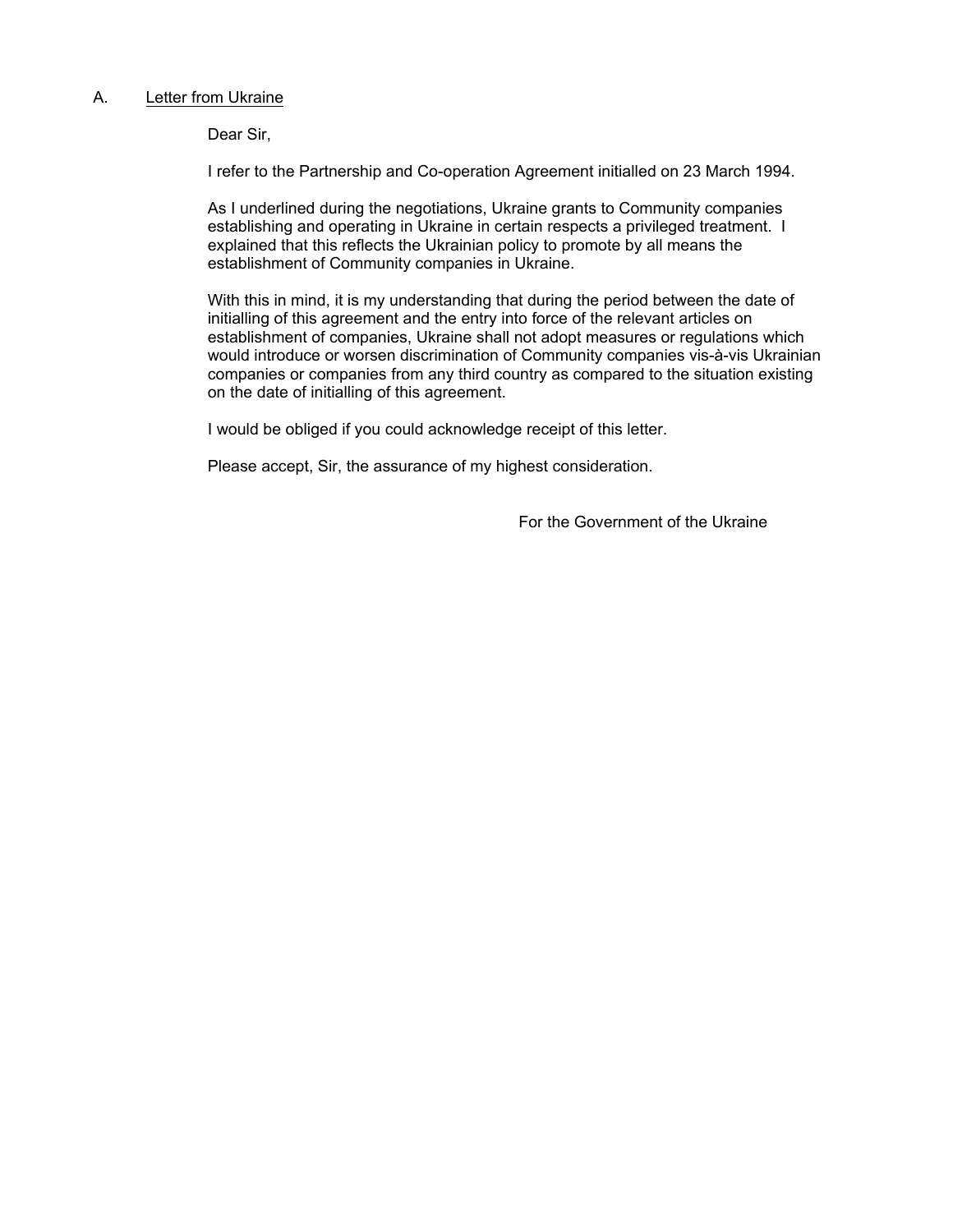A. <u>Letter from Ukraine</u>

Dear Sir,

I refer to the Partnership and Co-operation Agreement initialled on 23 March 1994.

As I underlined during the negotiations, Ukraine grants to Community companies establishing and operating in Ukraine in certain respects a privileged treatment. I explained that this reflects the Ukrainian policy to promote by all means the establishment of Community companies in Ukraine.

With this in mind, it is my understanding that during the period between the date of initialling of this agreement and the entry into force of the relevant articles on establishment of companies, Ukraine shall not adopt measures or regulations which would introduce or worsen discrimination of Community companies vis-à-vis Ukrainian companies or companies from any third country as compared to the situation existing on the date of initialling of this agreement.

I would be obliged if you could acknowledge receipt of this letter.

Please accept, Sir, the assurance of my highest consideration.

For the Government of the Ukraine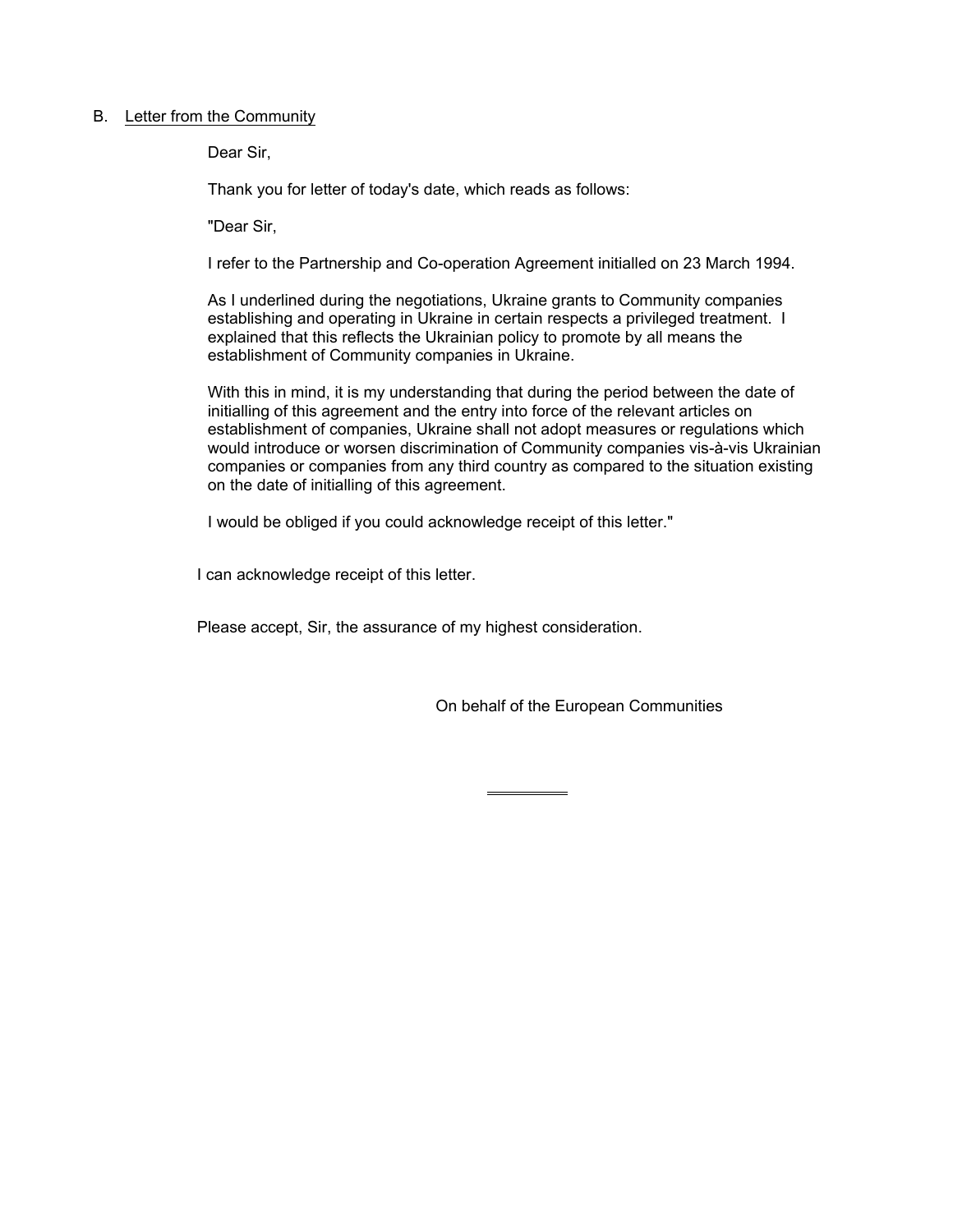B. Letter from the Community

Dear Sir,

Thank you for letter of today's date, which reads as follows:

"Dear Sir,

I refer to the Partnership and Co-operation Agreement initialled on 23 March 1994.

As I underlined during the negotiations, Ukraine grants to Community companies establishing and operating in Ukraine in certain respects a privileged treatment. I explained that this reflects the Ukrainian policy to promote by all means the establishment of Community companies in Ukraine.

With this in mind, it is my understanding that during the period between the date of initialling of this agreement and the entry into force of the relevant articles on establishment of companies, Ukraine shall not adopt measures or regulations which would introduce or worsen discrimination of Community companies vis-à-vis Ukrainian companies or companies from any third country as compared to the situation existing on the date of initialling of this agreement.

I would be obliged if you could acknowledge receipt of this letter."

I can acknowledge receipt of this letter.

Please accept, Sir, the assurance of my highest consideration.

On behalf of the European Communities